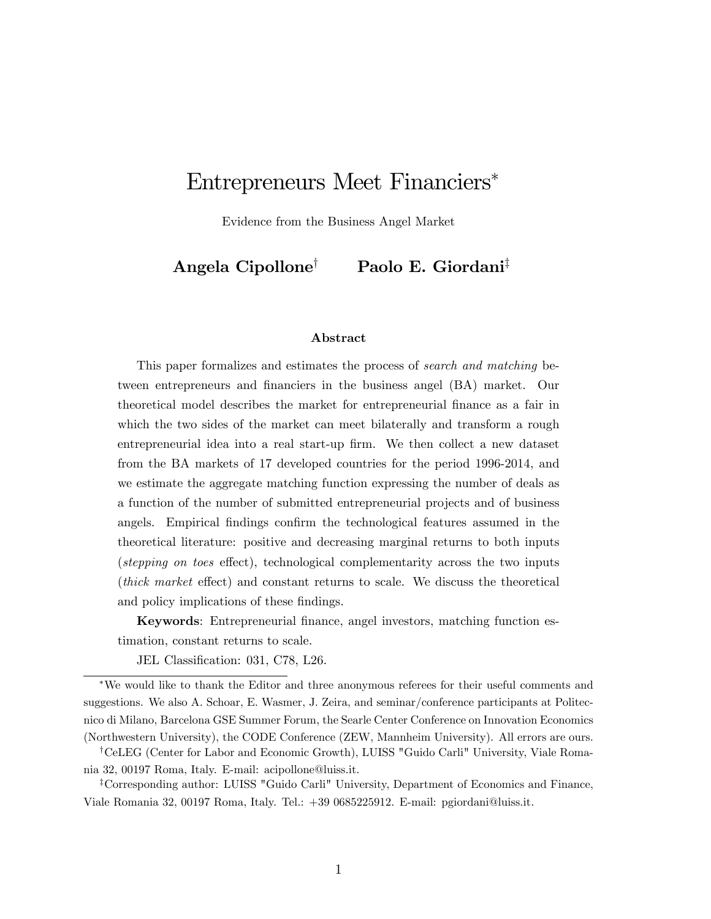# Entrepreneurs Meet Financiers*

Evidence from the Business Angel Market

**Angela Cipollone**[†] **Paolo E. Giordani**[‡]

## Abstract

This paper formalizes and estimates the process of *search and matching* between entrepreneurs and financiers in the business angel (BA) market. Our theoretical model describes the market for entrepreneurial finance as a fair in which the two sides of the market can meet bilaterally and transform a rough entrepreneurial idea into a real start-up firm. We then collect a new dataset from the BA markets of 17 developed countries for the period 1996-2014, and we estimate the aggregate matching function expressing the number of deals as a function of the number of submitted entrepreneurial projects and of business angels. Empirical findings confirm the technological features assumed in the theoretical literature: positive and decreasing marginal returns to both inputs (*stepping on toes* effect), technological complementarity across the two inputs (*thick market* effect) and constant returns to scale. We discuss the theoretical and policy implications of these findings.

**Keywords**: Entrepreneurial finance, angel investors, matching function estimation, constant returns to scale.

JEL Classification: 031, C78, L26.

---

*We would like to thank the Editor and three anonymous referees for their useful comments and suggestions. We also A. Schoar, E. Wasmer, J. Zeira, and seminar/conference participants at Politecnico di Milano, Barcelona GSE Summer Forum, the Searle Center Conference on Innovation Economics (Northwestern University), the CODE Conference (ZEW, Mannheim University). All errors are ours.

[†]CeLEG (Center for Labor and Economic Growth), LUISS "Guido Carli" University, Viale Romania 32, 00197 Roma, Italy. E-mail: acipollone@luiss.it.

[‡]Corresponding author: LUISS "Guido Carli" University, Department of Economics and Finance, Viale Romania 32, 00197 Roma, Italy. Tel.: +39 0685225912. E-mail: pgiordani@luiss.it.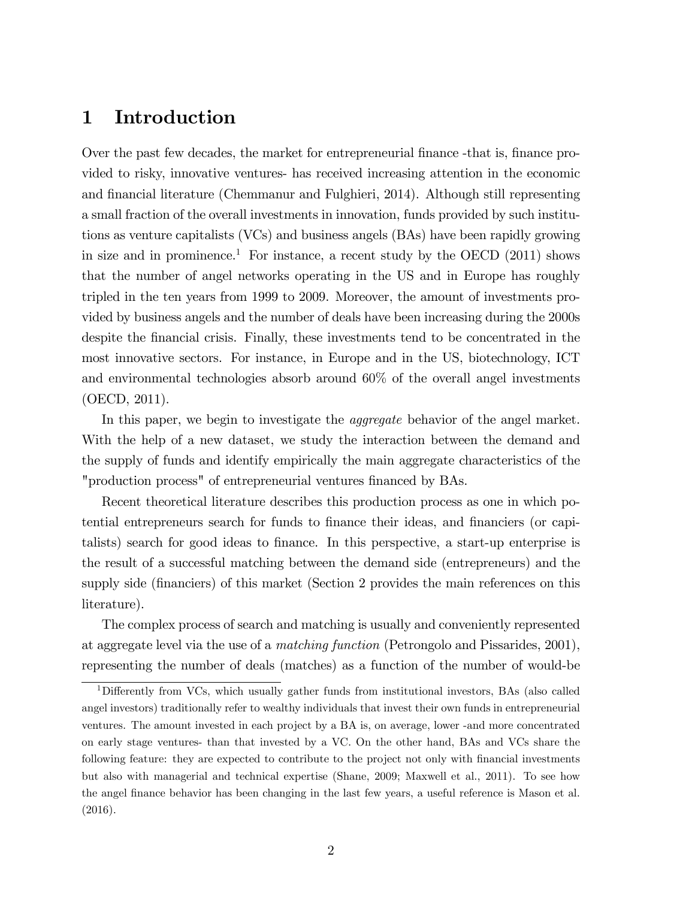# 1 Introduction

Over the past few decades, the market for entrepreneurial finance -that is, finance provided to risky, innovative ventures- has received increasing attention in the economic and financial literature (Chemmanur and Fulghieri, 2014). Although still representing a small fraction of the overall investments in innovation, funds provided by such institutions as venture capitalists (VCs) and business angels (BAs) have been rapidly growing in size and in prominence.[1] For instance, a recent study by the OECD (2011) shows that the number of angel networks operating in the US and in Europe has roughly tripled in the ten years from 1999 to 2009. Moreover, the amount of investments provided by business angels and the number of deals have been increasing during the 2000s despite the financial crisis. Finally, these investments tend to be concentrated in the most innovative sectors. For instance, in Europe and in the US, biotechnology, ICT and environmental technologies absorb around 60% of the overall angel investments (OECD, 2011).

In this paper, we begin to investigate the *aggregate* behavior of the angel market. With the help of a new dataset, we study the interaction between the demand and the supply of funds and identify empirically the main aggregate characteristics of the "production process" of entrepreneurial ventures financed by BAs.

Recent theoretical literature describes this production process as one in which potential entrepreneurs search for funds to finance their ideas, and financiers (or capitalists) search for good ideas to finance. In this perspective, a start-up enterprise is the result of a successful matching between the demand side (entrepreneurs) and the supply side (financiers) of this market (Section 2 provides the main references on this literature).

The complex process of search and matching is usually and conveniently represented at aggregate level via the use of a *matching function* (Petrongolo and Pissarides, 2001), representing the number of deals (matches) as a function of the number of would-be

[1] Differently from VCs, which usually gather funds from institutional investors, BAs (also called angel investors) traditionally refer to wealthy individuals that invest their own funds in entrepreneurial ventures. The amount invested in each project by a BA is, on average, lower -and more concentrated on early stage ventures- than that invested by a VC. On the other hand, BAs and VCs share the following feature: they are expected to contribute to the project not only with financial investments but also with managerial and technical expertise (Shane, 2009; Maxwell et al., 2011). To see how the angel finance behavior has been changing in the last few years, a useful reference is Mason et al. (2016).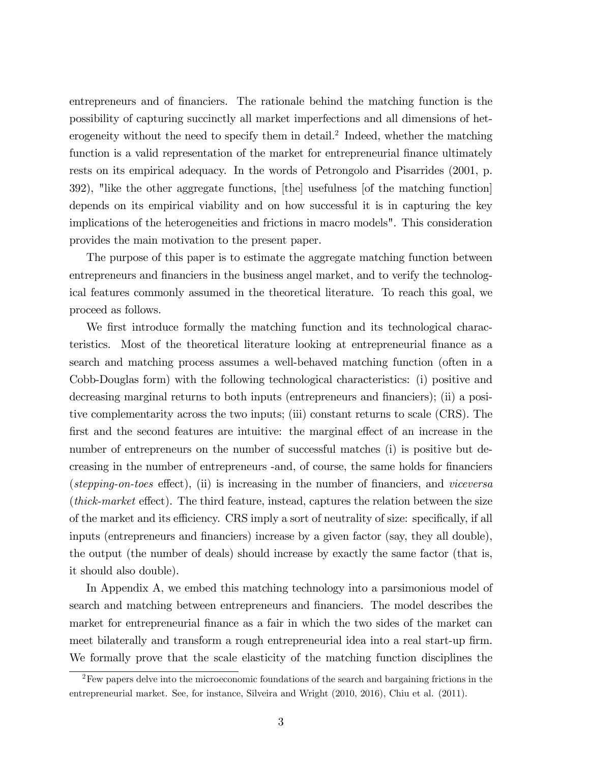entrepreneurs and of financiers. The rationale behind the matching function is the possibility of capturing succinctly all market imperfections and all dimensions of heterogeneity without the need to specify them in detail.[2] Indeed, whether the matching function is a valid representation of the market for entrepreneurial finance ultimately rests on its empirical adequacy. In the words of Petrongolo and Pisarrides (2001, p. 392), "like the other aggregate functions, [the] usefulness [of the matching function] depends on its empirical viability and on how successful it is in capturing the key implications of the heterogeneities and frictions in macro models". This consideration provides the main motivation to the present paper.

The purpose of this paper is to estimate the aggregate matching function between entrepreneurs and financiers in the business angel market, and to verify the technological features commonly assumed in the theoretical literature. To reach this goal, we proceed as follows.

We first introduce formally the matching function and its technological characteristics. Most of the theoretical literature looking at entrepreneurial finance as a search and matching process assumes a well-behaved matching function (often in a Cobb-Douglas form) with the following technological characteristics: (i) positive and decreasing marginal returns to both inputs (entrepreneurs and financiers); (ii) a positive complementarity across the two inputs; (iii) constant returns to scale (CRS). The first and the second features are intuitive: the marginal effect of an increase in the number of entrepreneurs on the number of successful matches (i) is positive but decreasing in the number of entrepreneurs -and, of course, the same holds for financiers (*stepping-on-toes* effect), (ii) is increasing in the number of financiers, and *viceversa* (*thick-market* effect). The third feature, instead, captures the relation between the size of the market and its efficiency. CRS imply a sort of neutrality of size: specifically, if all inputs (entrepreneurs and financiers) increase by a given factor (say, they all double), the output (the number of deals) should increase by exactly the same factor (that is, it should also double).

In Appendix A, we embed this matching technology into a parsimonious model of search and matching between entrepreneurs and financiers. The model describes the market for entrepreneurial finance as a fair in which the two sides of the market can meet bilaterally and transform a rough entrepreneurial idea into a real start-up firm. We formally prove that the scale elasticity of the matching function disciplines the

[2] Few papers delve into the microeconomic foundations of the search and bargaining frictions in the entrepreneurial market. See, for instance, Silveira and Wright (2010, 2016), Chiu et al. (2011).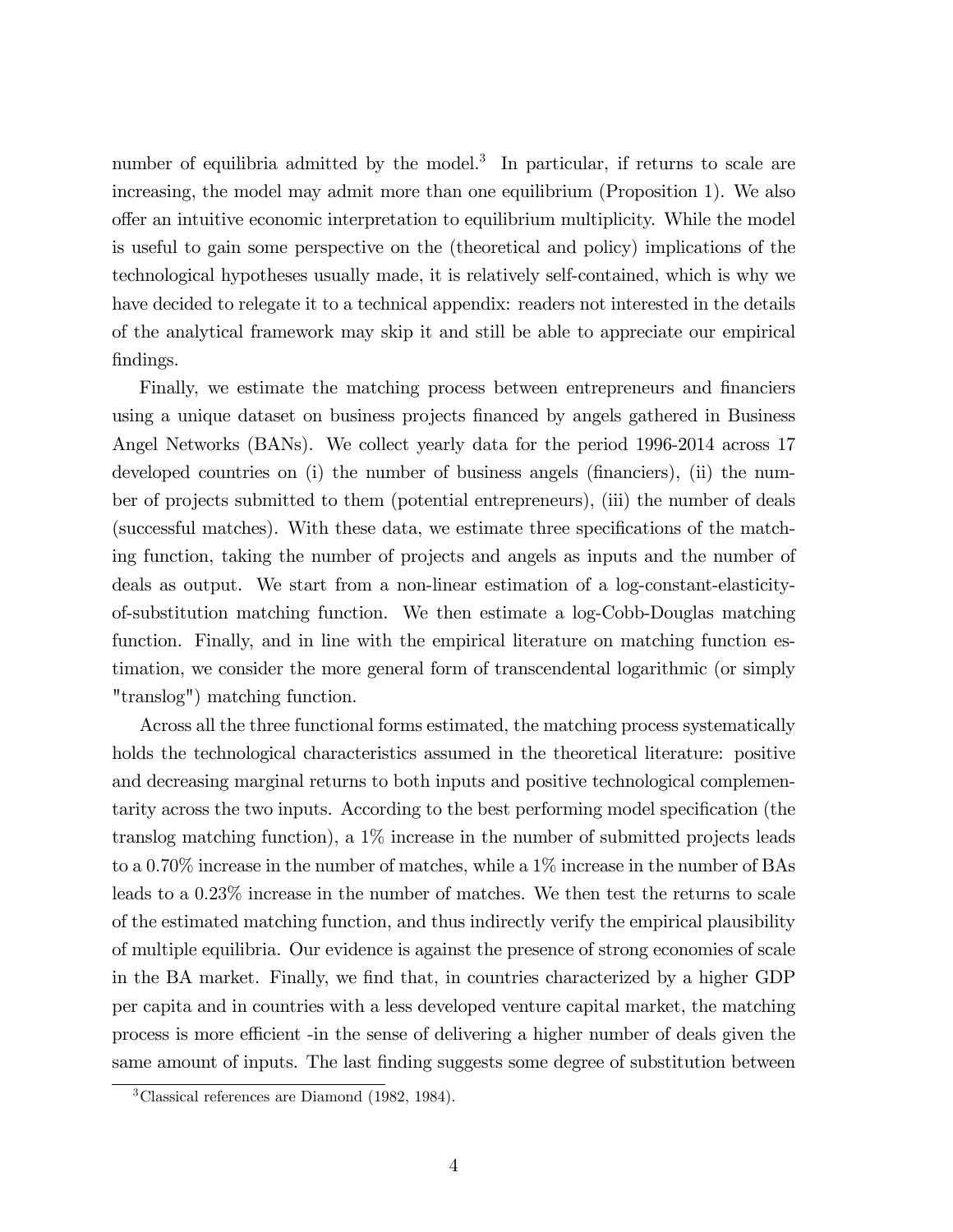number of equilibria admitted by the model.[3] In particular, if returns to scale are increasing, the model may admit more than one equilibrium (Proposition 1). We also offer an intuitive economic interpretation to equilibrium multiplicity. While the model is useful to gain some perspective on the (theoretical and policy) implications of the technological hypotheses usually made, it is relatively self-contained, which is why we have decided to relegate it to a technical appendix: readers not interested in the details of the analytical framework may skip it and still be able to appreciate our empirical findings.

Finally, we estimate the matching process between entrepreneurs and financiers using a unique dataset on business projects financed by angels gathered in Business Angel Networks (BANs). We collect yearly data for the period 1996-2014 across 17 developed countries on (i) the number of business angels (financiers), (ii) the number of projects submitted to them (potential entrepreneurs), (iii) the number of deals (successful matches). With these data, we estimate three specifications of the matching function, taking the number of projects and angels as inputs and the number of deals as output. We start from a non-linear estimation of a log-constant-elasticity-of-substitution matching function. We then estimate a log-Cobb-Douglas matching function. Finally, and in line with the empirical literature on matching function estimation, we consider the more general form of transcendental logarithmic (or simply "translog") matching function.

Across all the three functional forms estimated, the matching process systematically holds the technological characteristics assumed in the theoretical literature: positive and decreasing marginal returns to both inputs and positive technological complementarity across the two inputs. According to the best performing model specification (the translog matching function), a 1% increase in the number of submitted projects leads to a 0.70% increase in the number of matches, while a 1% increase in the number of BAs leads to a 0.23% increase in the number of matches. We then test the returns to scale of the estimated matching function, and thus indirectly verify the empirical plausibility of multiple equilibria. Our evidence is against the presence of strong economies of scale in the BA market. Finally, we find that, in countries characterized by a higher GDP per capita and in countries with a less developed venture capital market, the matching process is more efficient -in the sense of delivering a higher number of deals given the same amount of inputs. The last finding suggests some degree of substitution between

[3] Classical references are Diamond (1982, 1984).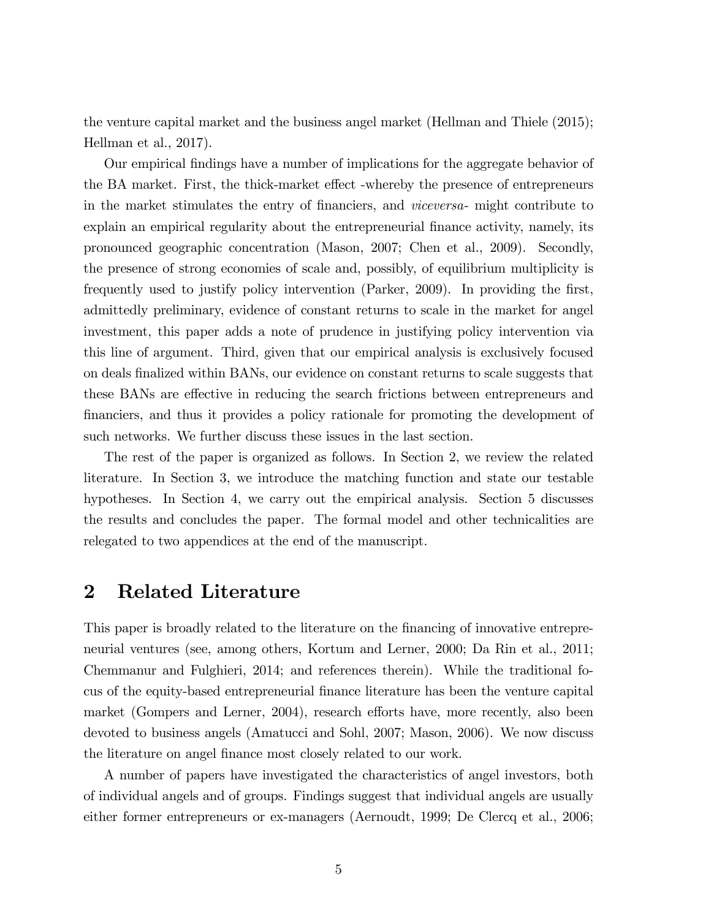the venture capital market and the business angel market (Hellman and Thiele (2015); Hellman et al., 2017).

Our empirical findings have a number of implications for the aggregate behavior of the BA market. First, the thick-market effect -whereby the presence of entrepreneurs in the market stimulates the entry of financiers, and *viceversa*- might contribute to explain an empirical regularity about the entrepreneurial finance activity, namely, its pronounced geographic concentration (Mason, 2007; Chen et al., 2009). Secondly, the presence of strong economies of scale and, possibly, of equilibrium multiplicity is frequently used to justify policy intervention (Parker, 2009). In providing the first, admittedly preliminary, evidence of constant returns to scale in the market for angel investment, this paper adds a note of prudence in justifying policy intervention via this line of argument. Third, given that our empirical analysis is exclusively focused on deals finalized within BANs, our evidence on constant returns to scale suggests that these BANs are effective in reducing the search frictions between entrepreneurs and financiers, and thus it provides a policy rationale for promoting the development of such networks. We further discuss these issues in the last section.

The rest of the paper is organized as follows. In Section 2, we review the related literature. In Section 3, we introduce the matching function and state our testable hypotheses. In Section 4, we carry out the empirical analysis. Section 5 discusses the results and concludes the paper. The formal model and other technicalities are relegated to two appendices at the end of the manuscript.

# 2 Related Literature

This paper is broadly related to the literature on the financing of innovative entrepreneurial ventures (see, among others, Kortum and Lerner, 2000; Da Rin et al., 2011; Chemmanur and Fulghieri, 2014; and references therein). While the traditional focus of the equity-based entrepreneurial finance literature has been the venture capital market (Gompers and Lerner, 2004), research efforts have, more recently, also been devoted to business angels (Amatucci and Sohl, 2007; Mason, 2006). We now discuss the literature on angel finance most closely related to our work.

A number of papers have investigated the characteristics of angel investors, both of individual angels and of groups. Findings suggest that individual angels are usually either former entrepreneurs or ex-managers (Aernoudt, 1999; De Clercq et al., 2006;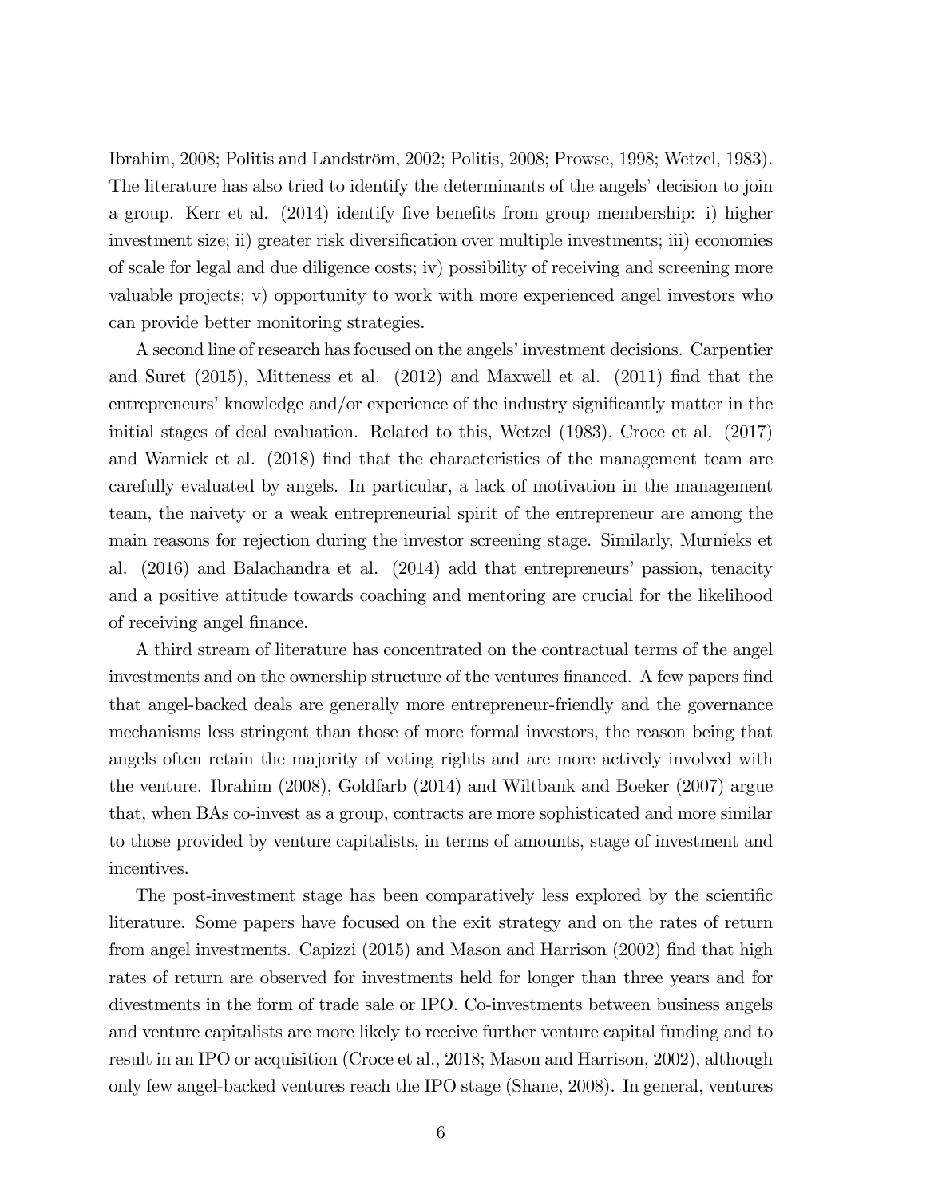Ibrahim, 2008; Politis and Landström, 2002; Politis, 2008; Prowse, 1998; Wetzel, 1983). The literature has also tried to identify the determinants of the angels' decision to join a group. Kerr et al. (2014) identify five benefits from group membership: i) higher investment size; ii) greater risk diversification over multiple investments; iii) economies of scale for legal and due diligence costs; iv) possibility of receiving and screening more valuable projects; v) opportunity to work with more experienced angel investors who can provide better monitoring strategies.

A second line of research has focused on the angels' investment decisions. Carpentier and Suret (2015), Mitteness et al. (2012) and Maxwell et al. (2011) find that the entrepreneurs' knowledge and/or experience of the industry significantly matter in the initial stages of deal evaluation. Related to this, Wetzel (1983), Croce et al. (2017) and Warnick et al. (2018) find that the characteristics of the management team are carefully evaluated by angels. In particular, a lack of motivation in the management team, the naivety or a weak entrepreneurial spirit of the entrepreneur are among the main reasons for rejection during the investor screening stage. Similarly, Murnieks et al. (2016) and Balachandra et al. (2014) add that entrepreneurs' passion, tenacity and a positive attitude towards coaching and mentoring are crucial for the likelihood of receiving angel finance.

A third stream of literature has concentrated on the contractual terms of the angel investments and on the ownership structure of the ventures financed. A few papers find that angel-backed deals are generally more entrepreneur-friendly and the governance mechanisms less stringent than those of more formal investors, the reason being that angels often retain the majority of voting rights and are more actively involved with the venture. Ibrahim (2008), Goldfarb (2014) and Wiltbank and Boeker (2007) argue that, when BAs co-invest as a group, contracts are more sophisticated and more similar to those provided by venture capitalists, in terms of amounts, stage of investment and incentives.

The post-investment stage has been comparatively less explored by the scientific literature. Some papers have focused on the exit strategy and on the rates of return from angel investments. Capizzi (2015) and Mason and Harrison (2002) find that high rates of return are observed for investments held for longer than three years and for divestments in the form of trade sale or IPO. Co-investments between business angels and venture capitalists are more likely to receive further venture capital funding and to result in an IPO or acquisition (Croce et al., 2018; Mason and Harrison, 2002), although only few angel-backed ventures reach the IPO stage (Shane, 2008). In general, ventures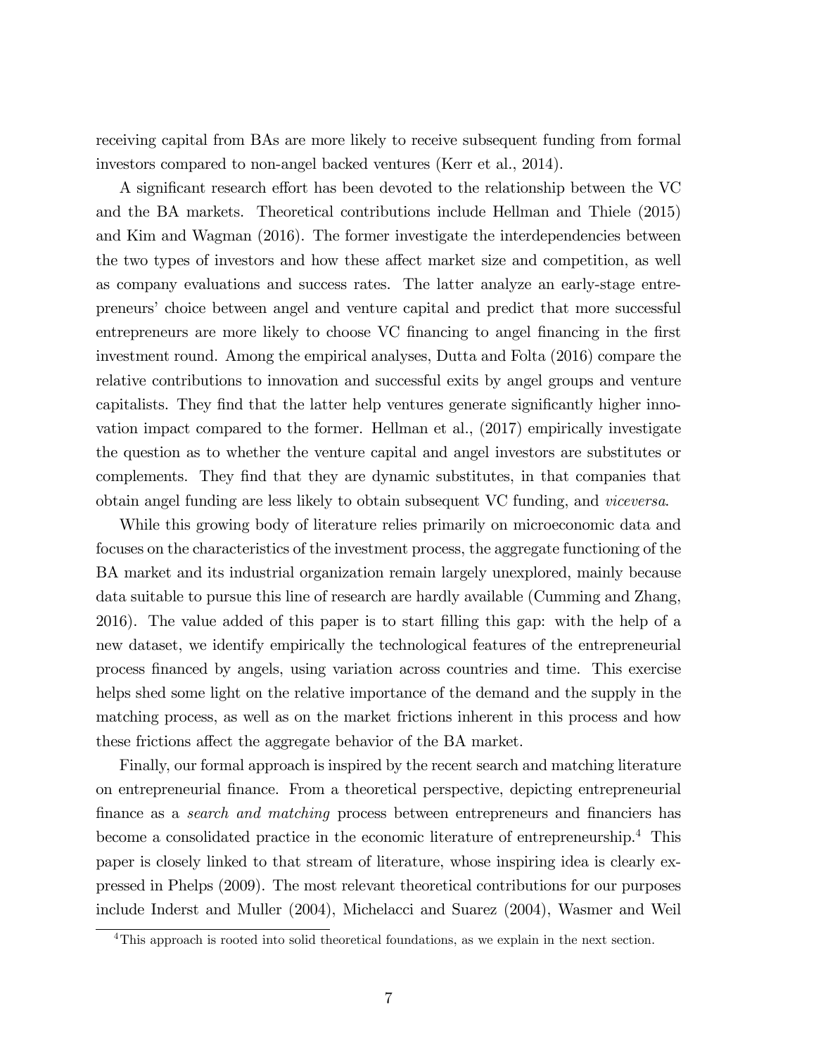receiving capital from BAs are more likely to receive subsequent funding from formal investors compared to non-angel backed ventures (Kerr et al., 2014).

A significant research effort has been devoted to the relationship between the VC and the BA markets. Theoretical contributions include Hellman and Thiele (2015) and Kim and Wagman (2016). The former investigate the interdependencies between the two types of investors and how these affect market size and competition, as well as company evaluations and success rates. The latter analyze an early-stage entrepreneurs' choice between angel and venture capital and predict that more successful entrepreneurs are more likely to choose VC financing to angel financing in the first investment round. Among the empirical analyses, Dutta and Folta (2016) compare the relative contributions to innovation and successful exits by angel groups and venture capitalists. They find that the latter help ventures generate significantly higher innovation impact compared to the former. Hellman et al., (2017) empirically investigate the question as to whether the venture capital and angel investors are substitutes or complements. They find that they are dynamic substitutes, in that companies that obtain angel funding are less likely to obtain subsequent VC funding, and *viceversa*.

While this growing body of literature relies primarily on microeconomic data and focuses on the characteristics of the investment process, the aggregate functioning of the BA market and its industrial organization remain largely unexplored, mainly because data suitable to pursue this line of research are hardly available (Cumming and Zhang, 2016). The value added of this paper is to start filling this gap: with the help of a new dataset, we identify empirically the technological features of the entrepreneurial process financed by angels, using variation across countries and time. This exercise helps shed some light on the relative importance of the demand and the supply in the matching process, as well as on the market frictions inherent in this process and how these frictions affect the aggregate behavior of the BA market.

Finally, our formal approach is inspired by the recent search and matching literature on entrepreneurial finance. From a theoretical perspective, depicting entrepreneurial finance as a *search and matching* process between entrepreneurs and financiers has become a consolidated practice in the economic literature of entrepreneurship.[4] This paper is closely linked to that stream of literature, whose inspiring idea is clearly expressed in Phelps (2009). The most relevant theoretical contributions for our purposes include Inderst and Muller (2004), Michelacci and Suarez (2004), Wasmer and Weil

[4] This approach is rooted into solid theoretical foundations, as we explain in the next section.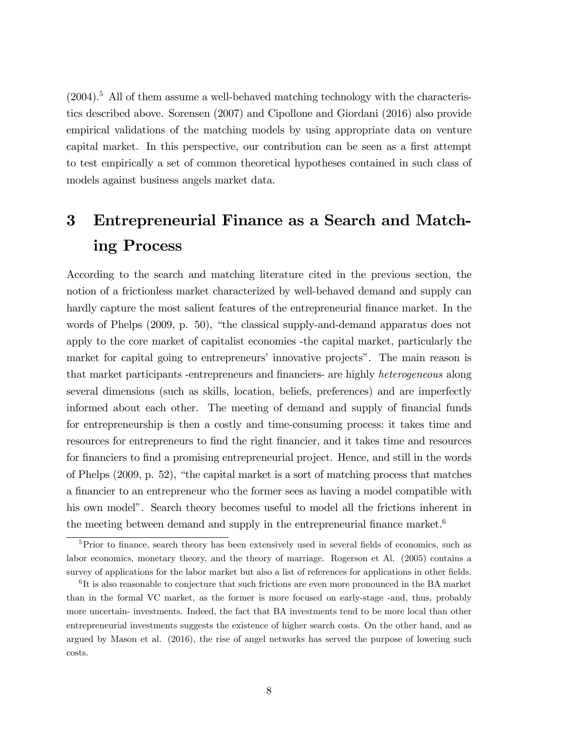(2004).[5] All of them assume a well-behaved matching technology with the characteristics described above. Sorensen (2007) and Cipollone and Giordani (2016) also provide empirical validations of the matching models by using appropriate data on venture capital market. In this perspective, our contribution can be seen as a first attempt to test empirically a set of common theoretical hypotheses contained in such class of models against business angels market data.

# 3 Entrepreneurial Finance as a Search and Matching Process

According to the search and matching literature cited in the previous section, the notion of a frictionless market characterized by well-behaved demand and supply can hardly capture the most salient features of the entrepreneurial finance market. In the words of Phelps (2009, p. 50), "the classical supply-and-demand apparatus does not apply to the core market of capitalist economies -the capital market, particularly the market for capital going to entrepreneurs' innovative projects". The main reason is that market participants -entrepreneurs and financiers- are highly *heterogeneous* along several dimensions (such as skills, location, beliefs, preferences) and are imperfectly informed about each other. The meeting of demand and supply of financial funds for entrepreneurship is then a costly and time-consuming process: it takes time and resources for entrepreneurs to find the right financier, and it takes time and resources for financiers to find a promising entrepreneurial project. Hence, and still in the words of Phelps (2009, p. 52), "the capital market is a sort of matching process that matches a financier to an entrepreneur who the former sees as having a model compatible with his own model". Search theory becomes useful to model all the frictions inherent in the meeting between demand and supply in the entrepreneurial finance market.[6]

[5] Prior to finance, search theory has been extensively used in several fields of economics, such as labor economics, monetary theory, and the theory of marriage. Rogerson et Al. (2005) contains a survey of applications for the labor market but also a list of references for applications in other fields.

[6] It is also reasonable to conjecture that such frictions are even more pronounced in the BA market than in the formal VC market, as the former is more focused on early-stage -and, thus, probably more uncertain- investments. Indeed, the fact that BA investments tend to be more local than other entrepreneurial investments suggests the existence of higher search costs. On the other hand, and as argued by Mason et al. (2016), the rise of angel networks has served the purpose of lowering such costs.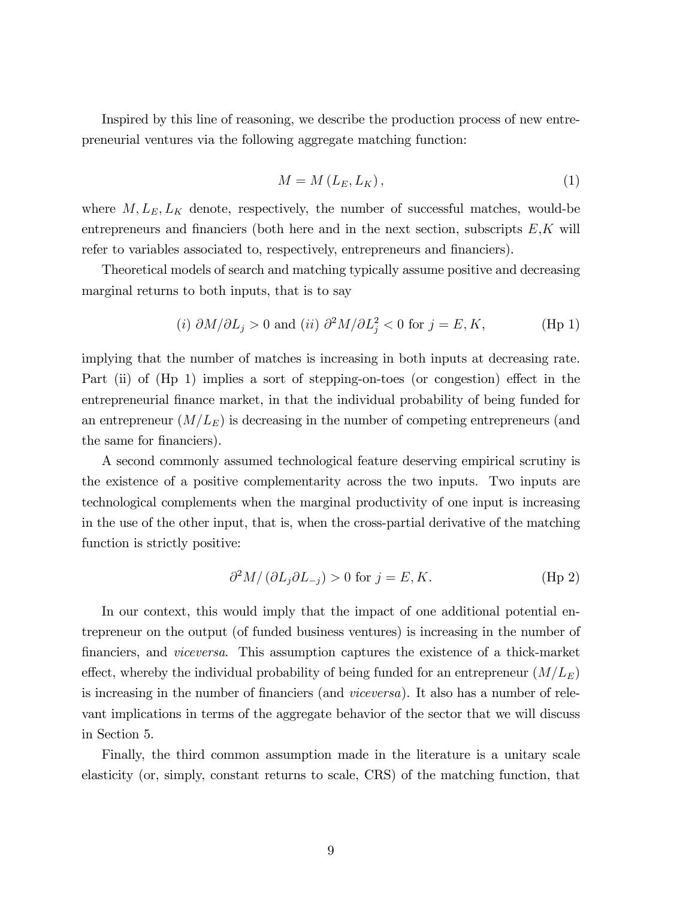Inspired by this line of reasoning, we describe the production process of new entrepreneurial ventures via the following aggregate matching function:

$$M = M\left(L_E, L_K\right), \tag{1}$$

where $M, L_E, L_K$ denote, respectively, the number of successful matches, would-be entrepreneurs and financiers (both here and in the next section, subscripts $E$,$K$ will refer to variables associated to, respectively, entrepreneurs and financiers).

Theoretical models of search and matching typically assume positive and decreasing marginal returns to both inputs, that is to say

$$(i)\ \partial M/\partial L_j > 0 \text{ and } (ii)\ \partial^2 M/\partial L_j^2 < 0 \text{ for } j = E, K, \tag{Hp 1}$$

implying that the number of matches is increasing in both inputs at decreasing rate. Part (ii) of (Hp 1) implies a sort of stepping-on-toes (or congestion) effect in the entrepreneurial finance market, in that the individual probability of being funded for an entrepreneur ($M/L_E$) is decreasing in the number of competing entrepreneurs (and the same for financiers).

A second commonly assumed technological feature deserving empirical scrutiny is the existence of a positive complementarity across the two inputs. Two inputs are technological complements when the marginal productivity of one input is increasing in the use of the other input, that is, when the cross-partial derivative of the matching function is strictly positive:

$$\partial^2 M/\left(\partial L_j \partial L_{-j}\right) > 0 \text{ for } j = E, K. \tag{Hp 2}$$

In our context, this would imply that the impact of one additional potential entrepreneur on the output (of funded business ventures) is increasing in the number of financiers, and *viceversa*. This assumption captures the existence of a thick-market effect, whereby the individual probability of being funded for an entrepreneur ($M/L_E$) is increasing in the number of financiers (and *viceversa*). It also has a number of relevant implications in terms of the aggregate behavior of the sector that we will discuss in Section 5.

Finally, the third common assumption made in the literature is a unitary scale elasticity (or, simply, constant returns to scale, CRS) of the matching function, that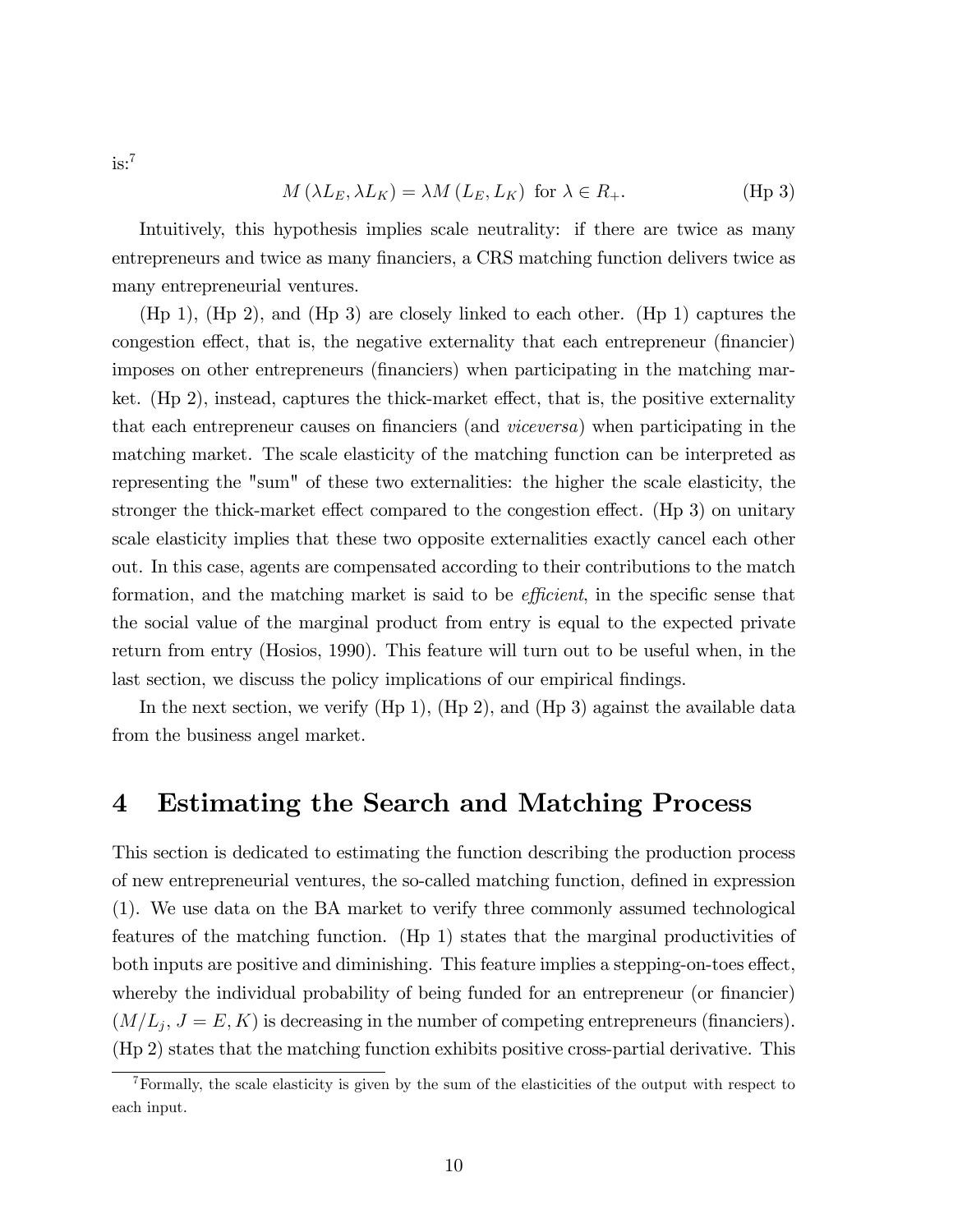is:[7]

$$M(\lambda L_E, \lambda L_K) = \lambda M(L_E, L_K) \text{ for } \lambda \in R_+. \tag{Hp 3}$$

Intuitively, this hypothesis implies scale neutrality: if there are twice as many entrepreneurs and twice as many financiers, a CRS matching function delivers twice as many entrepreneurial ventures.

(Hp 1), (Hp 2), and (Hp 3) are closely linked to each other. (Hp 1) captures the congestion effect, that is, the negative externality that each entrepreneur (financier) imposes on other entrepreneurs (financiers) when participating in the matching market. (Hp 2), instead, captures the thick-market effect, that is, the positive externality that each entrepreneur causes on financiers (and *viceversa*) when participating in the matching market. The scale elasticity of the matching function can be interpreted as representing the "sum" of these two externalities: the higher the scale elasticity, the stronger the thick-market effect compared to the congestion effect. (Hp 3) on unitary scale elasticity implies that these two opposite externalities exactly cancel each other out. In this case, agents are compensated according to their contributions to the match formation, and the matching market is said to be *efficient*, in the specific sense that the social value of the marginal product from entry is equal to the expected private return from entry (Hosios, 1990). This feature will turn out to be useful when, in the last section, we discuss the policy implications of our empirical findings.

In the next section, we verify (Hp 1), (Hp 2), and (Hp 3) against the available data from the business angel market.

# 4 Estimating the Search and Matching Process

This section is dedicated to estimating the function describing the production process of new entrepreneurial ventures, the so-called matching function, defined in expression (1). We use data on the BA market to verify three commonly assumed technological features of the matching function. (Hp 1) states that the marginal productivities of both inputs are positive and diminishing. This feature implies a stepping-on-toes effect, whereby the individual probability of being funded for an entrepreneur (or financier) ($M/L_j$, $J = E, K$) is decreasing in the number of competing entrepreneurs (financiers). (Hp 2) states that the matching function exhibits positive cross-partial derivative. This

[7] Formally, the scale elasticity is given by the sum of the elasticities of the output with respect to each input.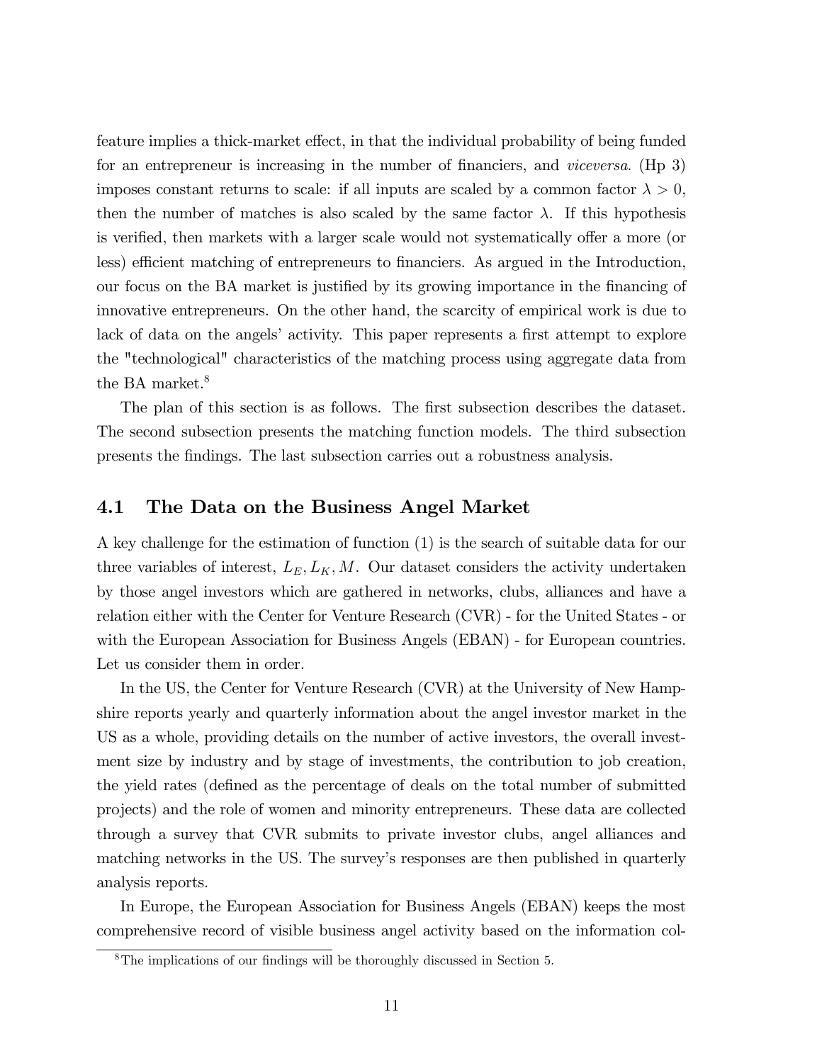feature implies a thick-market effect, in that the individual probability of being funded for an entrepreneur is increasing in the number of financiers, and *viceversa*. (Hp 3) imposes constant returns to scale: if all inputs are scaled by a common factor $\lambda > 0$, then the number of matches is also scaled by the same factor $\lambda$. If this hypothesis is verified, then markets with a larger scale would not systematically offer a more (or less) efficient matching of entrepreneurs to financiers. As argued in the Introduction, our focus on the BA market is justified by its growing importance in the financing of innovative entrepreneurs. On the other hand, the scarcity of empirical work is due to lack of data on the angels' activity. This paper represents a first attempt to explore the "technological" characteristics of the matching process using aggregate data from the BA market.[8]

The plan of this section is as follows. The first subsection describes the dataset. The second subsection presents the matching function models. The third subsection presents the findings. The last subsection carries out a robustness analysis.

## 4.1 The Data on the Business Angel Market

A key challenge for the estimation of function (1) is the search of suitable data for our three variables of interest, $L_E, L_K, M$. Our dataset considers the activity undertaken by those angel investors which are gathered in networks, clubs, alliances and have a relation either with the Center for Venture Research (CVR) - for the United States - or with the European Association for Business Angels (EBAN) - for European countries. Let us consider them in order.

In the US, the Center for Venture Research (CVR) at the University of New Hampshire reports yearly and quarterly information about the angel investor market in the US as a whole, providing details on the number of active investors, the overall investment size by industry and by stage of investments, the contribution to job creation, the yield rates (defined as the percentage of deals on the total number of submitted projects) and the role of women and minority entrepreneurs. These data are collected through a survey that CVR submits to private investor clubs, angel alliances and matching networks in the US. The survey's responses are then published in quarterly analysis reports.

In Europe, the European Association for Business Angels (EBAN) keeps the most comprehensive record of visible business angel activity based on the information col-

[8] The implications of our findings will be thoroughly discussed in Section 5.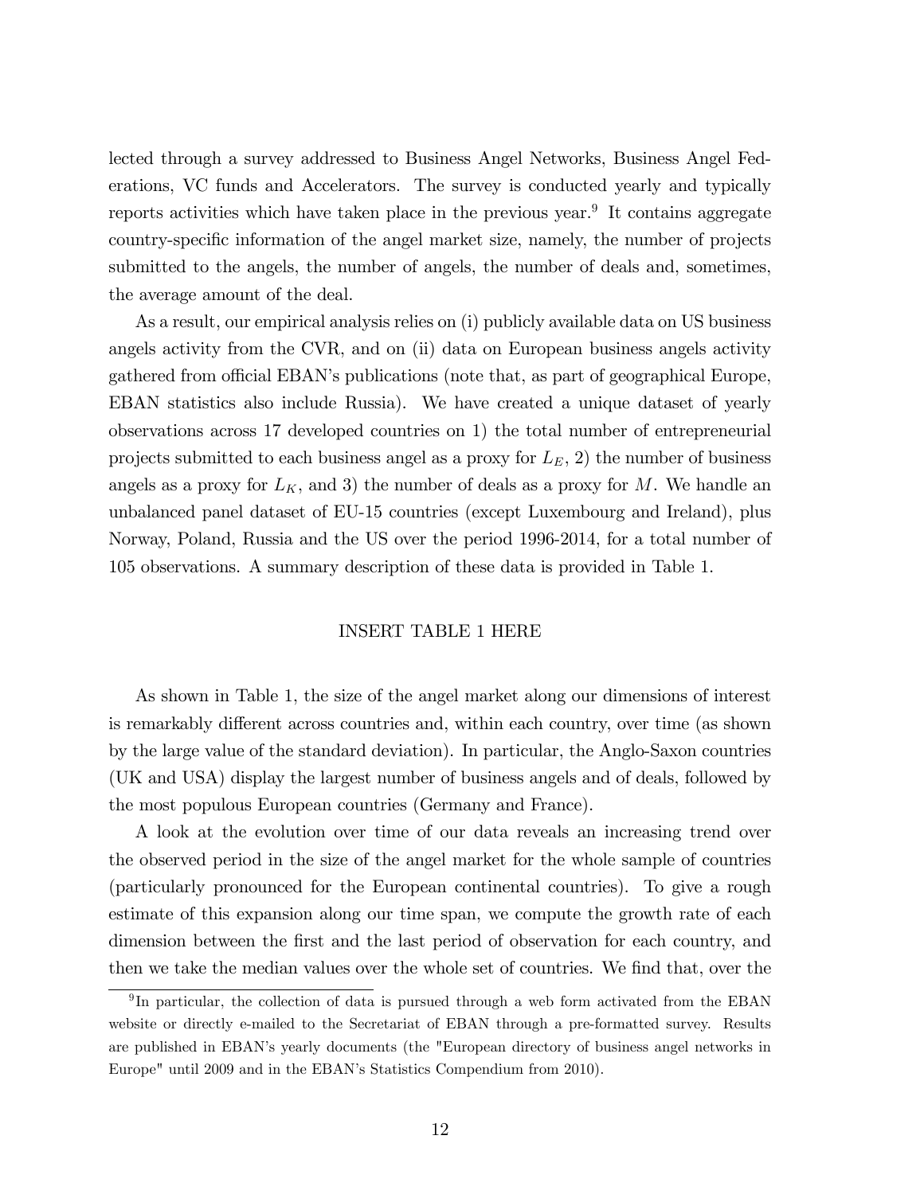lected through a survey addressed to Business Angel Networks, Business Angel Federations, VC funds and Accelerators. The survey is conducted yearly and typically reports activities which have taken place in the previous year.[9] It contains aggregate country-specific information of the angel market size, namely, the number of projects submitted to the angels, the number of angels, the number of deals and, sometimes, the average amount of the deal.

As a result, our empirical analysis relies on (i) publicly available data on US business angels activity from the CVR, and on (ii) data on European business angels activity gathered from official EBAN's publications (note that, as part of geographical Europe, EBAN statistics also include Russia). We have created a unique dataset of yearly observations across 17 developed countries on 1) the total number of entrepreneurial projects submitted to each business angel as a proxy for $L_E$, 2) the number of business angels as a proxy for $L_K$, and 3) the number of deals as a proxy for $M$. We handle an unbalanced panel dataset of EU-15 countries (except Luxembourg and Ireland), plus Norway, Poland, Russia and the US over the period 1996-2014, for a total number of 105 observations. A summary description of these data is provided in Table 1.

INSERT TABLE 1 HERE

As shown in Table 1, the size of the angel market along our dimensions of interest is remarkably different across countries and, within each country, over time (as shown by the large value of the standard deviation). In particular, the Anglo-Saxon countries (UK and USA) display the largest number of business angels and of deals, followed by the most populous European countries (Germany and France).

A look at the evolution over time of our data reveals an increasing trend over the observed period in the size of the angel market for the whole sample of countries (particularly pronounced for the European continental countries). To give a rough estimate of this expansion along our time span, we compute the growth rate of each dimension between the first and the last period of observation for each country, and then we take the median values over the whole set of countries. We find that, over the

[9] In particular, the collection of data is pursued through a web form activated from the EBAN website or directly e-mailed to the Secretariat of EBAN through a pre-formatted survey. Results are published in EBAN's yearly documents (the "European directory of business angel networks in Europe" until 2009 and in the EBAN's Statistics Compendium from 2010).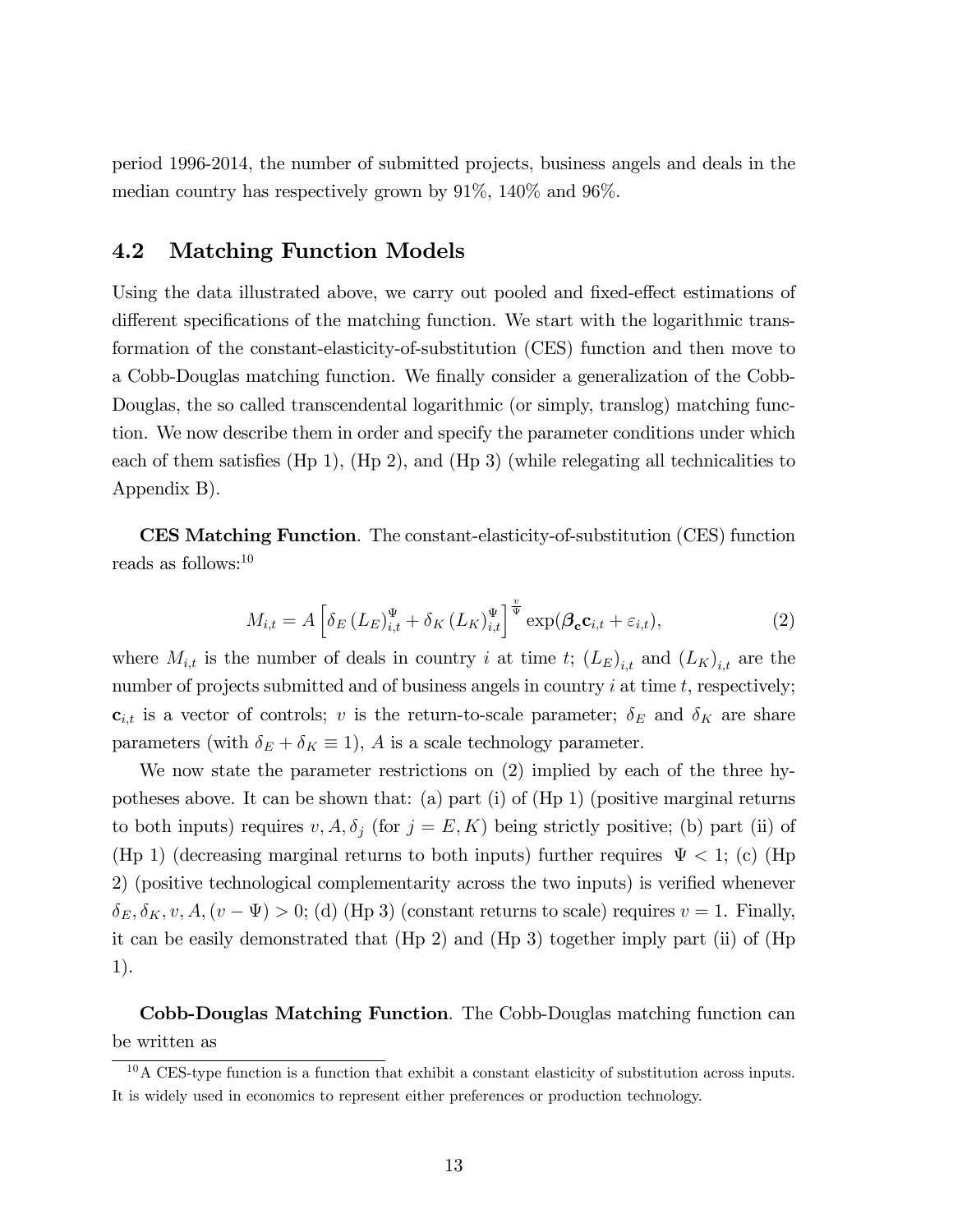period 1996-2014, the number of submitted projects, business angels and deals in the median country has respectively grown by 91%, 140% and 96%.

## 4.2 Matching Function Models

Using the data illustrated above, we carry out pooled and fixed-effect estimations of different specifications of the matching function. We start with the logarithmic transformation of the constant-elasticity-of-substitution (CES) function and then move to a Cobb-Douglas matching function. We finally consider a generalization of the Cobb-Douglas, the so called transcendental logarithmic (or simply, translog) matching function. We now describe them in order and specify the parameter conditions under which each of them satisfies (Hp 1), (Hp 2), and (Hp 3) (while relegating all technicalities to Appendix B).

**CES Matching Function**. The constant-elasticity-of-substitution (CES) function reads as follows:[10]

$$M_{i,t} = A\left[\delta_E \left(L_E\right)_{i,t}^{\Psi} + \delta_K \left(L_K\right)_{i,t}^{\Psi}\right]^{\frac{v}{\Psi}} \exp(\boldsymbol{\beta}_{\mathbf{c}}\mathbf{c}_{i,t} + \varepsilon_{i,t}), \tag{2}$$

where $M_{i,t}$ is the number of deals in country $i$ at time $t$; $\left(L_E\right)_{i,t}$ and $\left(L_K\right)_{i,t}$ are the number of projects submitted and of business angels in country $i$ at time $t$, respectively; $\mathbf{c}_{i,t}$ is a vector of controls; $v$ is the return-to-scale parameter; $\delta_E$ and $\delta_K$ are share parameters (with $\delta_E + \delta_K \equiv 1$), $A$ is a scale technology parameter.

We now state the parameter restrictions on (2) implied by each of the three hypotheses above. It can be shown that: (a) part (i) of (Hp 1) (positive marginal returns to both inputs) requires $v, A, \delta_j$ (for $j = E, K$) being strictly positive; (b) part (ii) of (Hp 1) (decreasing marginal returns to both inputs) further requires $\Psi < 1$; (c) (Hp 2) (positive technological complementarity across the two inputs) is verified whenever $\delta_E, \delta_K, v, A, (v - \Psi) > 0$; (d) (Hp 3) (constant returns to scale) requires $v = 1$. Finally, it can be easily demonstrated that (Hp 2) and (Hp 3) together imply part (ii) of (Hp 1).

**Cobb-Douglas Matching Function**. The Cobb-Douglas matching function can be written as

[10] A CES-type function is a function that exhibit a constant elasticity of substitution across inputs. It is widely used in economics to represent either preferences or production technology.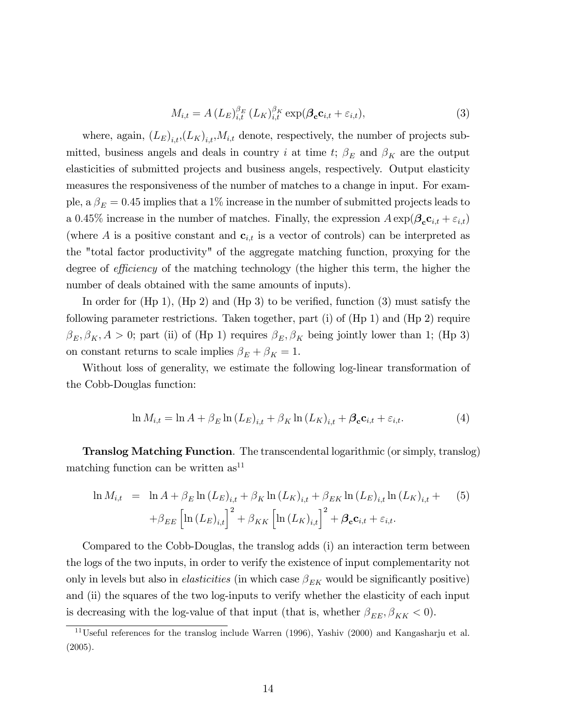$$M_{i,t} = A\,(L_E)_{i,t}^{\beta_E}\,(L_K)_{i,t}^{\beta_K}\exp(\boldsymbol{\beta}_{\mathbf{c}}\mathbf{c}_{i,t} + \varepsilon_{i,t}), \tag{3}$$

where, again, $(L_E)_{i,t}$,$(L_K)_{i,t}$,$M_{i,t}$ denote, respectively, the number of projects submitted, business angels and deals in country $i$ at time $t$; $\beta_E$ and $\beta_K$ are the output elasticities of submitted projects and business angels, respectively. Output elasticity measures the responsiveness of the number of matches to a change in input. For example, a $\beta_E = 0.45$ implies that a 1% increase in the number of submitted projects leads to a 0.45% increase in the number of matches. Finally, the expression $A\exp(\boldsymbol{\beta}_{\mathbf{c}}\mathbf{c}_{i,t} + \varepsilon_{i,t})$ (where $A$ is a positive constant and $\mathbf{c}_{i,t}$ is a vector of controls) can be interpreted as the "total factor productivity" of the aggregate matching function, proxying for the degree of *efficiency* of the matching technology (the higher this term, the higher the number of deals obtained with the same amounts of inputs).

In order for (Hp 1), (Hp 2) and (Hp 3) to be verified, function (3) must satisfy the following parameter restrictions. Taken together, part (i) of (Hp 1) and (Hp 2) require $\beta_E, \beta_K, A > 0$; part (ii) of (Hp 1) requires $\beta_E, \beta_K$ being jointly lower than 1; (Hp 3) on constant returns to scale implies $\beta_E + \beta_K = 1$.

Without loss of generality, we estimate the following log-linear transformation of the Cobb-Douglas function:

$$\ln M_{i,t} = \ln A + \beta_E \ln (L_E)_{i,t} + \beta_K \ln (L_K)_{i,t} + \boldsymbol{\beta}_{\mathbf{c}}\mathbf{c}_{i,t} + \varepsilon_{i,t}. \tag{4}$$

**Translog Matching Function**. The transcendental logarithmic (or simply, translog) matching function can be written as[11]

$$\begin{aligned} \ln M_{i,t} &= \ln A + \beta_E \ln (L_E)_{i,t} + \beta_K \ln (L_K)_{i,t} + \beta_{EK} \ln (L_E)_{i,t} \ln (L_K)_{i,t} + \\ &\quad + \beta_{EE}\left[\ln (L_E)_{i,t}\right]^2 + \beta_{KK}\left[\ln (L_K)_{i,t}\right]^2 + \boldsymbol{\beta}_{\mathbf{c}}\mathbf{c}_{i,t} + \varepsilon_{i,t}. \end{aligned} \tag{5}$$

Compared to the Cobb-Douglas, the translog adds (i) an interaction term between the logs of the two inputs, in order to verify the existence of input complementarity not only in levels but also in *elasticities* (in which case $\beta_{EK}$ would be significantly positive) and (ii) the squares of the two log-inputs to verify whether the elasticity of each input is decreasing with the log-value of that input (that is, whether $\beta_{EE}, \beta_{KK} < 0$).

[11] Useful references for the translog include Warren (1996), Yashiv (2000) and Kangasharju et al. (2005).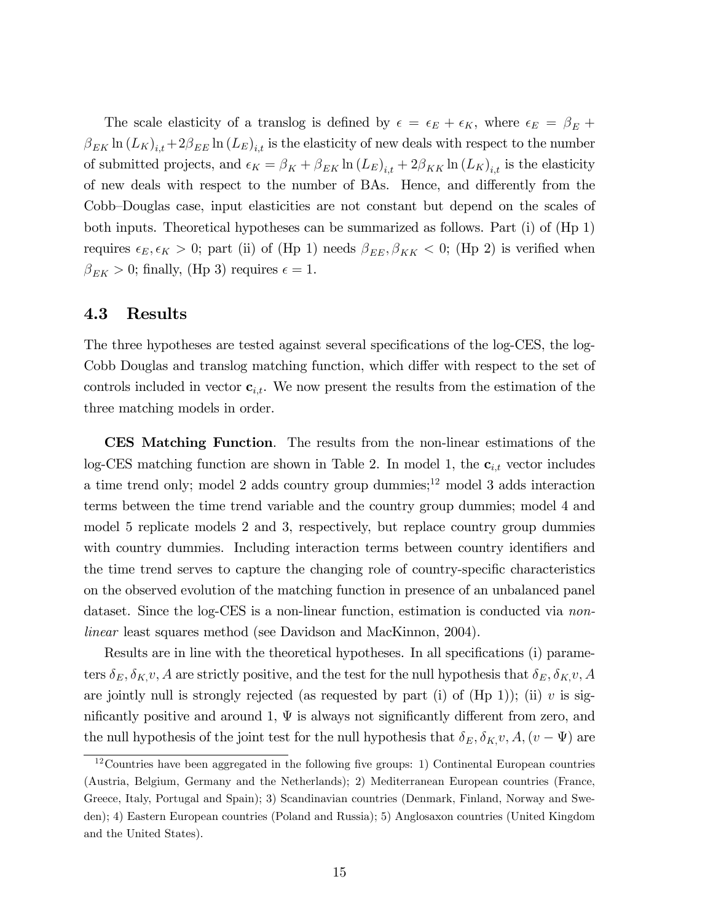The scale elasticity of a translog is defined by $\epsilon = \epsilon_E + \epsilon_K$, where $\epsilon_E = \beta_E + \beta_{EK} \ln (L_K)_{i,t} + 2\beta_{EE} \ln (L_E)_{i,t}$ is the elasticity of new deals with respect to the number of submitted projects, and $\epsilon_K = \beta_K + \beta_{EK} \ln (L_E)_{i,t} + 2\beta_{KK} \ln (L_K)_{i,t}$ is the elasticity of new deals with respect to the number of BAs. Hence, and differently from the Cobb–Douglas case, input elasticities are not constant but depend on the scales of both inputs. Theoretical hypotheses can be summarized as follows. Part (i) of (Hp 1) requires $\epsilon_E, \epsilon_K > 0$; part (ii) of (Hp 1) needs $\beta_{EE}, \beta_{KK} < 0$; (Hp 2) is verified when $\beta_{EK} > 0$; finally, (Hp 3) requires $\epsilon = 1$.

### 4.3 Results

The three hypotheses are tested against several specifications of the log-CES, the log-Cobb Douglas and translog matching function, which differ with respect to the set of controls included in vector $\mathbf{c}_{i,t}$. We now present the results from the estimation of the three matching models in order.

**CES Matching Function**. The results from the non-linear estimations of the log-CES matching function are shown in Table 2. In model 1, the $\mathbf{c}_{i,t}$ vector includes a time trend only; model 2 adds country group dummies;[12] model 3 adds interaction terms between the time trend variable and the country group dummies; model 4 and model 5 replicate models 2 and 3, respectively, but replace country group dummies with country dummies. Including interaction terms between country identifiers and the time trend serves to capture the changing role of country-specific characteristics on the observed evolution of the matching function in presence of an unbalanced panel dataset. Since the log-CES is a non-linear function, estimation is conducted via *non-linear* least squares method (see Davidson and MacKinnon, 2004).

Results are in line with the theoretical hypotheses. In all specifications (i) parameters $\delta_E, \delta_{K,} v, A$ are strictly positive, and the test for the null hypothesis that $\delta_E, \delta_{K,} v, A$ are jointly null is strongly rejected (as requested by part (i) of (Hp 1)); (ii) $v$ is significantly positive and around 1, $\Psi$ is always not significantly different from zero, and the null hypothesis of the joint test for the null hypothesis that $\delta_E, \delta_{K,} v, A, (v - \Psi)$ are

[12] Countries have been aggregated in the following five groups: 1) Continental European countries (Austria, Belgium, Germany and the Netherlands); 2) Mediterranean European countries (France, Greece, Italy, Portugal and Spain); 3) Scandinavian countries (Denmark, Finland, Norway and Sweden); 4) Eastern European countries (Poland and Russia); 5) Anglosaxon countries (United Kingdom and the United States).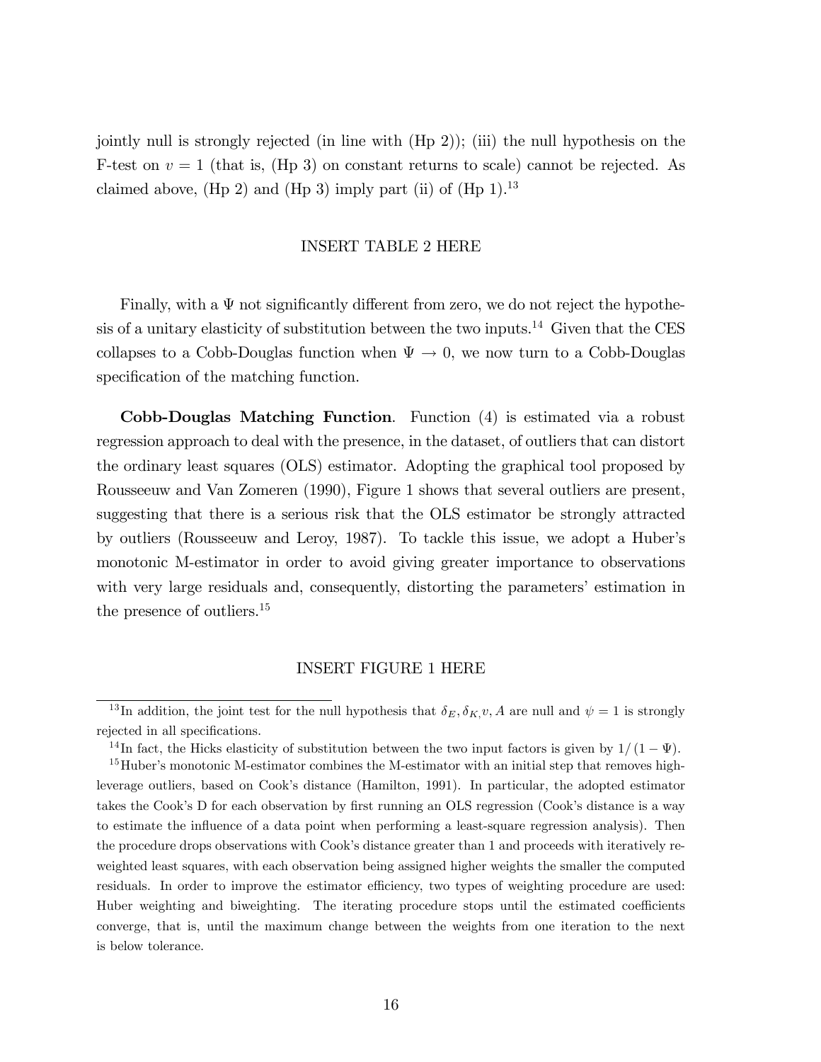jointly null is strongly rejected (in line with (Hp 2)); (iii) the null hypothesis on the F-test on $v = 1$ (that is, (Hp 3) on constant returns to scale) cannot be rejected. As claimed above, (Hp 2) and (Hp 3) imply part (ii) of (Hp 1).[13]

INSERT TABLE 2 HERE

Finally, with a $\Psi$ not significantly different from zero, we do not reject the hypothesis of a unitary elasticity of substitution between the two inputs.[14] Given that the CES collapses to a Cobb-Douglas function when $\Psi \to 0$, we now turn to a Cobb-Douglas specification of the matching function.

**Cobb-Douglas Matching Function**. Function (4) is estimated via a robust regression approach to deal with the presence, in the dataset, of outliers that can distort the ordinary least squares (OLS) estimator. Adopting the graphical tool proposed by Rousseeuw and Van Zomeren (1990), Figure 1 shows that several outliers are present, suggesting that there is a serious risk that the OLS estimator be strongly attracted by outliers (Rousseeuw and Leroy, 1987). To tackle this issue, we adopt a Huber's monotonic M-estimator in order to avoid giving greater importance to observations with very large residuals and, consequently, distorting the parameters' estimation in the presence of outliers.[15]

INSERT FIGURE 1 HERE

---

[13] In addition, the joint test for the null hypothesis that $\delta_E, \delta_{K,} v, A$ are null and $\psi = 1$ is strongly rejected in all specifications.

[14] In fact, the Hicks elasticity of substitution between the two input factors is given by $1/(1 - \Psi)$.

[15] Huber's monotonic M-estimator combines the M-estimator with an initial step that removes high-leverage outliers, based on Cook's distance (Hamilton, 1991). In particular, the adopted estimator takes the Cook's D for each observation by first running an OLS regression (Cook's distance is a way to estimate the influence of a data point when performing a least-square regression analysis). Then the procedure drops observations with Cook's distance greater than 1 and proceeds with iteratively re-weighted least squares, with each observation being assigned higher weights the smaller the computed residuals. In order to improve the estimator efficiency, two types of weighting procedure are used: Huber weighting and biweighting. The iterating procedure stops until the estimated coefficients converge, that is, until the maximum change between the weights from one iteration to the next is below tolerance.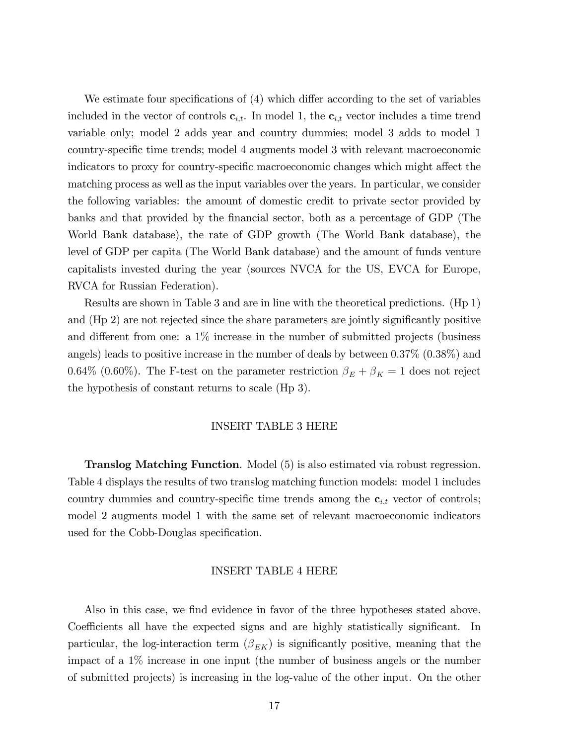We estimate four specifications of (4) which differ according to the set of variables included in the vector of controls $\mathbf{c}_{i,t}$. In model 1, the $\mathbf{c}_{i,t}$ vector includes a time trend variable only; model 2 adds year and country dummies; model 3 adds to model 1 country-specific time trends; model 4 augments model 3 with relevant macroeconomic indicators to proxy for country-specific macroeconomic changes which might affect the matching process as well as the input variables over the years. In particular, we consider the following variables: the amount of domestic credit to private sector provided by banks and that provided by the financial sector, both as a percentage of GDP (The World Bank database), the rate of GDP growth (The World Bank database), the level of GDP per capita (The World Bank database) and the amount of funds venture capitalists invested during the year (sources NVCA for the US, EVCA for Europe, RVCA for Russian Federation).

Results are shown in Table 3 and are in line with the theoretical predictions. (Hp 1) and (Hp 2) are not rejected since the share parameters are jointly significantly positive and different from one: a 1% increase in the number of submitted projects (business angels) leads to positive increase in the number of deals by between 0.37% (0.38%) and 0.64% (0.60%). The F-test on the parameter restriction $\beta_E + \beta_K = 1$ does not reject the hypothesis of constant returns to scale (Hp 3).

INSERT TABLE 3 HERE

**Translog Matching Function**. Model (5) is also estimated via robust regression. Table 4 displays the results of two translog matching function models: model 1 includes country dummies and country-specific time trends among the $\mathbf{c}_{i,t}$ vector of controls; model 2 augments model 1 with the same set of relevant macroeconomic indicators used for the Cobb-Douglas specification.

INSERT TABLE 4 HERE

Also in this case, we find evidence in favor of the three hypotheses stated above. Coefficients all have the expected signs and are highly statistically significant. In particular, the log-interaction term ($\beta_{EK}$) is significantly positive, meaning that the impact of a 1% increase in one input (the number of business angels or the number of submitted projects) is increasing in the log-value of the other input. On the other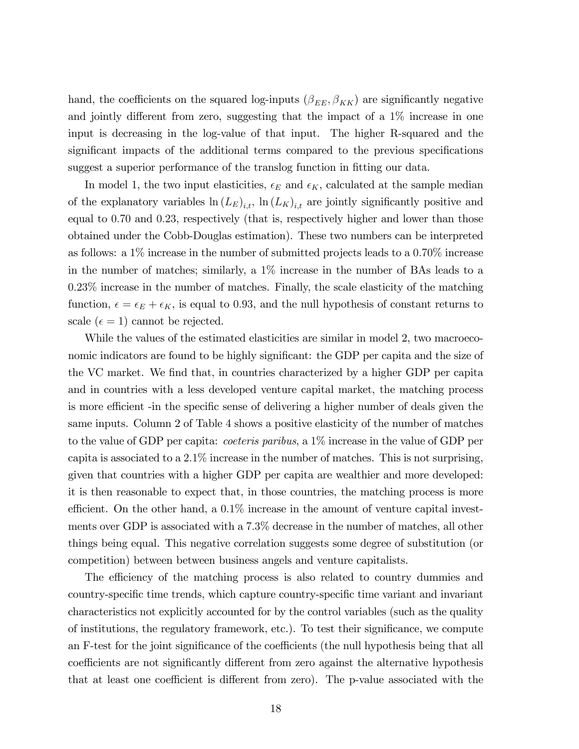hand, the coefficients on the squared log-inputs ($\beta_{EE}, \beta_{KK}$) are significantly negative and jointly different from zero, suggesting that the impact of a 1% increase in one input is decreasing in the log-value of that input. The higher R-squared and the significant impacts of the additional terms compared to the previous specifications suggest a superior performance of the translog function in fitting our data.

In model 1, the two input elasticities, $\epsilon_E$ and $\epsilon_K$, calculated at the sample median of the explanatory variables $\ln(L_E)_{i,t}$, $\ln(L_K)_{i,t}$ are jointly significantly positive and equal to 0.70 and 0.23, respectively (that is, respectively higher and lower than those obtained under the Cobb-Douglas estimation). These two numbers can be interpreted as follows: a 1% increase in the number of submitted projects leads to a 0.70% increase in the number of matches; similarly, a 1% increase in the number of BAs leads to a 0.23% increase in the number of matches. Finally, the scale elasticity of the matching function, $\epsilon = \epsilon_E + \epsilon_K$, is equal to 0.93, and the null hypothesis of constant returns to scale ($\epsilon = 1$) cannot be rejected.

While the values of the estimated elasticities are similar in model 2, two macroeconomic indicators are found to be highly significant: the GDP per capita and the size of the VC market. We find that, in countries characterized by a higher GDP per capita and in countries with a less developed venture capital market, the matching process is more efficient -in the specific sense of delivering a higher number of deals given the same inputs. Column 2 of Table 4 shows a positive elasticity of the number of matches to the value of GDP per capita: *coeteris paribus*, a 1% increase in the value of GDP per capita is associated to a 2.1% increase in the number of matches. This is not surprising, given that countries with a higher GDP per capita are wealthier and more developed: it is then reasonable to expect that, in those countries, the matching process is more efficient. On the other hand, a 0.1% increase in the amount of venture capital investments over GDP is associated with a 7.3% decrease in the number of matches, all other things being equal. This negative correlation suggests some degree of substitution (or competition) between between business angels and venture capitalists.

The efficiency of the matching process is also related to country dummies and country-specific time trends, which capture country-specific time variant and invariant characteristics not explicitly accounted for by the control variables (such as the quality of institutions, the regulatory framework, etc.). To test their significance, we compute an F-test for the joint significance of the coefficients (the null hypothesis being that all coefficients are not significantly different from zero against the alternative hypothesis that at least one coefficient is different from zero). The p-value associated with the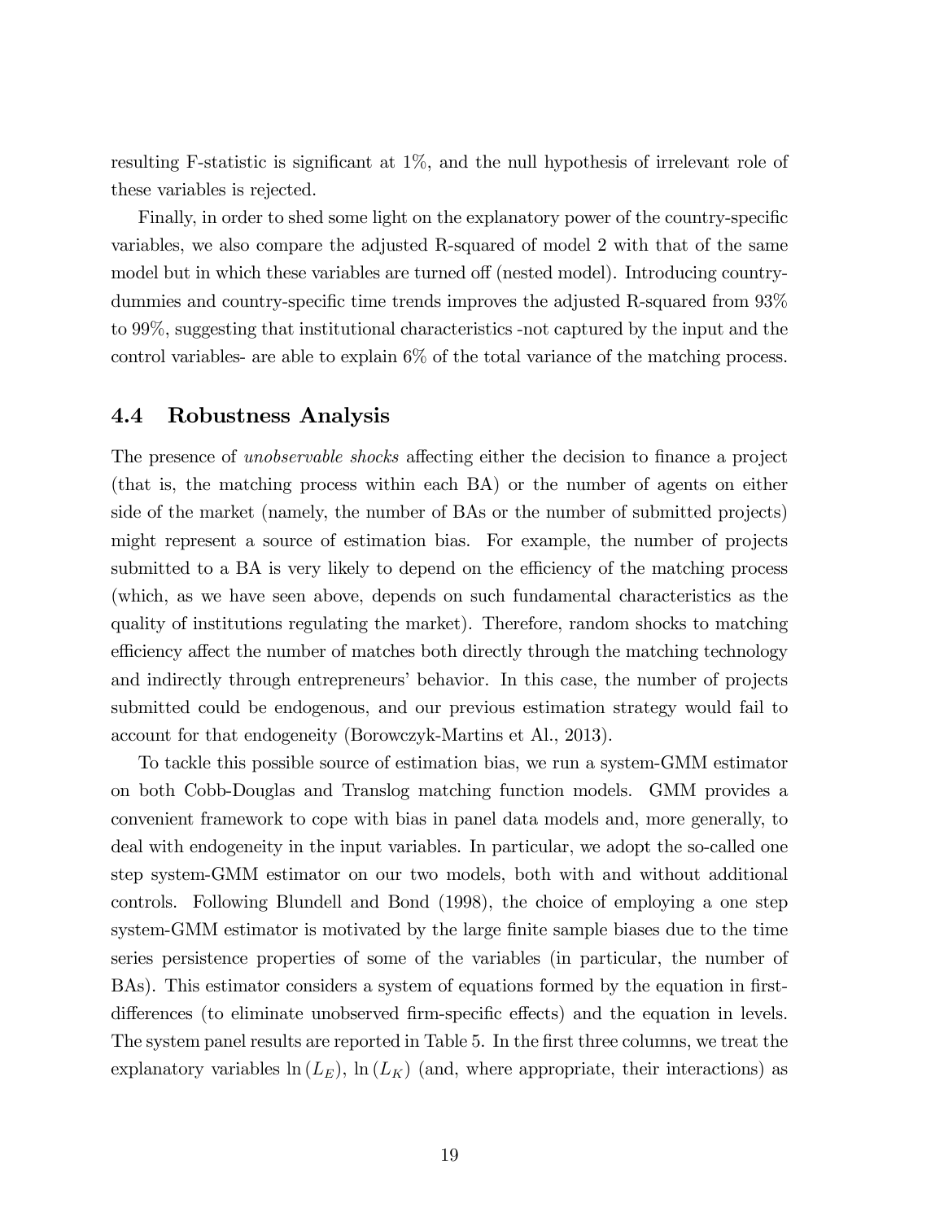resulting F-statistic is significant at 1%, and the null hypothesis of irrelevant role of these variables is rejected.

Finally, in order to shed some light on the explanatory power of the country-specific variables, we also compare the adjusted R-squared of model 2 with that of the same model but in which these variables are turned off (nested model). Introducing country-dummies and country-specific time trends improves the adjusted R-squared from 93% to 99%, suggesting that institutional characteristics -not captured by the input and the control variables- are able to explain 6% of the total variance of the matching process.

## 4.4 Robustness Analysis

The presence of *unobservable shocks* affecting either the decision to finance a project (that is, the matching process within each BA) or the number of agents on either side of the market (namely, the number of BAs or the number of submitted projects) might represent a source of estimation bias. For example, the number of projects submitted to a BA is very likely to depend on the efficiency of the matching process (which, as we have seen above, depends on such fundamental characteristics as the quality of institutions regulating the market). Therefore, random shocks to matching efficiency affect the number of matches both directly through the matching technology and indirectly through entrepreneurs' behavior. In this case, the number of projects submitted could be endogenous, and our previous estimation strategy would fail to account for that endogeneity (Borowczyk-Martins et Al., 2013).

To tackle this possible source of estimation bias, we run a system-GMM estimator on both Cobb-Douglas and Translog matching function models. GMM provides a convenient framework to cope with bias in panel data models and, more generally, to deal with endogeneity in the input variables. In particular, we adopt the so-called one step system-GMM estimator on our two models, both with and without additional controls. Following Blundell and Bond (1998), the choice of employing a one step system-GMM estimator is motivated by the large finite sample biases due to the time series persistence properties of some of the variables (in particular, the number of BAs). This estimator considers a system of equations formed by the equation in first-differences (to eliminate unobserved firm-specific effects) and the equation in levels. The system panel results are reported in Table 5. In the first three columns, we treat the explanatory variables $\ln(L_E)$, $\ln(L_K)$ (and, where appropriate, their interactions) as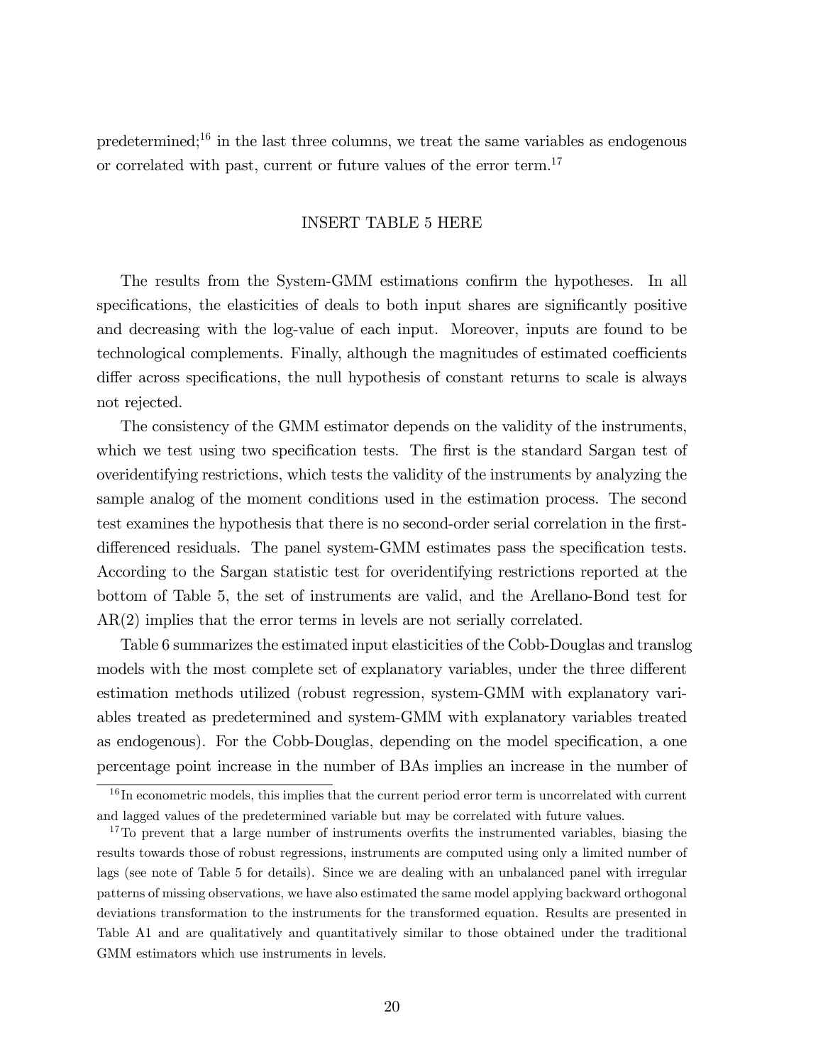predetermined;[16] in the last three columns, we treat the same variables as endogenous or correlated with past, current or future values of the error term.[17]

INSERT TABLE 5 HERE

The results from the System-GMM estimations confirm the hypotheses. In all specifications, the elasticities of deals to both input shares are significantly positive and decreasing with the log-value of each input. Moreover, inputs are found to be technological complements. Finally, although the magnitudes of estimated coefficients differ across specifications, the null hypothesis of constant returns to scale is always not rejected.

The consistency of the GMM estimator depends on the validity of the instruments, which we test using two specification tests. The first is the standard Sargan test of overidentifying restrictions, which tests the validity of the instruments by analyzing the sample analog of the moment conditions used in the estimation process. The second test examines the hypothesis that there is no second-order serial correlation in the first-differenced residuals. The panel system-GMM estimates pass the specification tests. According to the Sargan statistic test for overidentifying restrictions reported at the bottom of Table 5, the set of instruments are valid, and the Arellano-Bond test for AR(2) implies that the error terms in levels are not serially correlated.

Table 6 summarizes the estimated input elasticities of the Cobb-Douglas and translog models with the most complete set of explanatory variables, under the three different estimation methods utilized (robust regression, system-GMM with explanatory variables treated as predetermined and system-GMM with explanatory variables treated as endogenous). For the Cobb-Douglas, depending on the model specification, a one percentage point increase in the number of BAs implies an increase in the number of

[16] In econometric models, this implies that the current period error term is uncorrelated with current and lagged values of the predetermined variable but may be correlated with future values.

[17] To prevent that a large number of instruments overfits the instrumented variables, biasing the results towards those of robust regressions, instruments are computed using only a limited number of lags (see note of Table 5 for details). Since we are dealing with an unbalanced panel with irregular patterns of missing observations, we have also estimated the same model applying backward orthogonal deviations transformation to the instruments for the transformed equation. Results are presented in Table A1 and are qualitatively and quantitatively similar to those obtained under the traditional GMM estimators which use instruments in levels.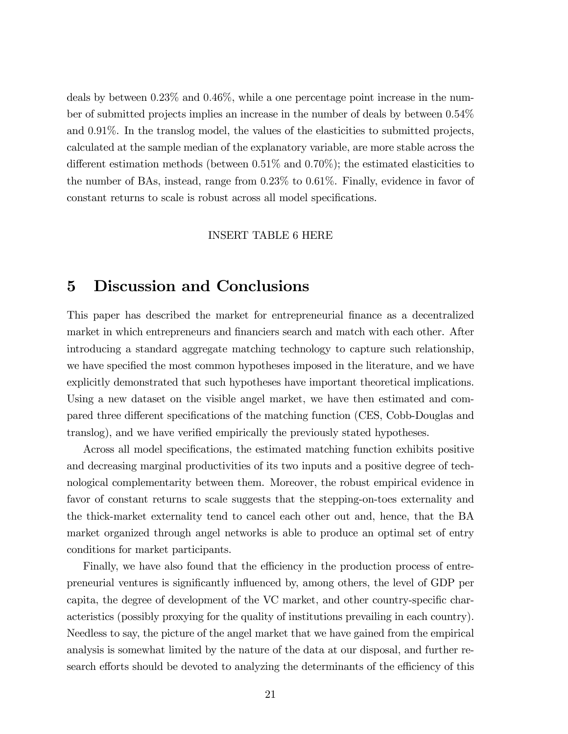deals by between 0.23% and 0.46%, while a one percentage point increase in the number of submitted projects implies an increase in the number of deals by between 0.54% and 0.91%. In the translog model, the values of the elasticities to submitted projects, calculated at the sample median of the explanatory variable, are more stable across the different estimation methods (between 0.51% and 0.70%); the estimated elasticities to the number of BAs, instead, range from 0.23% to 0.61%. Finally, evidence in favor of constant returns to scale is robust across all model specifications.

INSERT TABLE 6 HERE

# 5 Discussion and Conclusions

This paper has described the market for entrepreneurial finance as a decentralized market in which entrepreneurs and financiers search and match with each other. After introducing a standard aggregate matching technology to capture such relationship, we have specified the most common hypotheses imposed in the literature, and we have explicitly demonstrated that such hypotheses have important theoretical implications. Using a new dataset on the visible angel market, we have then estimated and compared three different specifications of the matching function (CES, Cobb-Douglas and translog), and we have verified empirically the previously stated hypotheses.

Across all model specifications, the estimated matching function exhibits positive and decreasing marginal productivities of its two inputs and a positive degree of technological complementarity between them. Moreover, the robust empirical evidence in favor of constant returns to scale suggests that the stepping-on-toes externality and the thick-market externality tend to cancel each other out and, hence, that the BA market organized through angel networks is able to produce an optimal set of entry conditions for market participants.

Finally, we have also found that the efficiency in the production process of entrepreneurial ventures is significantly influenced by, among others, the level of GDP per capita, the degree of development of the VC market, and other country-specific characteristics (possibly proxying for the quality of institutions prevailing in each country). Needless to say, the picture of the angel market that we have gained from the empirical analysis is somewhat limited by the nature of the data at our disposal, and further research efforts should be devoted to analyzing the determinants of the efficiency of this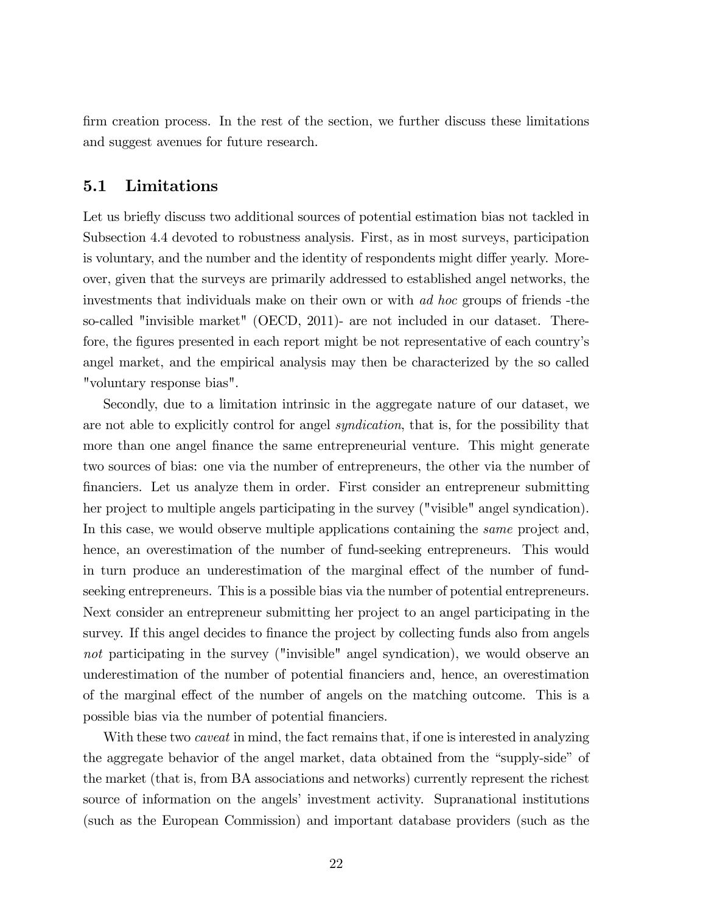firm creation process. In the rest of the section, we further discuss these limitations and suggest avenues for future research.

## 5.1 Limitations

Let us briefly discuss two additional sources of potential estimation bias not tackled in Subsection 4.4 devoted to robustness analysis. First, as in most surveys, participation is voluntary, and the number and the identity of respondents might differ yearly. Moreover, given that the surveys are primarily addressed to established angel networks, the investments that individuals make on their own or with *ad hoc* groups of friends -the so-called "invisible market" (OECD, 2011)- are not included in our dataset. Therefore, the figures presented in each report might be not representative of each country's angel market, and the empirical analysis may then be characterized by the so called "voluntary response bias".

Secondly, due to a limitation intrinsic in the aggregate nature of our dataset, we are not able to explicitly control for angel *syndication*, that is, for the possibility that more than one angel finance the same entrepreneurial venture. This might generate two sources of bias: one via the number of entrepreneurs, the other via the number of financiers. Let us analyze them in order. First consider an entrepreneur submitting her project to multiple angels participating in the survey ("visible" angel syndication). In this case, we would observe multiple applications containing the *same* project and, hence, an overestimation of the number of fund-seeking entrepreneurs. This would in turn produce an underestimation of the marginal effect of the number of fund-seeking entrepreneurs. This is a possible bias via the number of potential entrepreneurs. Next consider an entrepreneur submitting her project to an angel participating in the survey. If this angel decides to finance the project by collecting funds also from angels *not* participating in the survey ("invisible" angel syndication), we would observe an underestimation of the number of potential financiers and, hence, an overestimation of the marginal effect of the number of angels on the matching outcome. This is a possible bias via the number of potential financiers.

With these two *caveat* in mind, the fact remains that, if one is interested in analyzing the aggregate behavior of the angel market, data obtained from the "supply-side" of the market (that is, from BA associations and networks) currently represent the richest source of information on the angels' investment activity. Supranational institutions (such as the European Commission) and important database providers (such as the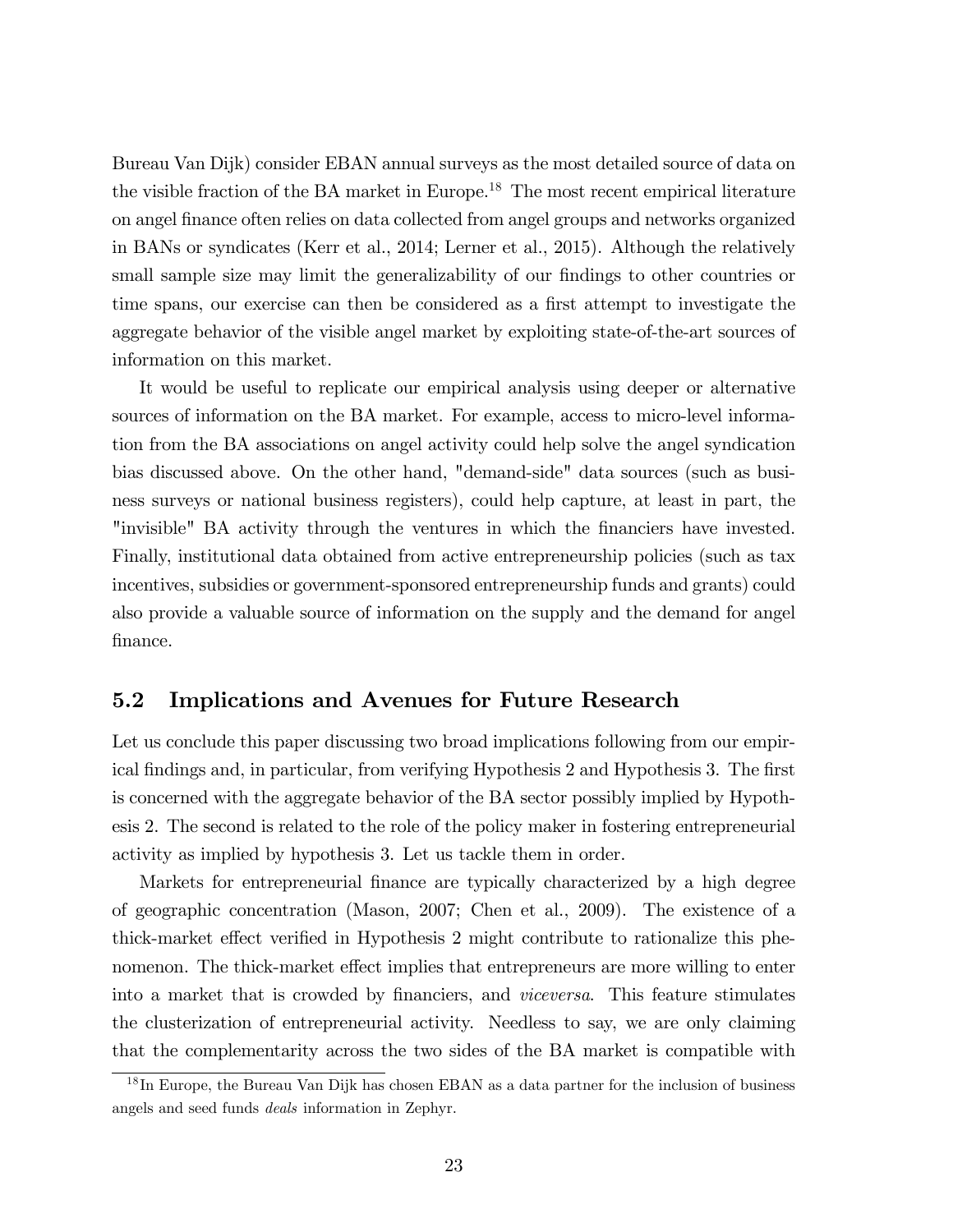Bureau Van Dijk) consider EBAN annual surveys as the most detailed source of data on the visible fraction of the BA market in Europe.[18] The most recent empirical literature on angel finance often relies on data collected from angel groups and networks organized in BANs or syndicates (Kerr et al., 2014; Lerner et al., 2015). Although the relatively small sample size may limit the generalizability of our findings to other countries or time spans, our exercise can then be considered as a first attempt to investigate the aggregate behavior of the visible angel market by exploiting state-of-the-art sources of information on this market.

It would be useful to replicate our empirical analysis using deeper or alternative sources of information on the BA market. For example, access to micro-level information from the BA associations on angel activity could help solve the angel syndication bias discussed above. On the other hand, "demand-side" data sources (such as business surveys or national business registers), could help capture, at least in part, the "invisible" BA activity through the ventures in which the financiers have invested. Finally, institutional data obtained from active entrepreneurship policies (such as tax incentives, subsidies or government-sponsored entrepreneurship funds and grants) could also provide a valuable source of information on the supply and the demand for angel finance.

## 5.2 Implications and Avenues for Future Research

Let us conclude this paper discussing two broad implications following from our empirical findings and, in particular, from verifying Hypothesis 2 and Hypothesis 3. The first is concerned with the aggregate behavior of the BA sector possibly implied by Hypothesis 2. The second is related to the role of the policy maker in fostering entrepreneurial activity as implied by hypothesis 3. Let us tackle them in order.

Markets for entrepreneurial finance are typically characterized by a high degree of geographic concentration (Mason, 2007; Chen et al., 2009). The existence of a thick-market effect verified in Hypothesis 2 might contribute to rationalize this phenomenon. The thick-market effect implies that entrepreneurs are more willing to enter into a market that is crowded by financiers, and *viceversa*. This feature stimulates the clusterization of entrepreneurial activity. Needless to say, we are only claiming that the complementarity across the two sides of the BA market is compatible with

[18] In Europe, the Bureau Van Dijk has chosen EBAN as a data partner for the inclusion of business angels and seed funds *deals* information in Zephyr.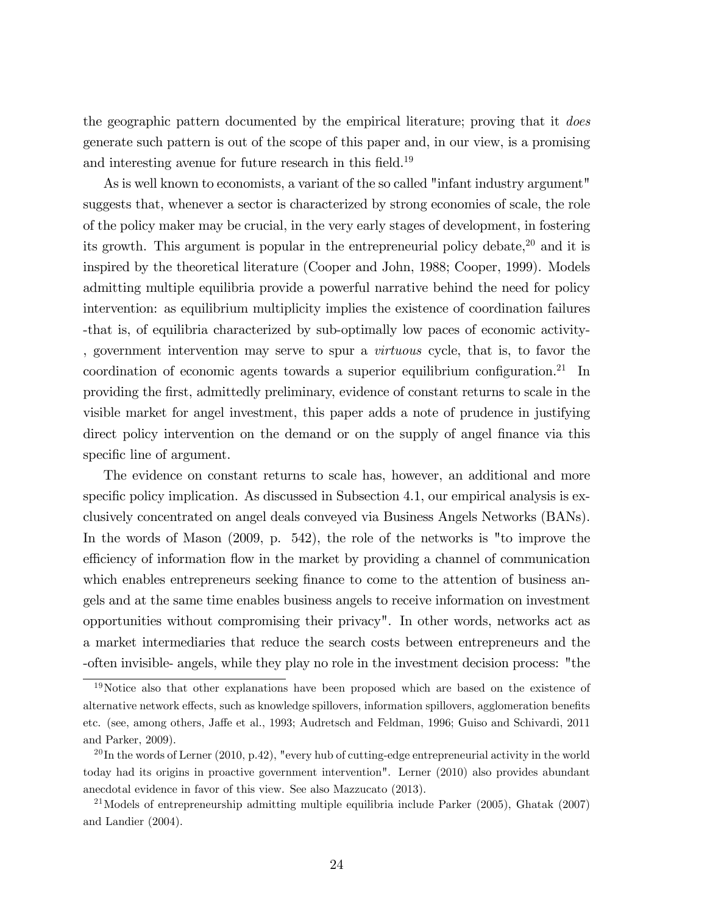the geographic pattern documented by the empirical literature; proving that it *does* generate such pattern is out of the scope of this paper and, in our view, is a promising and interesting avenue for future research in this field.[19]

As is well known to economists, a variant of the so called "infant industry argument" suggests that, whenever a sector is characterized by strong economies of scale, the role of the policy maker may be crucial, in the very early stages of development, in fostering its growth. This argument is popular in the entrepreneurial policy debate,[20] and it is inspired by the theoretical literature (Cooper and John, 1988; Cooper, 1999). Models admitting multiple equilibria provide a powerful narrative behind the need for policy intervention: as equilibrium multiplicity implies the existence of coordination failures -that is, of equilibria characterized by sub-optimally low paces of economic activity-, government intervention may serve to spur a *virtuous* cycle, that is, to favor the coordination of economic agents towards a superior equilibrium configuration.[21] In providing the first, admittedly preliminary, evidence of constant returns to scale in the visible market for angel investment, this paper adds a note of prudence in justifying direct policy intervention on the demand or on the supply of angel finance via this specific line of argument.

The evidence on constant returns to scale has, however, an additional and more specific policy implication. As discussed in Subsection 4.1, our empirical analysis is exclusively concentrated on angel deals conveyed via Business Angels Networks (BANs). In the words of Mason (2009, p. 542), the role of the networks is "to improve the efficiency of information flow in the market by providing a channel of communication which enables entrepreneurs seeking finance to come to the attention of business angels and at the same time enables business angels to receive information on investment opportunities without compromising their privacy". In other words, networks act as a market intermediaries that reduce the search costs between entrepreneurs and the -often invisible- angels, while they play no role in the investment decision process: "the

[19] Notice also that other explanations have been proposed which are based on the existence of alternative network effects, such as knowledge spillovers, information spillovers, agglomeration benefits etc. (see, among others, Jaffe et al., 1993; Audretsch and Feldman, 1996; Guiso and Schivardi, 2011 and Parker, 2009).

[20] In the words of Lerner (2010, p.42), "every hub of cutting-edge entrepreneurial activity in the world today had its origins in proactive government intervention". Lerner (2010) also provides abundant anecdotal evidence in favor of this view. See also Mazzucato (2013).

[21] Models of entrepreneurship admitting multiple equilibria include Parker (2005), Ghatak (2007) and Landier (2004).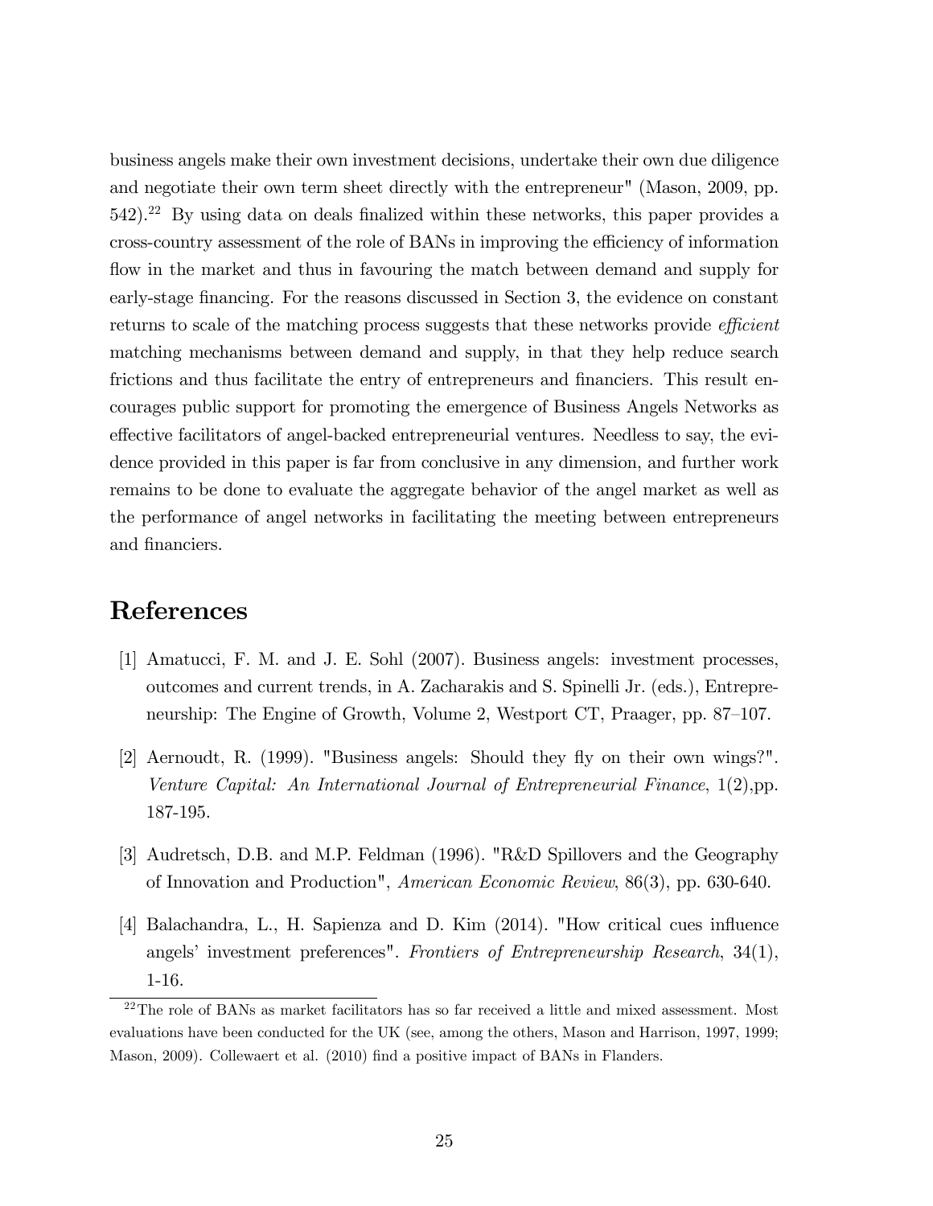business angels make their own investment decisions, undertake their own due diligence and negotiate their own term sheet directly with the entrepreneur" (Mason, 2009, pp. 542).[22] By using data on deals finalized within these networks, this paper provides a cross-country assessment of the role of BANs in improving the efficiency of information flow in the market and thus in favouring the match between demand and supply for early-stage financing. For the reasons discussed in Section 3, the evidence on constant returns to scale of the matching process suggests that these networks provide *efficient* matching mechanisms between demand and supply, in that they help reduce search frictions and thus facilitate the entry of entrepreneurs and financiers. This result encourages public support for promoting the emergence of Business Angels Networks as effective facilitators of angel-backed entrepreneurial ventures. Needless to say, the evidence provided in this paper is far from conclusive in any dimension, and further work remains to be done to evaluate the aggregate behavior of the angel market as well as the performance of angel networks in facilitating the meeting between entrepreneurs and financiers.

# References

[1] Amatucci, F. M. and J. E. Sohl (2007). Business angels: investment processes, outcomes and current trends, in A. Zacharakis and S. Spinelli Jr. (eds.), Entrepreneurship: The Engine of Growth, Volume 2, Westport CT, Praager, pp. 87–107.

[2] Aernoudt, R. (1999). "Business angels: Should they fly on their own wings?". *Venture Capital: An International Journal of Entrepreneurial Finance*, 1(2),pp. 187-195.

[3] Audretsch, D.B. and M.P. Feldman (1996). "R&D Spillovers and the Geography of Innovation and Production", *American Economic Review*, 86(3), pp. 630-640.

[4] Balachandra, L., H. Sapienza and D. Kim (2014). "How critical cues influence angels' investment preferences". *Frontiers of Entrepreneurship Research*, 34(1), 1-16.

[22] The role of BANs as market facilitators has so far received a little and mixed assessment. Most evaluations have been conducted for the UK (see, among the others, Mason and Harrison, 1997, 1999; Mason, 2009). Collewaert et al. (2010) find a positive impact of BANs in Flanders.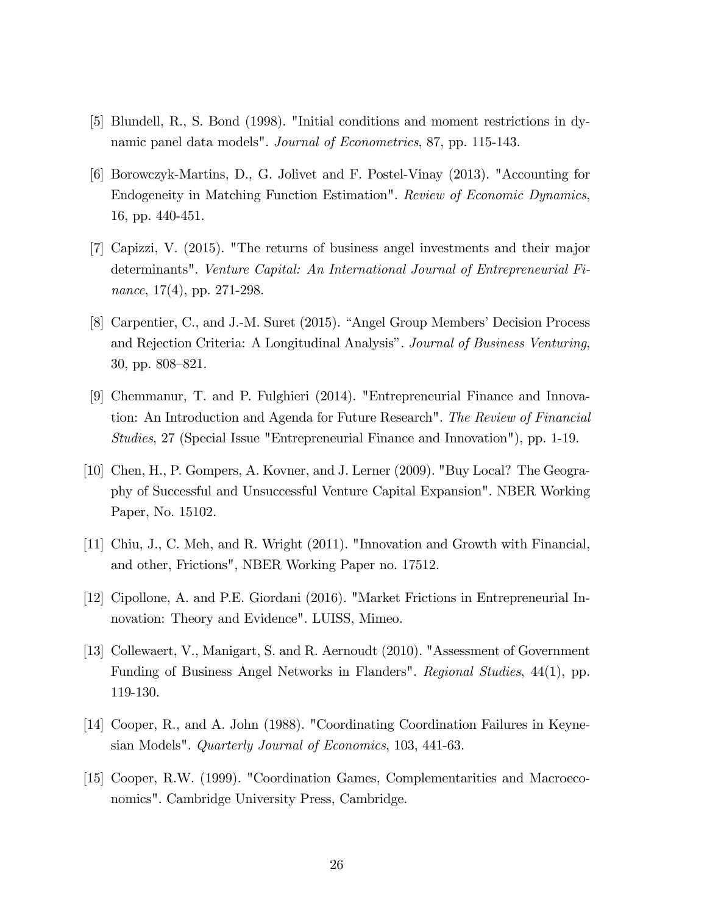[5] Blundell, R., S. Bond (1998). "Initial conditions and moment restrictions in dynamic panel data models". *Journal of Econometrics*, 87, pp. 115-143.

[6] Borowczyk-Martins, D., G. Jolivet and F. Postel-Vinay (2013). "Accounting for Endogeneity in Matching Function Estimation". *Review of Economic Dynamics*, 16, pp. 440-451.

[7] Capizzi, V. (2015). "The returns of business angel investments and their major determinants". *Venture Capital: An International Journal of Entrepreneurial Finance*, 17(4), pp. 271-298.

[8] Carpentier, C., and J.-M. Suret (2015). "Angel Group Members' Decision Process and Rejection Criteria: A Longitudinal Analysis". *Journal of Business Venturing*, 30, pp. 808–821.

[9] Chemmanur, T. and P. Fulghieri (2014). "Entrepreneurial Finance and Innovation: An Introduction and Agenda for Future Research". *The Review of Financial Studies*, 27 (Special Issue "Entrepreneurial Finance and Innovation"), pp. 1-19.

[10] Chen, H., P. Gompers, A. Kovner, and J. Lerner (2009). "Buy Local? The Geography of Successful and Unsuccessful Venture Capital Expansion". NBER Working Paper, No. 15102.

[11] Chiu, J., C. Meh, and R. Wright (2011). "Innovation and Growth with Financial, and other, Frictions", NBER Working Paper no. 17512.

[12] Cipollone, A. and P.E. Giordani (2016). "Market Frictions in Entrepreneurial Innovation: Theory and Evidence". LUISS, Mimeo.

[13] Collewaert, V., Manigart, S. and R. Aernoudt (2010). "Assessment of Government Funding of Business Angel Networks in Flanders". *Regional Studies*, 44(1), pp. 119-130.

[14] Cooper, R., and A. John (1988). "Coordinating Coordination Failures in Keynesian Models". *Quarterly Journal of Economics*, 103, 441-63.

[15] Cooper, R.W. (1999). "Coordination Games, Complementarities and Macroeconomics". Cambridge University Press, Cambridge.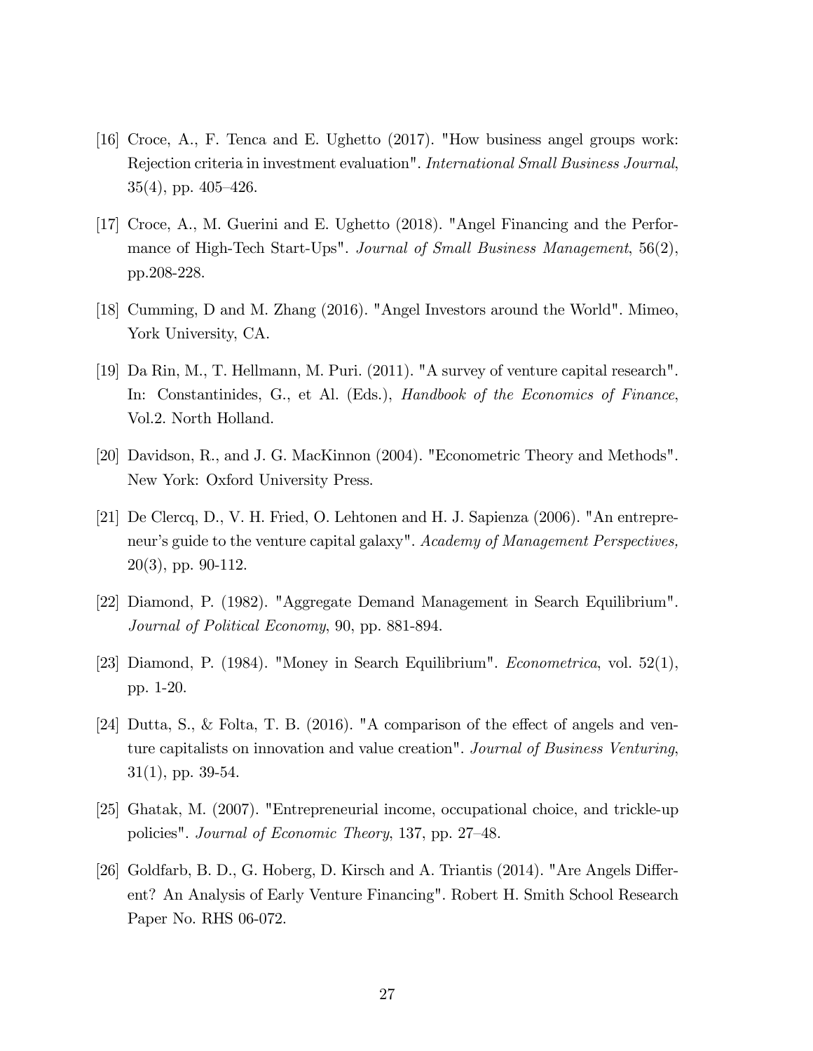[16] Croce, A., F. Tenca and E. Ughetto (2017). "How business angel groups work: Rejection criteria in investment evaluation". *International Small Business Journal*, 35(4), pp. 405–426.

[17] Croce, A., M. Guerini and E. Ughetto (2018). "Angel Financing and the Performance of High-Tech Start-Ups". *Journal of Small Business Management*, 56(2), pp.208-228.

[18] Cumming, D and M. Zhang (2016). "Angel Investors around the World". Mimeo, York University, CA.

[19] Da Rin, M., T. Hellmann, M. Puri. (2011). "A survey of venture capital research". In: Constantinides, G., et Al. (Eds.), *Handbook of the Economics of Finance*, Vol.2. North Holland.

[20] Davidson, R., and J. G. MacKinnon (2004). "Econometric Theory and Methods". New York: Oxford University Press.

[21] De Clercq, D., V. H. Fried, O. Lehtonen and H. J. Sapienza (2006). "An entrepreneur's guide to the venture capital galaxy". *Academy of Management Perspectives,* 20(3), pp. 90-112.

[22] Diamond, P. (1982). "Aggregate Demand Management in Search Equilibrium". *Journal of Political Economy*, 90, pp. 881-894.

[23] Diamond, P. (1984). "Money in Search Equilibrium". *Econometrica*, vol. 52(1), pp. 1-20.

[24] Dutta, S., & Folta, T. B. (2016). "A comparison of the effect of angels and venture capitalists on innovation and value creation". *Journal of Business Venturing*, 31(1), pp. 39-54.

[25] Ghatak, M. (2007). "Entrepreneurial income, occupational choice, and trickle-up policies". *Journal of Economic Theory*, 137, pp. 27–48.

[26] Goldfarb, B. D., G. Hoberg, D. Kirsch and A. Triantis (2014). "Are Angels Different? An Analysis of Early Venture Financing". Robert H. Smith School Research Paper No. RHS 06-072.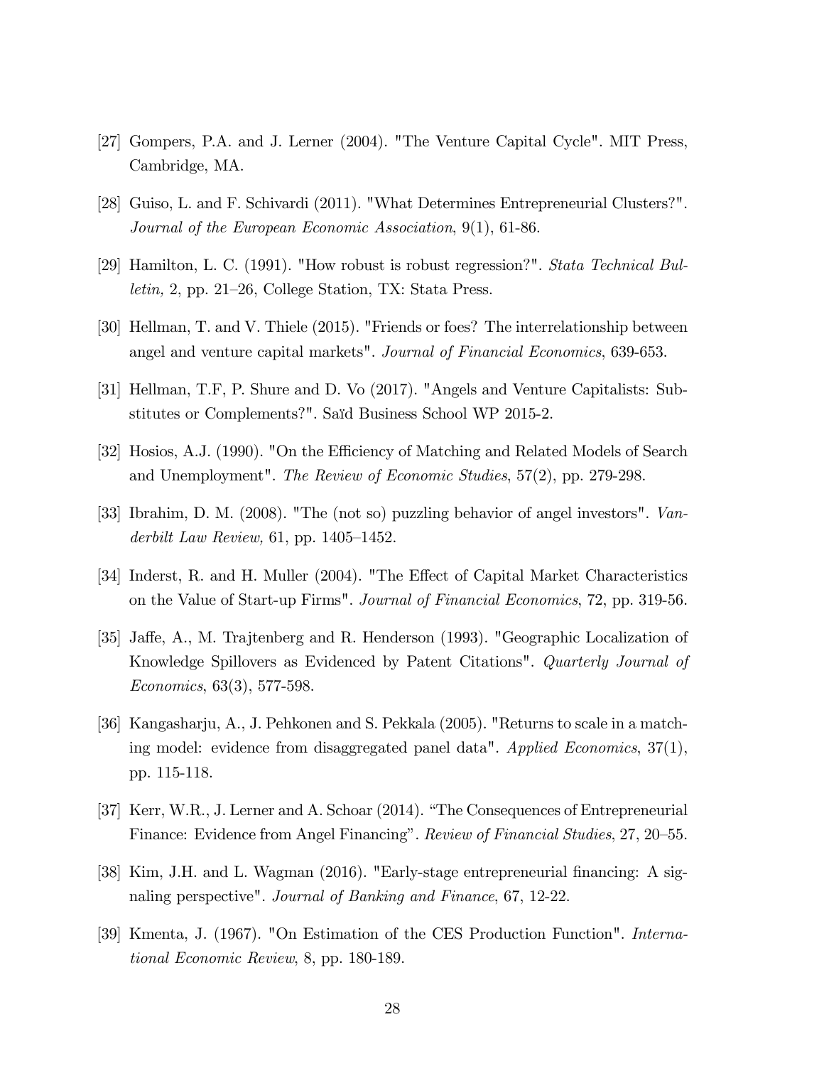[27] Gompers, P.A. and J. Lerner (2004). "The Venture Capital Cycle". MIT Press, Cambridge, MA.

[28] Guiso, L. and F. Schivardi (2011). "What Determines Entrepreneurial Clusters?". *Journal of the European Economic Association*, 9(1), 61-86.

[29] Hamilton, L. C. (1991). "How robust is robust regression?". *Stata Technical Bulletin,* 2, pp. 21–26, College Station, TX: Stata Press.

[30] Hellman, T. and V. Thiele (2015). "Friends or foes? The interrelationship between angel and venture capital markets". *Journal of Financial Economics*, 639-653.

[31] Hellman, T.F, P. Shure and D. Vo (2017). "Angels and Venture Capitalists: Substitutes or Complements?". Saïd Business School WP 2015-2.

[32] Hosios, A.J. (1990). "On the Efficiency of Matching and Related Models of Search and Unemployment". *The Review of Economic Studies*, 57(2), pp. 279-298.

[33] Ibrahim, D. M. (2008). "The (not so) puzzling behavior of angel investors". *Vanderbilt Law Review,* 61, pp. 1405–1452.

[34] Inderst, R. and H. Muller (2004). "The Effect of Capital Market Characteristics on the Value of Start-up Firms". *Journal of Financial Economics*, 72, pp. 319-56.

[35] Jaffe, A., M. Trajtenberg and R. Henderson (1993). "Geographic Localization of Knowledge Spillovers as Evidenced by Patent Citations". *Quarterly Journal of Economics*, 63(3), 577-598.

[36] Kangasharju, A., J. Pehkonen and S. Pekkala (2005). "Returns to scale in a matching model: evidence from disaggregated panel data". *Applied Economics*, 37(1), pp. 115-118.

[37] Kerr, W.R., J. Lerner and A. Schoar (2014). "The Consequences of Entrepreneurial Finance: Evidence from Angel Financing". *Review of Financial Studies*, 27, 20–55.

[38] Kim, J.H. and L. Wagman (2016). "Early-stage entrepreneurial financing: A signaling perspective". *Journal of Banking and Finance*, 67, 12-22.

[39] Kmenta, J. (1967). "On Estimation of the CES Production Function". *International Economic Review*, 8, pp. 180-189.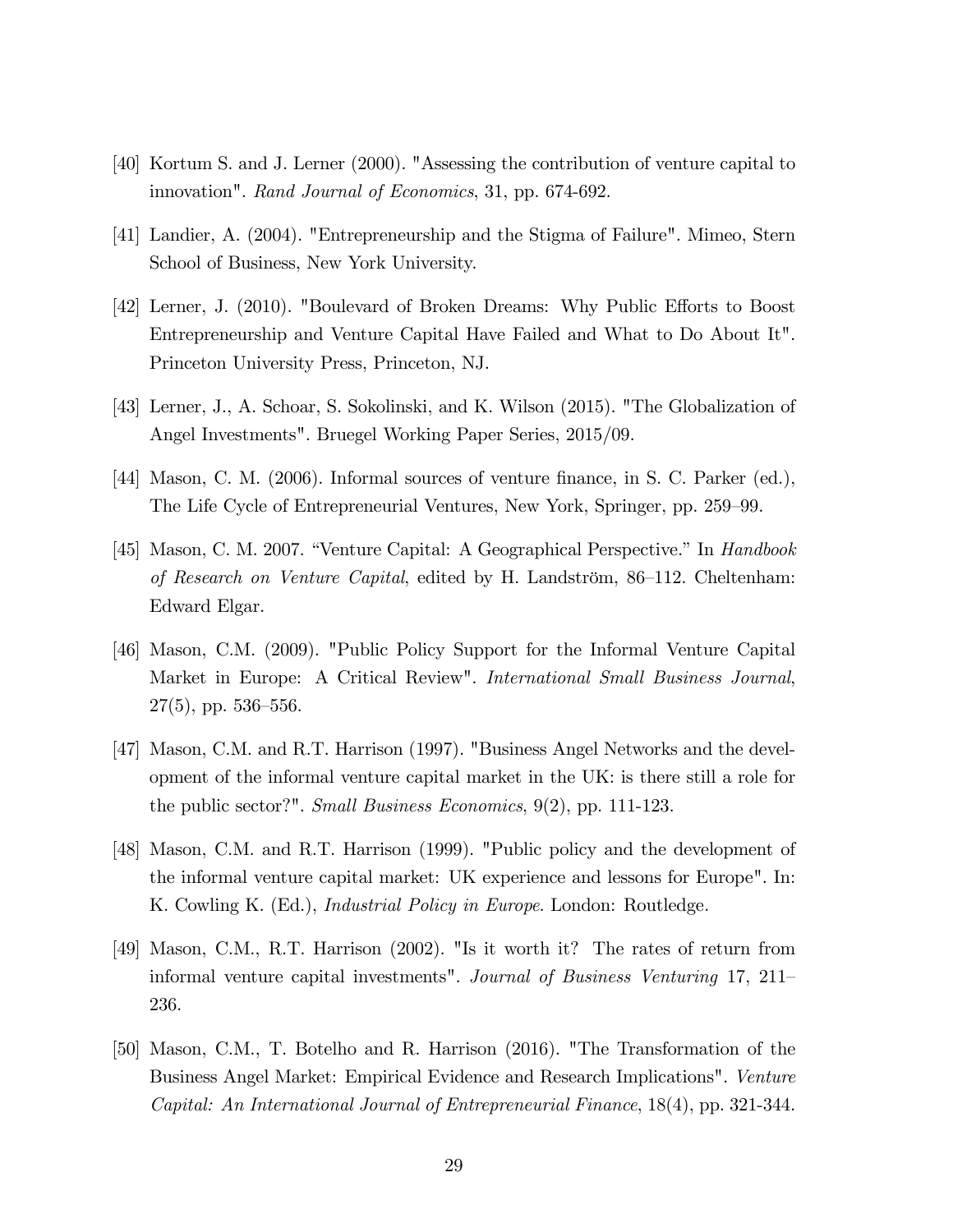[40] Kortum S. and J. Lerner (2000). "Assessing the contribution of venture capital to innovation". *Rand Journal of Economics*, 31, pp. 674-692.

[41] Landier, A. (2004). "Entrepreneurship and the Stigma of Failure". Mimeo, Stern School of Business, New York University.

[42] Lerner, J. (2010). "Boulevard of Broken Dreams: Why Public Efforts to Boost Entrepreneurship and Venture Capital Have Failed and What to Do About It". Princeton University Press, Princeton, NJ.

[43] Lerner, J., A. Schoar, S. Sokolinski, and K. Wilson (2015). "The Globalization of Angel Investments". Bruegel Working Paper Series, 2015/09.

[44] Mason, C. M. (2006). Informal sources of venture finance, in S. C. Parker (ed.), The Life Cycle of Entrepreneurial Ventures, New York, Springer, pp. 259–99.

[45] Mason, C. M. 2007. "Venture Capital: A Geographical Perspective." In *Handbook of Research on Venture Capital*, edited by H. Landström, 86–112. Cheltenham: Edward Elgar.

[46] Mason, C.M. (2009). "Public Policy Support for the Informal Venture Capital Market in Europe: A Critical Review". *International Small Business Journal*, 27(5), pp. 536–556.

[47] Mason, C.M. and R.T. Harrison (1997). "Business Angel Networks and the development of the informal venture capital market in the UK: is there still a role for the public sector?". *Small Business Economics*, 9(2), pp. 111-123.

[48] Mason, C.M. and R.T. Harrison (1999). "Public policy and the development of the informal venture capital market: UK experience and lessons for Europe". In: K. Cowling K. (Ed.), *Industrial Policy in Europe*. London: Routledge.

[49] Mason, C.M., R.T. Harrison (2002). "Is it worth it? The rates of return from informal venture capital investments". *Journal of Business Venturing* 17, 211–236.

[50] Mason, C.M., T. Botelho and R. Harrison (2016). "The Transformation of the Business Angel Market: Empirical Evidence and Research Implications". *Venture Capital: An International Journal of Entrepreneurial Finance*, 18(4), pp. 321-344.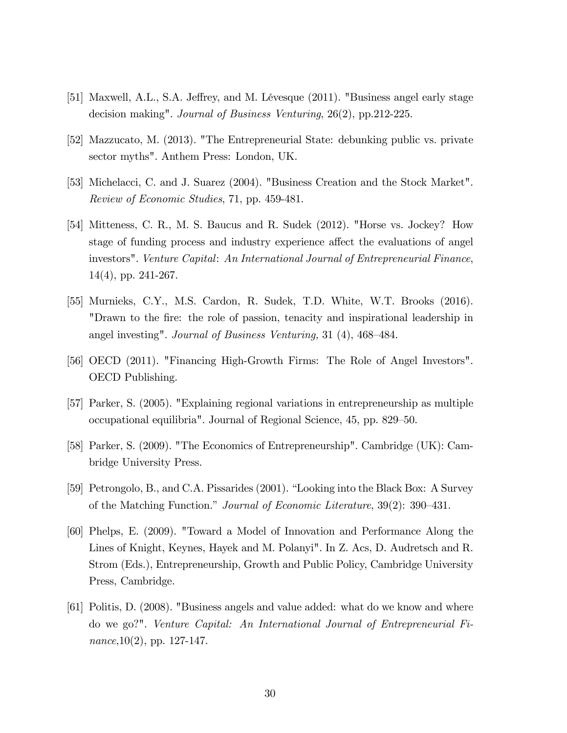[51] Maxwell, A.L., S.A. Jeffrey, and M. Lévesque (2011). "Business angel early stage decision making". *Journal of Business Venturing*, 26(2), pp.212-225.

[52] Mazzucato, M. (2013). "The Entrepreneurial State: debunking public vs. private sector myths". Anthem Press: London, UK.

[53] Michelacci, C. and J. Suarez (2004). "Business Creation and the Stock Market". *Review of Economic Studies*, 71, pp. 459-481.

[54] Mitteness, C. R., M. S. Baucus and R. Sudek (2012). "Horse vs. Jockey? How stage of funding process and industry experience affect the evaluations of angel investors". *Venture Capital: An International Journal of Entrepreneurial Finance*, 14(4), pp. 241-267.

[55] Murnieks, C.Y., M.S. Cardon, R. Sudek, T.D. White, W.T. Brooks (2016). "Drawn to the fire: the role of passion, tenacity and inspirational leadership in angel investing". *Journal of Business Venturing,* 31 (4), 468–484.

[56] OECD (2011). "Financing High-Growth Firms: The Role of Angel Investors". OECD Publishing.

[57] Parker, S. (2005). "Explaining regional variations in entrepreneurship as multiple occupational equilibria". Journal of Regional Science, 45, pp. 829–50.

[58] Parker, S. (2009). "The Economics of Entrepreneurship". Cambridge (UK): Cambridge University Press.

[59] Petrongolo, B., and C.A. Pissarides (2001). "Looking into the Black Box: A Survey of the Matching Function." *Journal of Economic Literature*, 39(2): 390–431.

[60] Phelps, E. (2009). "Toward a Model of Innovation and Performance Along the Lines of Knight, Keynes, Hayek and M. Polanyi". In Z. Acs, D. Audretsch and R. Strom (Eds.), Entrepreneurship, Growth and Public Policy, Cambridge University Press, Cambridge.

[61] Politis, D. (2008). "Business angels and value added: what do we know and where do we go?". *Venture Capital: An International Journal of Entrepreneurial Finance*,10(2), pp. 127-147.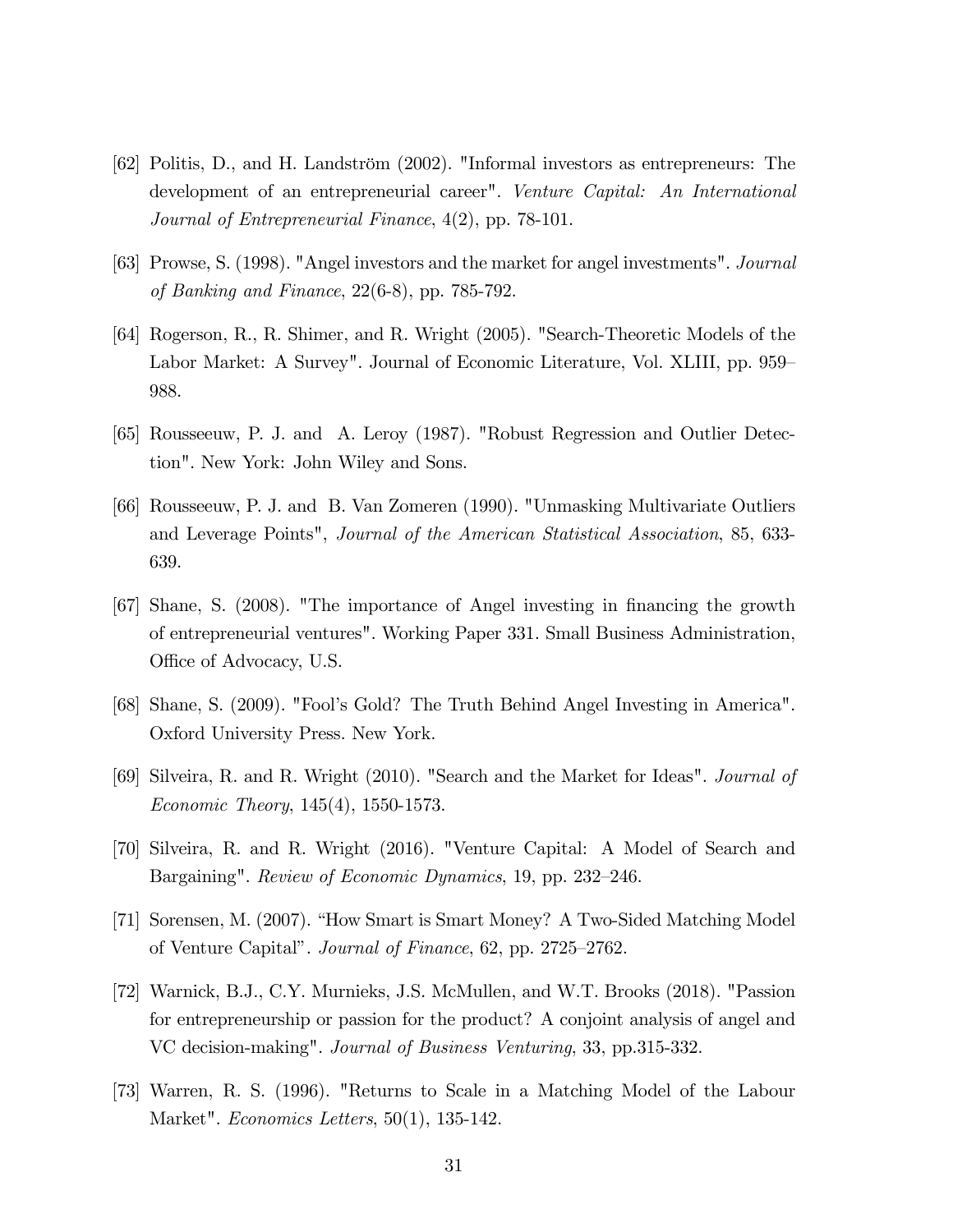[62] Politis, D., and H. Landström (2002). "Informal investors as entrepreneurs: The development of an entrepreneurial career". *Venture Capital: An International Journal of Entrepreneurial Finance*, 4(2), pp. 78-101.

[63] Prowse, S. (1998). "Angel investors and the market for angel investments". *Journal of Banking and Finance*, 22(6-8), pp. 785-792.

[64] Rogerson, R., R. Shimer, and R. Wright (2005). "Search-Theoretic Models of the Labor Market: A Survey". Journal of Economic Literature, Vol. XLIII, pp. 959–988.

[65] Rousseeuw, P. J. and A. Leroy (1987). "Robust Regression and Outlier Detection". New York: John Wiley and Sons.

[66] Rousseeuw, P. J. and B. Van Zomeren (1990). "Unmasking Multivariate Outliers and Leverage Points", *Journal of the American Statistical Association*, 85, 633-639.

[67] Shane, S. (2008). "The importance of Angel investing in financing the growth of entrepreneurial ventures". Working Paper 331. Small Business Administration, Office of Advocacy, U.S.

[68] Shane, S. (2009). "Fool's Gold? The Truth Behind Angel Investing in America". Oxford University Press. New York.

[69] Silveira, R. and R. Wright (2010). "Search and the Market for Ideas". *Journal of Economic Theory*, 145(4), 1550-1573.

[70] Silveira, R. and R. Wright (2016). "Venture Capital: A Model of Search and Bargaining". *Review of Economic Dynamics*, 19, pp. 232–246.

[71] Sorensen, M. (2007). "How Smart is Smart Money? A Two-Sided Matching Model of Venture Capital". *Journal of Finance*, 62, pp. 2725–2762.

[72] Warnick, B.J., C.Y. Murnieks, J.S. McMullen, and W.T. Brooks (2018). "Passion for entrepreneurship or passion for the product? A conjoint analysis of angel and VC decision-making". *Journal of Business Venturing*, 33, pp.315-332.

[73] Warren, R. S. (1996). "Returns to Scale in a Matching Model of the Labour Market". *Economics Letters*, 50(1), 135-142.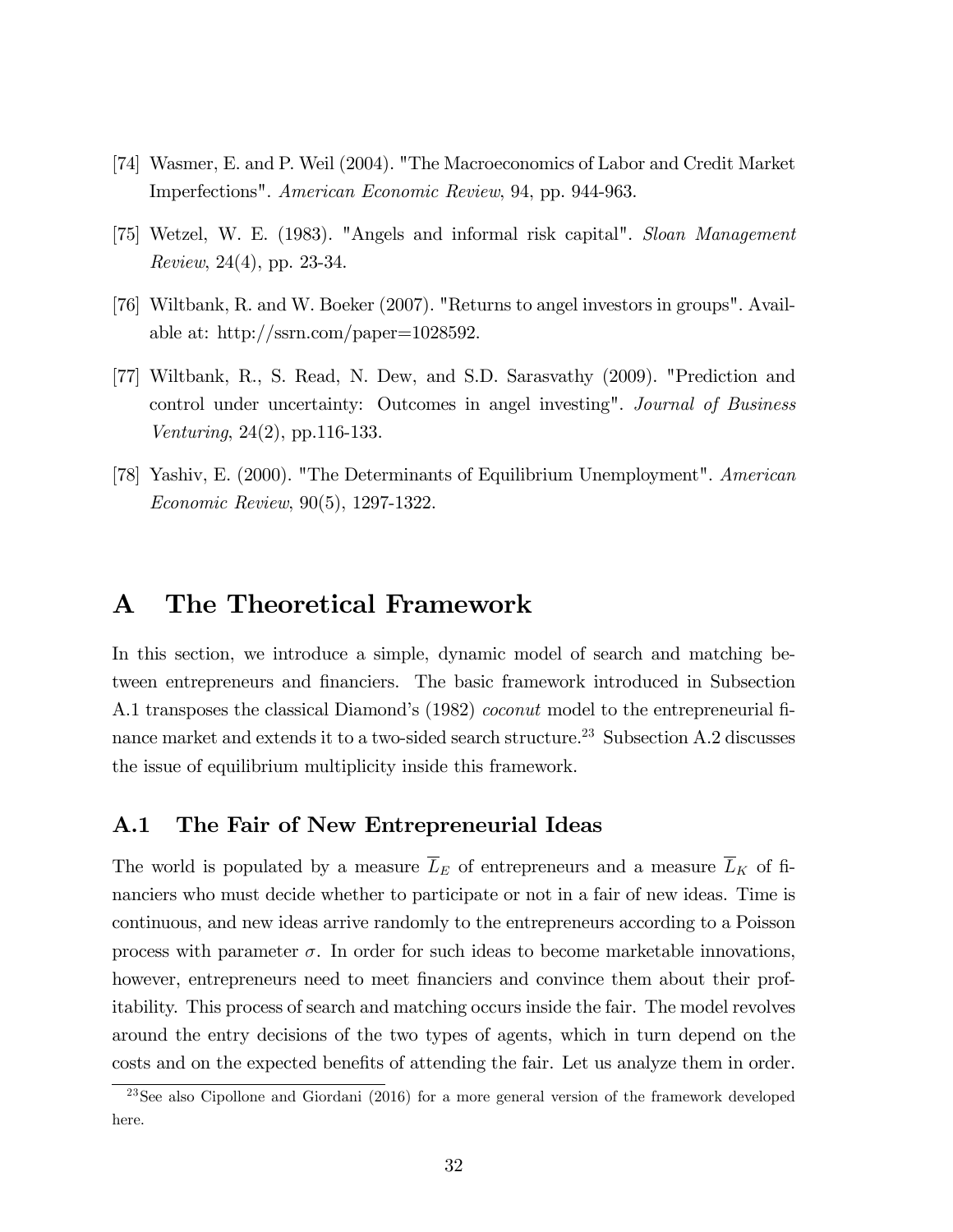[74] Wasmer, E. and P. Weil (2004). "The Macroeconomics of Labor and Credit Market Imperfections". *American Economic Review*, 94, pp. 944-963.

[75] Wetzel, W. E. (1983). "Angels and informal risk capital". *Sloan Management Review*, 24(4), pp. 23-34.

[76] Wiltbank, R. and W. Boeker (2007). "Returns to angel investors in groups". Available at: http://ssrn.com/paper=1028592.

[77] Wiltbank, R., S. Read, N. Dew, and S.D. Sarasvathy (2009). "Prediction and control under uncertainty: Outcomes in angel investing". *Journal of Business Venturing*, 24(2), pp.116-133.

[78] Yashiv, E. (2000). "The Determinants of Equilibrium Unemployment". *American Economic Review*, 90(5), 1297-1322.

# A The Theoretical Framework

In this section, we introduce a simple, dynamic model of search and matching between entrepreneurs and financiers. The basic framework introduced in Subsection A.1 transposes the classical Diamond's (1982) *coconut* model to the entrepreneurial finance market and extends it to a two-sided search structure.[23] Subsection A.2 discusses the issue of equilibrium multiplicity inside this framework.

## A.1 The Fair of New Entrepreneurial Ideas

The world is populated by a measure $\overline{L}_E$ of entrepreneurs and a measure $\overline{L}_K$ of financiers who must decide whether to participate or not in a fair of new ideas. Time is continuous, and new ideas arrive randomly to the entrepreneurs according to a Poisson process with parameter $\sigma$. In order for such ideas to become marketable innovations, however, entrepreneurs need to meet financiers and convince them about their profitability. This process of search and matching occurs inside the fair. The model revolves around the entry decisions of the two types of agents, which in turn depend on the costs and on the expected benefits of attending the fair. Let us analyze them in order.

[23] See also Cipollone and Giordani (2016) for a more general version of the framework developed here.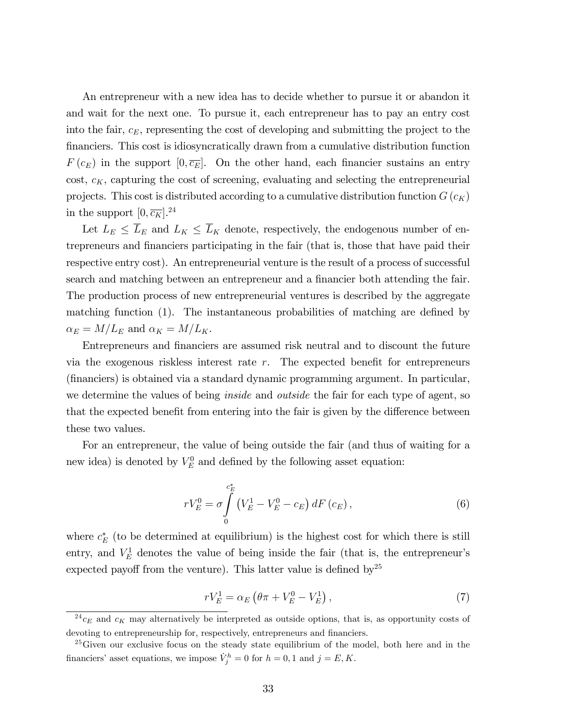An entrepreneur with a new idea has to decide whether to pursue it or abandon it and wait for the next one. To pursue it, each entrepreneur has to pay an entry cost into the fair, $c_E$, representing the cost of developing and submitting the project to the financiers. This cost is idiosyncratically drawn from a cumulative distribution function $F(c_E)$ in the support $[0, \overline{c_E}]$. On the other hand, each financier sustains an entry cost, $c_K$, capturing the cost of screening, evaluating and selecting the entrepreneurial projects. This cost is distributed according to a cumulative distribution function $G(c_K)$ in the support $[0, \overline{c_K}]$.[24]

Let $L_E \leq \overline{L}_E$ and $L_K \leq \overline{L}_K$ denote, respectively, the endogenous number of entrepreneurs and financiers participating in the fair (that is, those that have paid their respective entry cost). An entrepreneurial venture is the result of a process of successful search and matching between an entrepreneur and a financier both attending the fair. The production process of new entrepreneurial ventures is described by the aggregate matching function (1). The instantaneous probabilities of matching are defined by $\alpha_E = M/L_E$ and $\alpha_K = M/L_K$.

Entrepreneurs and financiers are assumed risk neutral and to discount the future via the exogenous riskless interest rate $r$. The expected benefit for entrepreneurs (financiers) is obtained via a standard dynamic programming argument. In particular, we determine the values of being *inside* and *outside* the fair for each type of agent, so that the expected benefit from entering into the fair is given by the difference between these two values.

For an entrepreneur, the value of being outside the fair (and thus of waiting for a new idea) is denoted by $V_E^0$ and defined by the following asset equation:

$$rV_E^0 = \sigma \int_0^{c_E^*} \left(V_E^1 - V_E^0 - c_E\right) dF(c_E), \tag{6}$$

where $c_E^*$ (to be determined at equilibrium) is the highest cost for which there is still entry, and $V_E^1$ denotes the value of being inside the fair (that is, the entrepreneur's expected payoff from the venture). This latter value is defined by[25]

$$rV_E^1 = \alpha_E \left(\theta\pi + V_E^0 - V_E^1\right), \tag{7}$$

[24] $c_E$ and $c_K$ may alternatively be interpreted as outside options, that is, as opportunity costs of devoting to entrepreneurship for, respectively, entrepreneurs and financiers.

[25] Given our exclusive focus on the steady state equilibrium of the model, both here and in the financiers' asset equations, we impose $\dot{V}_j^h = 0$ for $h = 0, 1$ and $j = E, K$.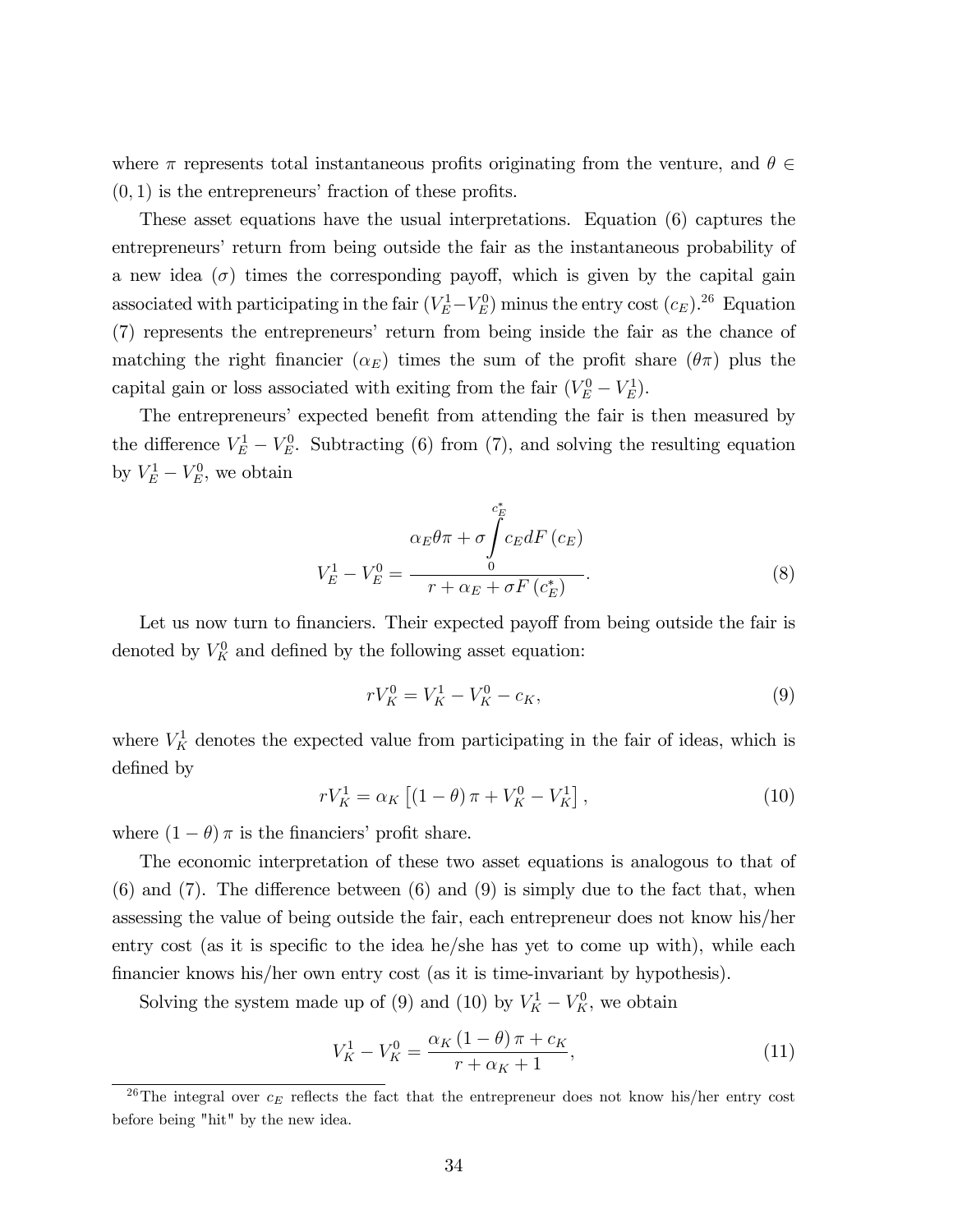where $\pi$ represents total instantaneous profits originating from the venture, and $\theta \in (0,1)$ is the entrepreneurs' fraction of these profits.

These asset equations have the usual interpretations. Equation (6) captures the entrepreneurs' return from being outside the fair as the instantaneous probability of a new idea ($\sigma$) times the corresponding payoff, which is given by the capital gain associated with participating in the fair ($V_E^1 - V_E^0$) minus the entry cost ($c_E$).[26] Equation (7) represents the entrepreneurs' return from being inside the fair as the chance of matching the right financier ($\alpha_E$) times the sum of the profit share ($\theta\pi$) plus the capital gain or loss associated with exiting from the fair ($V_E^0 - V_E^1$).

The entrepreneurs' expected benefit from attending the fair is then measured by the difference $V_E^1 - V_E^0$. Subtracting (6) from (7), and solving the resulting equation by $V_E^1 - V_E^0$, we obtain

$$V_E^1 - V_E^0 = \frac{\alpha_E \theta \pi + \sigma \int_0^{c_E^*} c_E dF(c_E)}{r + \alpha_E + \sigma F(c_E^*)}. \tag{8}$$

Let us now turn to financiers. Their expected payoff from being outside the fair is denoted by $V_K^0$ and defined by the following asset equation:

$$rV_K^0 = V_K^1 - V_K^0 - c_K, \tag{9}$$

where $V_K^1$ denotes the expected value from participating in the fair of ideas, which is defined by

$$rV_K^1 = \alpha_K \left[ (1-\theta)\pi + V_K^0 - V_K^1 \right], \tag{10}$$

where $(1-\theta)\pi$ is the financiers' profit share.

The economic interpretation of these two asset equations is analogous to that of (6) and (7). The difference between (6) and (9) is simply due to the fact that, when assessing the value of being outside the fair, each entrepreneur does not know his/her entry cost (as it is specific to the idea he/she has yet to come up with), while each financier knows his/her own entry cost (as it is time-invariant by hypothesis).

Solving the system made up of (9) and (10) by $V_K^1 - V_K^0$, we obtain

$$V_K^1 - V_K^0 = \frac{\alpha_K (1-\theta)\pi + c_K}{r + \alpha_K + 1}, \tag{11}$$

[26] The integral over $c_E$ reflects the fact that the entrepreneur does not know his/her entry cost before being "hit" by the new idea.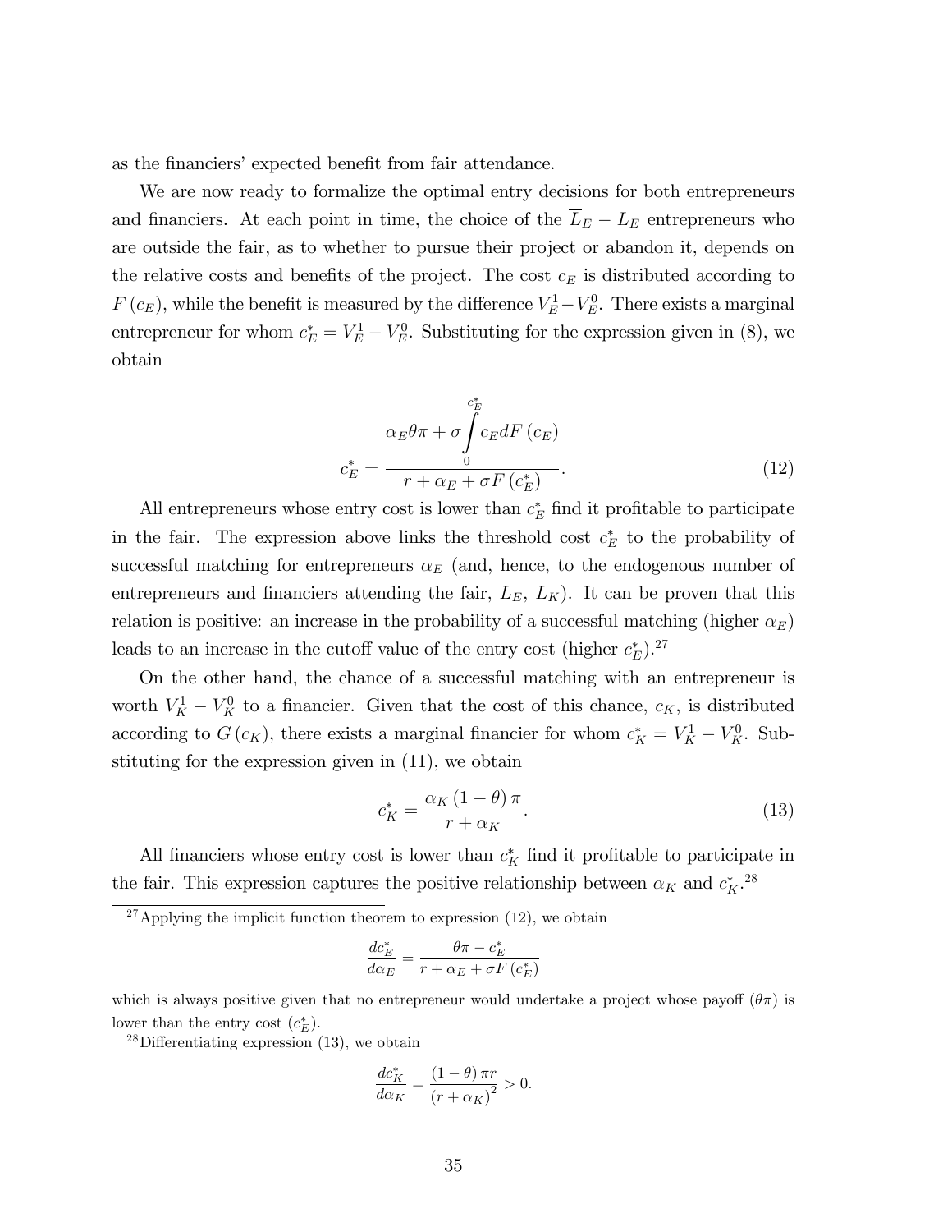as the financiers' expected benefit from fair attendance.

We are now ready to formalize the optimal entry decisions for both entrepreneurs and financiers. At each point in time, the choice of the $\overline{L}_E - L_E$ entrepreneurs who are outside the fair, as to whether to pursue their project or abandon it, depends on the relative costs and benefits of the project. The cost $c_E$ is distributed according to $F(c_E)$, while the benefit is measured by the difference $V_E^1 - V_E^0$. There exists a marginal entrepreneur for whom $c_E^* = V_E^1 - V_E^0$. Substituting for the expression given in (8), we obtain

$$c_E^* = \frac{\alpha_E \theta \pi + \sigma \int_0^{c_E^*} c_E dF(c_E)}{r + \alpha_E + \sigma F(c_E^*)}. \tag{12}$$

All entrepreneurs whose entry cost is lower than $c_E^*$ find it profitable to participate in the fair. The expression above links the threshold cost $c_E^*$ to the probability of successful matching for entrepreneurs $\alpha_E$ (and, hence, to the endogenous number of entrepreneurs and financiers attending the fair, $L_E$, $L_K$). It can be proven that this relation is positive: an increase in the probability of a successful matching (higher $\alpha_E$) leads to an increase in the cutoff value of the entry cost (higher $c_E^*$).[27]

On the other hand, the chance of a successful matching with an entrepreneur is worth $V_K^1 - V_K^0$ to a financier. Given that the cost of this chance, $c_K$, is distributed according to $G(c_K)$, there exists a marginal financier for whom $c_K^* = V_K^1 - V_K^0$. Substituting for the expression given in (11), we obtain

$$c_K^* = \frac{\alpha_K (1-\theta) \pi}{r + \alpha_K}. \tag{13}$$

All financiers whose entry cost is lower than $c_K^*$ find it profitable to participate in the fair. This expression captures the positive relationship between $\alpha_K$ and $c_K^*$.[28]

---

[27] Applying the implicit function theorem to expression (12), we obtain

$$\frac{dc_E^*}{d\alpha_E} = \frac{\theta \pi - c_E^*}{r + \alpha_E + \sigma F(c_E^*)}$$

which is always positive given that no entrepreneur would undertake a project whose payoff ($\theta\pi$) is lower than the entry cost ($c_E^*$).

[28] Differentiating expression (13), we obtain

$$\frac{dc_K^*}{d\alpha_K} = \frac{(1-\theta)\pi r}{(r + \alpha_K)^2} > 0.$$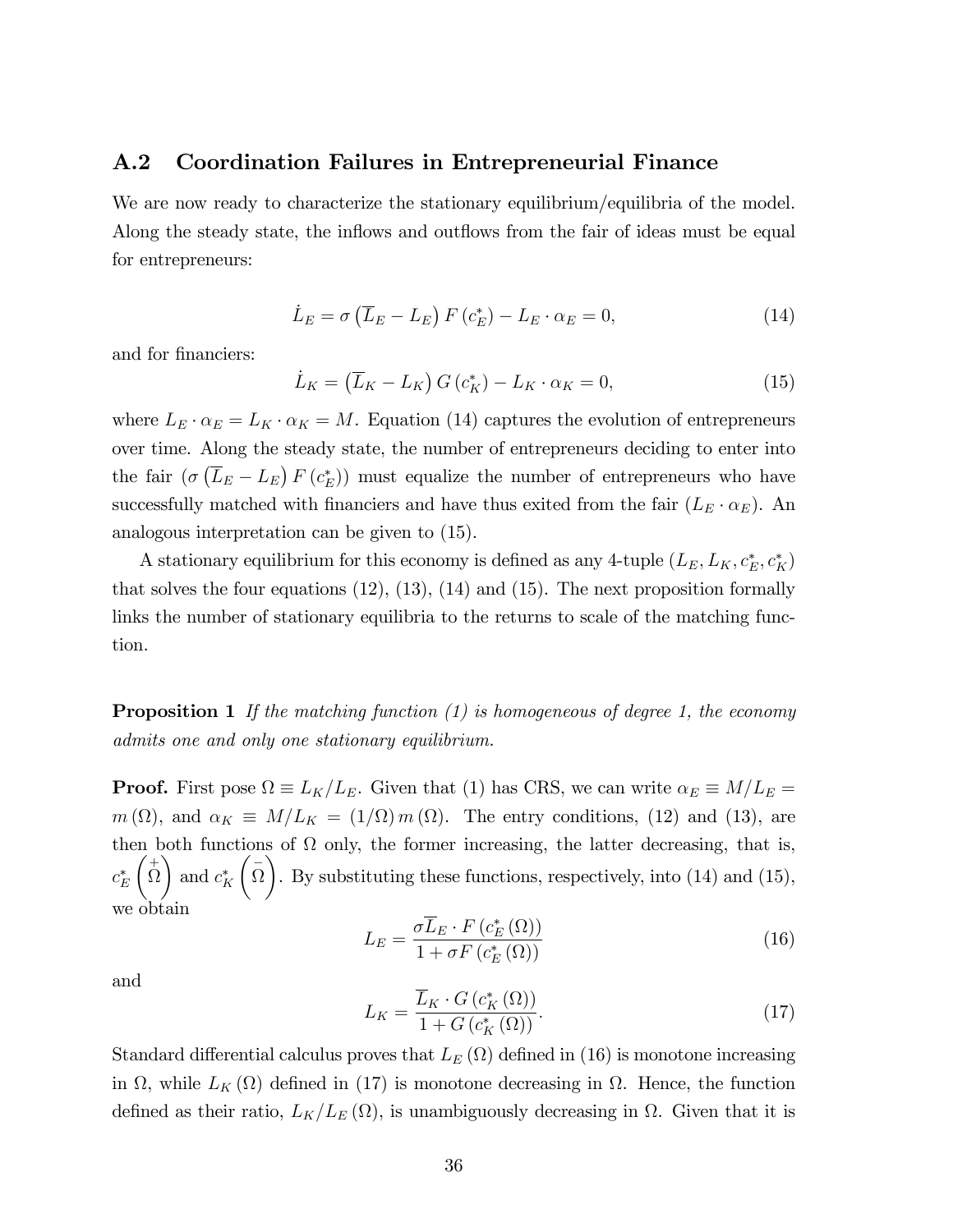## A.2 Coordination Failures in Entrepreneurial Finance

We are now ready to characterize the stationary equilibrium/equilibria of the model. Along the steady state, the inflows and outflows from the fair of ideas must be equal for entrepreneurs:

$$\dot{L}_E = \sigma \left( \overline{L}_E - L_E \right) F \left( c_E^* \right) - L_E \cdot \alpha_E = 0, \tag{14}$$

and for financiers:

$$\dot{L}_K = \left( \overline{L}_K - L_K \right) G \left( c_K^* \right) - L_K \cdot \alpha_K = 0, \tag{15}$$

where $L_E \cdot \alpha_E = L_K \cdot \alpha_K = M$. Equation (14) captures the evolution of entrepreneurs over time. Along the steady state, the number of entrepreneurs deciding to enter into the fair ($\sigma \left( \overline{L}_E - L_E \right) F \left( c_E^* \right)$) must equalize the number of entrepreneurs who have successfully matched with financiers and have thus exited from the fair ($L_E \cdot \alpha_E$). An analogous interpretation can be given to (15).

A stationary equilibrium for this economy is defined as any 4-tuple $(L_E, L_K, c_E^*, c_K^*)$ that solves the four equations (12), (13), (14) and (15). The next proposition formally links the number of stationary equilibria to the returns to scale of the matching function.

**Proposition 1** *If the matching function (1) is homogeneous of degree 1, the economy admits one and only one stationary equilibrium.*

**Proof.** First pose $\Omega \equiv L_K / L_E$. Given that (1) has CRS, we can write $\alpha_E \equiv M/L_E = m(\Omega)$, and $\alpha_K \equiv M/L_K = (1/\Omega)\, m(\Omega)$. The entry conditions, (12) and (13), are then both functions of $\Omega$ only, the former increasing, the latter decreasing, that is, $c_E^* \left( \overset{+}{\Omega} \right)$ and $c_K^* \left( \overset{-}{\Omega} \right)$. By substituting these functions, respectively, into (14) and (15), we obtain

$$L_E = \frac{\sigma \overline{L}_E \cdot F \left( c_E^* \left( \Omega \right) \right)}{1 + \sigma F \left( c_E^* \left( \Omega \right) \right)} \tag{16}$$

and

$$L_K = \frac{\overline{L}_K \cdot G \left( c_K^* \left( \Omega \right) \right)}{1 + G \left( c_K^* \left( \Omega \right) \right)}. \tag{17}$$

Standard differential calculus proves that $L_E(\Omega)$ defined in (16) is monotone increasing in $\Omega$, while $L_K(\Omega)$ defined in (17) is monotone decreasing in $\Omega$. Hence, the function defined as their ratio, $L_K/L_E(\Omega)$, is unambiguously decreasing in $\Omega$. Given that it is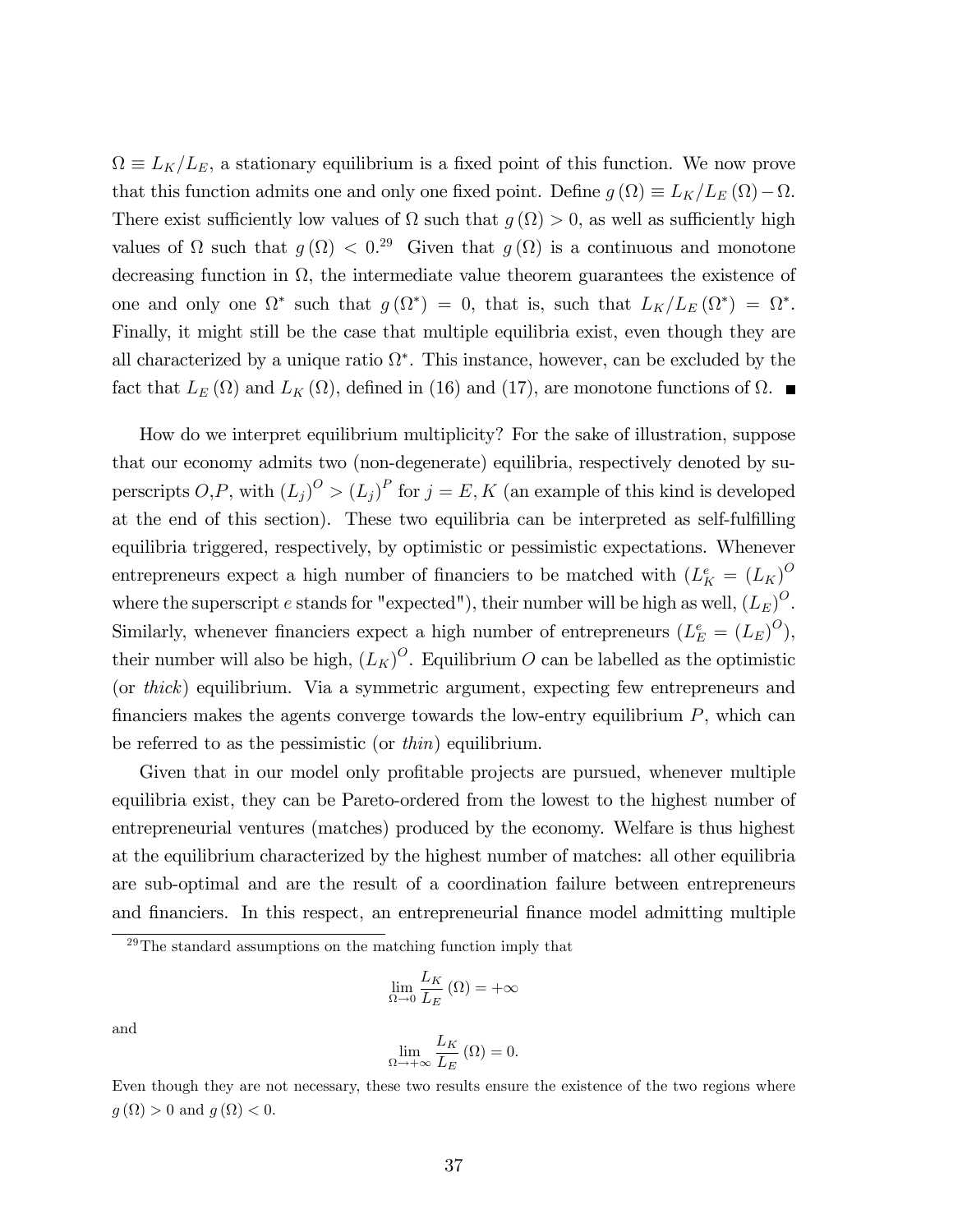$\Omega \equiv L_K/L_E$, a stationary equilibrium is a fixed point of this function. We now prove that this function admits one and only one fixed point. Define $g(\Omega) \equiv L_K/L_E(\Omega) - \Omega$. There exist sufficiently low values of $\Omega$ such that $g(\Omega) > 0$, as well as sufficiently high values of $\Omega$ such that $g(\Omega) < 0$.[29] Given that $g(\Omega)$ is a continuous and monotone decreasing function in $\Omega$, the intermediate value theorem guarantees the existence of one and only one $\Omega^*$ such that $g(\Omega^*) = 0$, that is, such that $L_K/L_E(\Omega^*) = \Omega^*$. Finally, it might still be the case that multiple equilibria exist, even though they are all characterized by a unique ratio $\Omega^*$. This instance, however, can be excluded by the fact that $L_E(\Omega)$ and $L_K(\Omega)$, defined in (16) and (17), are monotone functions of $\Omega$. ■

How do we interpret equilibrium multiplicity? For the sake of illustration, suppose that our economy admits two (non-degenerate) equilibria, respectively denoted by superscripts $O$,$P$, with $(L_j)^O > (L_j)^P$ for $j = E, K$ (an example of this kind is developed at the end of this section). These two equilibria can be interpreted as self-fulfilling equilibria triggered, respectively, by optimistic or pessimistic expectations. Whenever entrepreneurs expect a high number of financiers to be matched with ($L_K^e = (L_K)^O$ where the superscript $e$ stands for "expected"), their number will be high as well, $(L_E)^O$. Similarly, whenever financiers expect a high number of entrepreneurs ($L_E^e = (L_E)^O$), their number will also be high, $(L_K)^O$. Equilibrium $O$ can be labelled as the optimistic (or *thick*) equilibrium. Via a symmetric argument, expecting few entrepreneurs and financiers makes the agents converge towards the low-entry equilibrium $P$, which can be referred to as the pessimistic (or *thin*) equilibrium.

Given that in our model only profitable projects are pursued, whenever multiple equilibria exist, they can be Pareto-ordered from the lowest to the highest number of entrepreneurial ventures (matches) produced by the economy. Welfare is thus highest at the equilibrium characterized by the highest number of matches: all other equilibria are sub-optimal and are the result of a coordination failure between entrepreneurs and financiers. In this respect, an entrepreneurial finance model admitting multiple

---

[29] The standard assumptions on the matching function imply that

$$\lim_{\Omega \to 0} \frac{L_K}{L_E}(\Omega) = +\infty$$

and

$$\lim_{\Omega \to +\infty} \frac{L_K}{L_E}(\Omega) = 0.$$

Even though they are not necessary, these two results ensure the existence of the two regions where $g(\Omega) > 0$ and $g(\Omega) < 0$.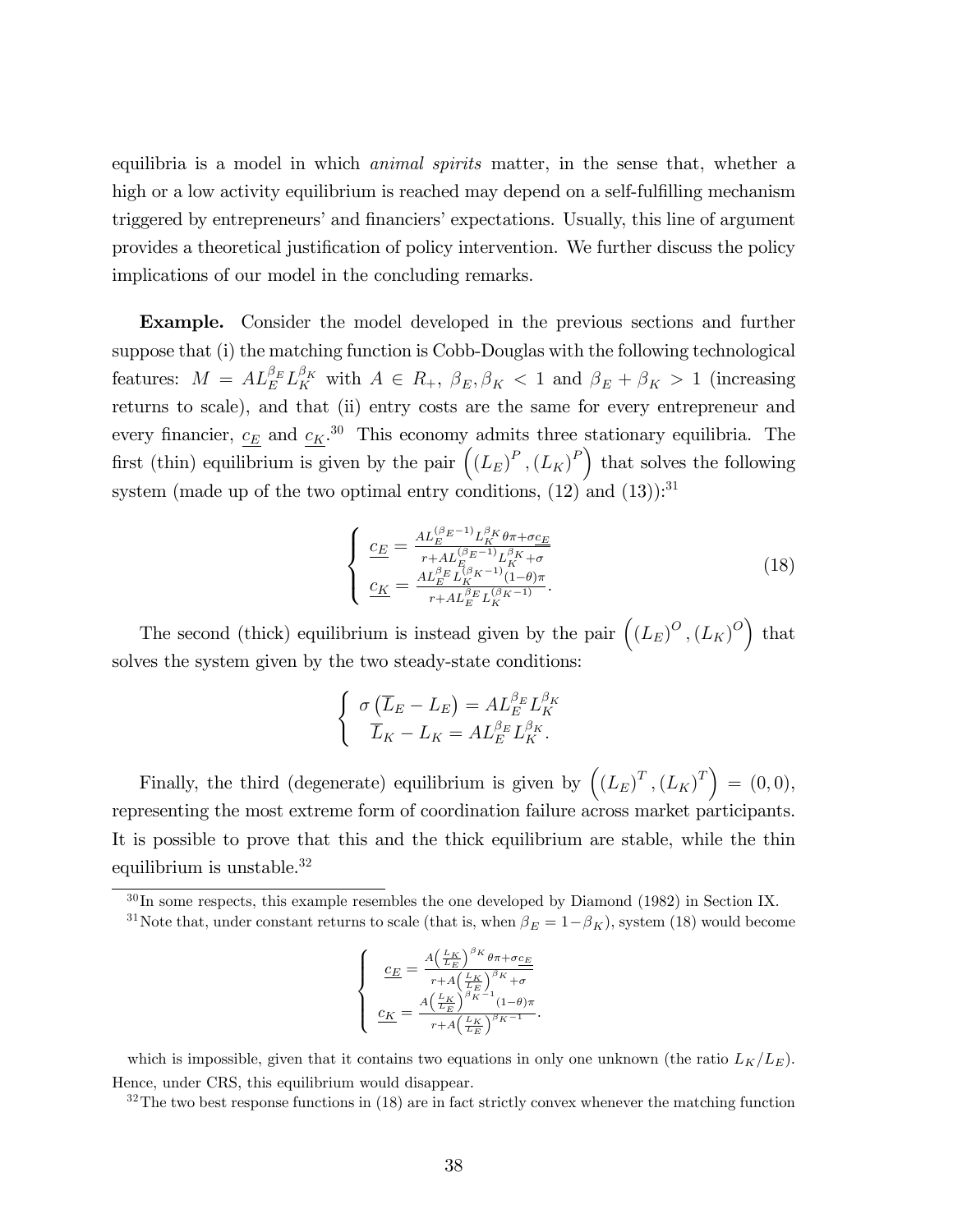equilibria is a model in which *animal spirits* matter, in the sense that, whether a high or a low activity equilibrium is reached may depend on a self-fulfilling mechanism triggered by entrepreneurs' and financiers' expectations. Usually, this line of argument provides a theoretical justification of policy intervention. We further discuss the policy implications of our model in the concluding remarks.

**Example.** Consider the model developed in the previous sections and further suppose that (i) the matching function is Cobb-Douglas with the following technological features: $M = AL_E^{\beta_E} L_K^{\beta_K}$ with $A \in R_+$, $\beta_E, \beta_K < 1$ and $\beta_E + \beta_K > 1$ (increasing returns to scale), and that (ii) entry costs are the same for every entrepreneur and every financier, $\underline{c_E}$ and $\underline{c_K}$.[30] This economy admits three stationary equilibria. The first (thin) equilibrium is given by the pair $\left((L_E)^P, (L_K)^P\right)$ that solves the following system (made up of the two optimal entry conditions, (12) and (13)):[31]

$$
\left\{
\begin{array}{l}
\underline{c_E} = \frac{AL_E^{(\beta_E - 1)} L_K^{\beta_K} \theta \pi + \sigma \underline{c_E}}{r + AL_E^{(\beta_E - 1)} L_K^{\beta_K} + \sigma} \\
\underline{c_K} = \frac{AL_E^{\beta_E} L_K^{(\beta_K - 1)} (1-\theta)\pi}{r + AL_E^{\beta_E} L_K^{(\beta_K - 1)}}.
\end{array}
\right.
\tag{18}
$$

The second (thick) equilibrium is instead given by the pair $\left((L_E)^O, (L_K)^O\right)$ that solves the system given by the two steady-state conditions:

$$
\left\{
\begin{array}{l}
\sigma \left(\overline{L}_E - L_E\right) = AL_E^{\beta_E} L_K^{\beta_K} \\
\overline{L}_K - L_K = AL_E^{\beta_E} L_K^{\beta_K}.
\end{array}
\right.
$$

Finally, the third (degenerate) equilibrium is given by $\left((L_E)^T, (L_K)^T\right) = (0, 0)$, representing the most extreme form of coordination failure across market participants. It is possible to prove that this and the thick equilibrium are stable, while the thin equilibrium is unstable.[32]

---

[30] In some respects, this example resembles the one developed by Diamond (1982) in Section IX.

[31] Note that, under constant returns to scale (that is, when $\beta_E = 1 - \beta_K$), system (18) would become

$$
\left\{
\begin{array}{l}
\underline{c_E} = \frac{A\left(\frac{L_K}{L_E}\right)^{\beta_K} \theta \pi + \sigma \underline{c_E}}{r + A\left(\frac{L_K}{L_E}\right)^{\beta_K} + \sigma} \\
\underline{c_K} = \frac{A\left(\frac{L_K}{L_E}\right)^{\beta_K - 1} (1-\theta)\pi}{r + A\left(\frac{L_K}{L_E}\right)^{\beta_K - 1}}.
\end{array}
\right.
$$

which is impossible, given that it contains two equations in only one unknown (the ratio $L_K/L_E$). Hence, under CRS, this equilibrium would disappear.

[32] The two best response functions in (18) are in fact strictly convex whenever the matching function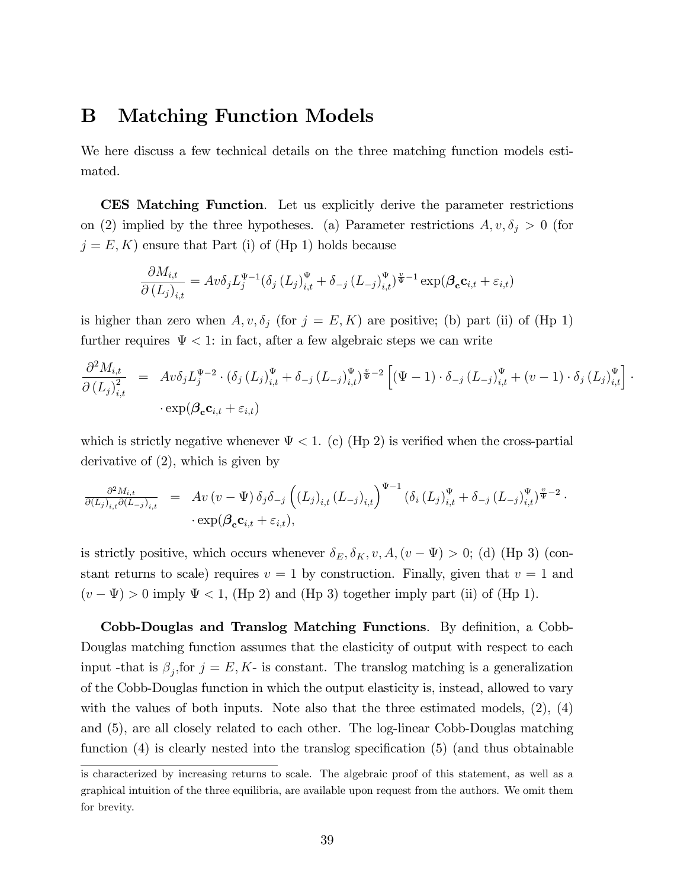# B Matching Function Models

We here discuss a few technical details on the three matching function models estimated.

**CES Matching Function**. Let us explicitly derive the parameter restrictions on (2) implied by the three hypotheses. (a) Parameter restrictions $A, v, \delta_j > 0$ (for $j = E, K$) ensure that Part (i) of (Hp 1) holds because

$$\frac{\partial M_{i,t}}{\partial \left(L_j\right)_{i,t}} = Av\delta_j L_j^{\Psi-1}(\delta_j \left(L_j\right)_{i,t}^{\Psi} + \delta_{-j} \left(L_{-j}\right)_{i,t}^{\Psi})^{\frac{v}{\Psi}-1} \exp(\boldsymbol{\beta}_{\mathbf{c}} \mathbf{c}_{i,t} + \varepsilon_{i,t})$$

is higher than zero when $A, v, \delta_j$ (for $j = E, K$) are positive; (b) part (ii) of (Hp 1) further requires $\Psi < 1$: in fact, after a few algebraic steps we can write

$$\begin{aligned}\frac{\partial^2 M_{i,t}}{\partial \left(L_j\right)_{i,t}^2} &= Av\delta_j L_j^{\Psi-2} \cdot (\delta_j \left(L_j\right)_{i,t}^{\Psi} + \delta_{-j} \left(L_{-j}\right)_{i,t}^{\Psi})^{\frac{v}{\Psi}-2} \left[(\Psi - 1) \cdot \delta_{-j} \left(L_{-j}\right)_{i,t}^{\Psi} + (v-1) \cdot \delta_j \left(L_j\right)_{i,t}^{\Psi}\right] \cdot \\ &\quad \cdot \exp(\boldsymbol{\beta}_{\mathbf{c}} \mathbf{c}_{i,t} + \varepsilon_{i,t})\end{aligned}$$

which is strictly negative whenever $\Psi < 1$. (c) (Hp 2) is verified when the cross-partial derivative of (2), which is given by

$$\begin{aligned}\frac{\partial^2 M_{i,t}}{\partial (L_j)_{i,t} \partial (L_{-j})_{i,t}} &= Av\left(v - \Psi\right)\delta_j \delta_{-j} \left(\left(L_j\right)_{i,t} \left(L_{-j}\right)_{i,t}\right)^{\Psi-1} (\delta_i \left(L_j\right)_{i,t}^{\Psi} + \delta_{-j} \left(L_{-j}\right)_{i,t}^{\Psi})^{\frac{v}{\Psi}-2} \cdot \\ &\quad \cdot \exp(\boldsymbol{\beta}_{\mathbf{c}} \mathbf{c}_{i,t} + \varepsilon_{i,t}),\end{aligned}$$

is strictly positive, which occurs whenever $\delta_E, \delta_K, v, A, (v - \Psi) > 0$; (d) (Hp 3) (constant returns to scale) requires $v = 1$ by construction. Finally, given that $v = 1$ and $(v - \Psi) > 0$ imply $\Psi < 1$, (Hp 2) and (Hp 3) together imply part (ii) of (Hp 1).

**Cobb-Douglas and Translog Matching Functions**. By definition, a Cobb-Douglas matching function assumes that the elasticity of output with respect to each input -that is $\beta_j$,for $j = E, K$- is constant. The translog matching is a generalization of the Cobb-Douglas function in which the output elasticity is, instead, allowed to vary with the values of both inputs. Note also that the three estimated models, (2), (4) and (5), are all closely related to each other. The log-linear Cobb-Douglas matching function (4) is clearly nested into the translog specification (5) (and thus obtainable

---

is characterized by increasing returns to scale. The algebraic proof of this statement, as well as a graphical intuition of the three equilibria, are available upon request from the authors. We omit them for brevity.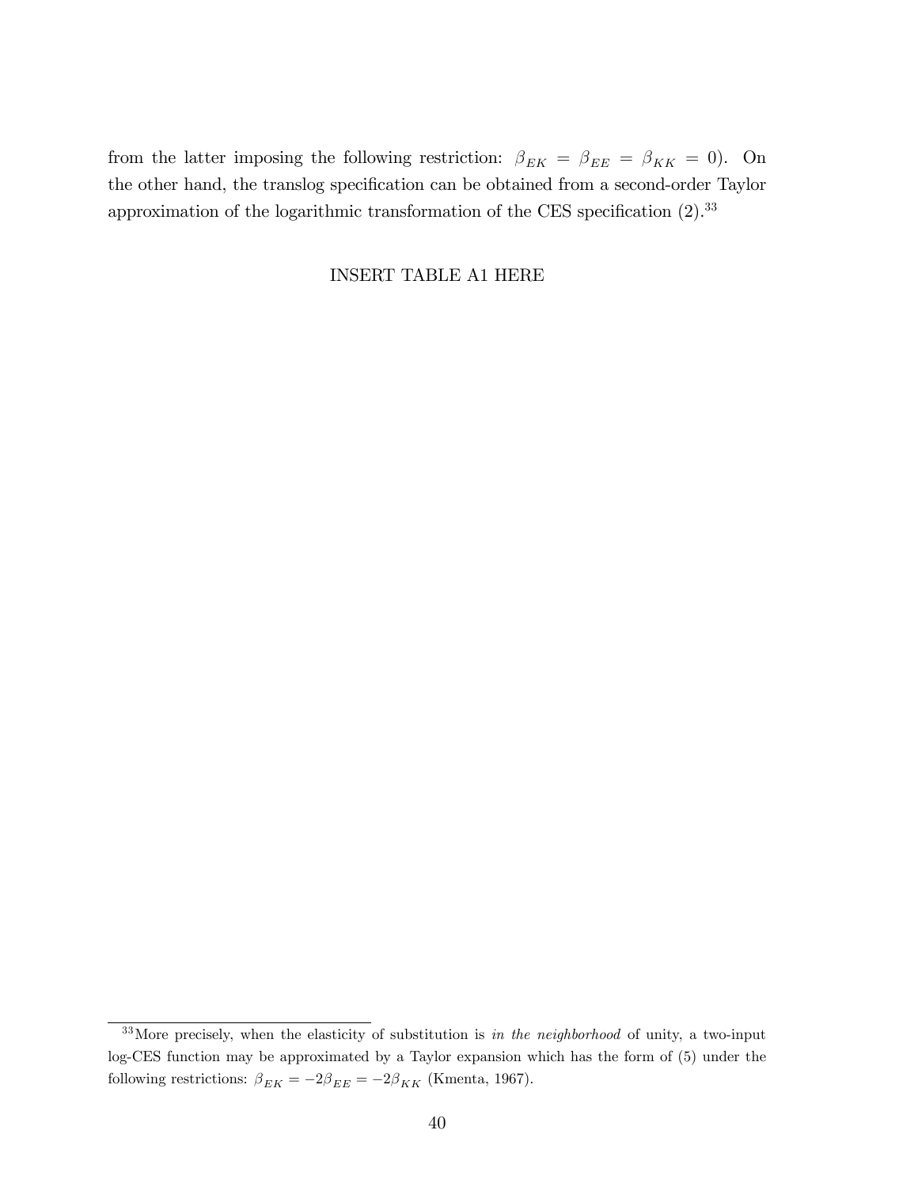from the latter imposing the following restriction: $\beta_{EK} = \beta_{EE} = \beta_{KK} = 0$). On the other hand, the translog specification can be obtained from a second-order Taylor approximation of the logarithmic transformation of the CES specification (2).[33]

INSERT TABLE A1 HERE

[33] More precisely, when the elasticity of substitution is *in the neighborhood* of unity, a two-input log-CES function may be approximated by a Taylor expansion which has the form of (5) under the following restrictions: $\beta_{EK} = -2\beta_{EE} = -2\beta_{KK}$ (Kmenta, 1967).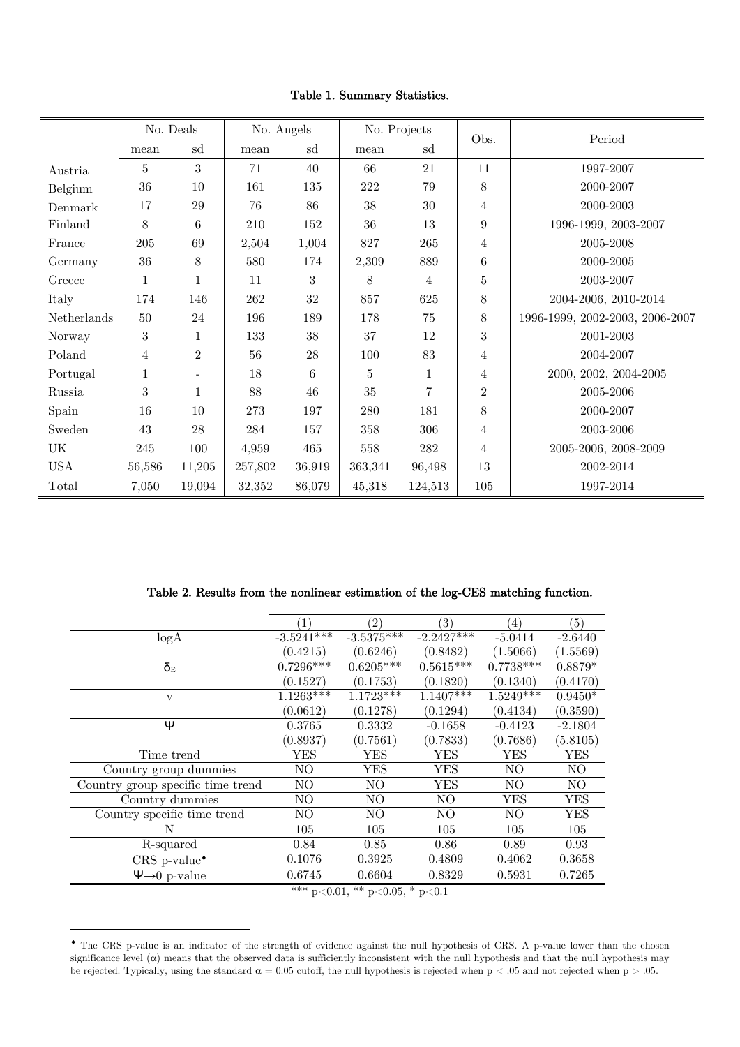**Table 1. Summary Statistics.**

| | No. Deals | | No. Angels | | No. Projects | | Obs. | Period |
|---|---|---|---|---|---|---|---|---|
| | mean | sd | mean | sd | mean | sd | | |
| Austria | 5 | 3 | 71 | 40 | 66 | 21 | 11 | 1997-2007 |
| Belgium | 36 | 10 | 161 | 135 | 222 | 79 | 8 | 2000-2007 |
| Denmark | 17 | 29 | 76 | 86 | 38 | 30 | 4 | 2000-2003 |
| Finland | 8 | 6 | 210 | 152 | 36 | 13 | 9 | 1996-1999, 2003-2007 |
| France | 205 | 69 | 2,504 | 1,004 | 827 | 265 | 4 | 2005-2008 |
| Germany | 36 | 8 | 580 | 174 | 2,309 | 889 | 6 | 2000-2005 |
| Greece | 1 | 1 | 11 | 3 | 8 | 4 | 5 | 2003-2007 |
| Italy | 174 | 146 | 262 | 32 | 857 | 625 | 8 | 2004-2006, 2010-2014 |
| Netherlands | 50 | 24 | 196 | 189 | 178 | 75 | 8 | 1996-1999, 2002-2003, 2006-2007 |
| Norway | 3 | 1 | 133 | 38 | 37 | 12 | 3 | 2001-2003 |
| Poland | 4 | 2 | 56 | 28 | 100 | 83 | 4 | 2004-2007 |
| Portugal | 1 | - | 18 | 6 | 5 | 1 | 4 | 2000, 2002, 2004-2005 |
| Russia | 3 | 1 | 88 | 46 | 35 | 7 | 2 | 2005-2006 |
| Spain | 16 | 10 | 273 | 197 | 280 | 181 | 8 | 2000-2007 |
| Sweden | 43 | 28 | 284 | 157 | 358 | 306 | 4 | 2003-2006 |
| UK | 245 | 100 | 4,959 | 465 | 558 | 282 | 4 | 2005-2006, 2008-2009 |
| USA | 56,586 | 11,205 | 257,802 | 36,919 | 363,341 | 96,498 | 13 | 2002-2014 |
| Total | 7,050 | 19,094 | 32,352 | 86,079 | 45,318 | 124,513 | 105 | 1997-2014 |

**Table 2. Results from the nonlinear estimation of the log-CES matching function.**

| | (1) | (2) | (3) | (4) | (5) |
|---|---|---|---|---|---|
| logA | -3.5241*** | -3.5375*** | -2.2427*** | -5.0414 | -2.6440 |
| | (0.4215) | (0.6246) | (0.8482) | (1.5066) | (1.5569) |
| $\delta_E$ | 0.7296*** | 0.6205*** | 0.5615*** | 0.7738*** | 0.8879* |
| | (0.1527) | (0.1753) | (0.1820) | (0.1340) | (0.4170) |
| v | 1.1263*** | 1.1723*** | 1.1407*** | 1.5249*** | 0.9450* |
| | (0.0612) | (0.1278) | (0.1294) | (0.4134) | (0.3590) |
| $\Psi$ | 0.3765 | 0.3332 | -0.1658 | -0.4123 | -2.1804 |
| | (0.8937) | (0.7561) | (0.7833) | (0.7686) | (5.8105) |
| Time trend | YES | YES | YES | YES | YES |
| Country group dummies | NO | YES | YES | NO | NO |
| Country group specific time trend | NO | NO | YES | NO | NO |
| Country dummies | NO | NO | NO | YES | YES |
| Country specific time trend | NO | NO | NO | NO | YES |
| N | 105 | 105 | 105 | 105 | 105 |
| R-squared | 0.84 | 0.85 | 0.86 | 0.89 | 0.93 |
| CRS p-value♦ | 0.1076 | 0.3925 | 0.4809 | 0.4062 | 0.3658 |
| $\Psi \to 0$ p-value | 0.6745 | 0.6604 | 0.8329 | 0.5931 | 0.7265 |

*** $p<0.01$, ** $p<0.05$, * $p<0.1$

♦ The CRS p-value is an indicator of the strength of evidence against the null hypothesis of CRS. A p-value lower than the chosen significance level ($\alpha$) means that the observed data is sufficiently inconsistent with the null hypothesis and that the null hypothesis may be rejected. Typically, using the standard $\alpha = 0.05$ cutoff, the null hypothesis is rejected when $p < .05$ and not rejected when $p > .05$.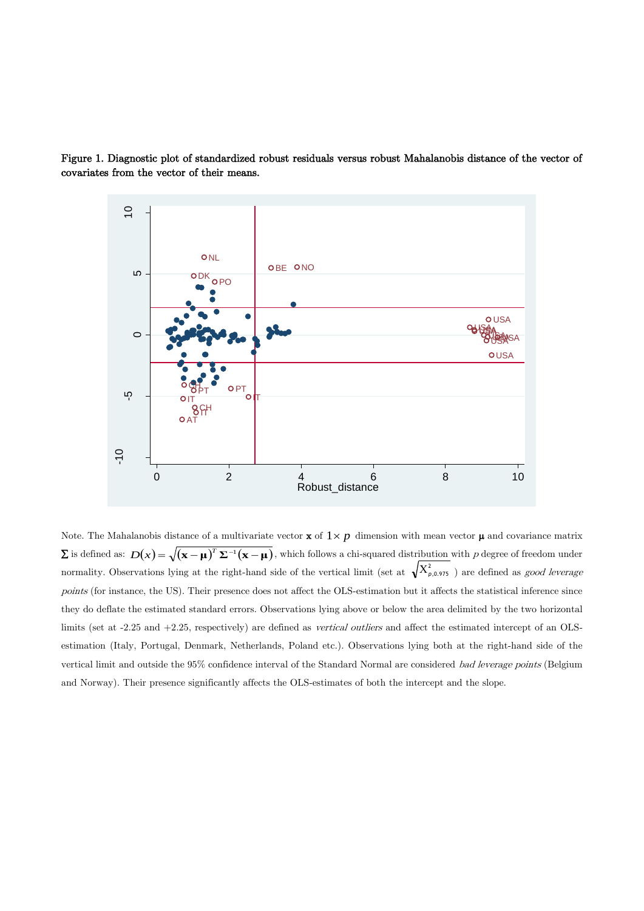**Figure 1. Diagnostic plot of standardized robust residuals versus robust Mahalanobis distance of the vector of covariates from the vector of their means.**

Note. The Mahalanobis distance of a multivariate vector $\mathbf{x}$ of $1 \times p$ dimension with mean vector $\boldsymbol{\mu}$ and covariance matrix $\boldsymbol{\Sigma}$ is defined as: $D(x) = \sqrt{(\mathbf{x}-\boldsymbol{\mu})^T \boldsymbol{\Sigma}^{-1}(\mathbf{x}-\boldsymbol{\mu})}$, which follows a chi-squared distribution with $p$ degree of freedom under normality. Observations lying at the right-hand side of the vertical limit (set at $\sqrt{\chi^2_{p,0.975}}$ ) are defined as *good leverage points* (for instance, the US). Their presence does not affect the OLS-estimation but it affects the statistical inference since they do deflate the estimated standard errors. Observations lying above or below the area delimited by the two horizontal limits (set at -2.25 and +2.25, respectively) are defined as *vertical outliers* and affect the estimated intercept of an OLS-estimation (Italy, Portugal, Denmark, Netherlands, Poland etc.). Observations lying both at the right-hand side of the vertical limit and outside the 95% confidence interval of the Standard Normal are considered *bad leverage points* (Belgium and Norway). Their presence significantly affects the OLS-estimates of both the intercept and the slope.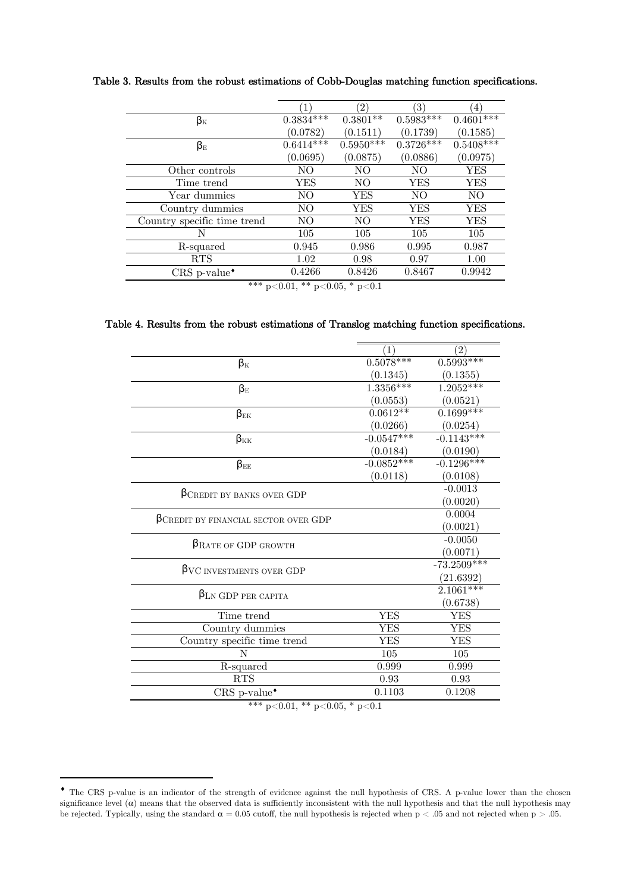**Table 3. Results from the robust estimations of Cobb-Douglas matching function specifications.**

| | (1) | (2) | (3) | (4) |
|---|---|---|---|---|
| $\beta_K$ | 0.3834*** | 0.3801** | 0.5983*** | 0.4601*** |
| | (0.0782) | (0.1511) | (0.1739) | (0.1585) |
| $\beta_E$ | 0.6414*** | 0.5950*** | 0.3726*** | 0.5408*** |
| | (0.0695) | (0.0875) | (0.0886) | (0.0975) |
| Other controls | NO | NO | NO | YES |
| Time trend | YES | NO | YES | YES |
| Year dummies | NO | YES | NO | NO |
| Country dummies | NO | YES | YES | YES |
| Country specific time trend | NO | NO | YES | YES |
| N | 105 | 105 | 105 | 105 |
| R-squared | 0.945 | 0.986 | 0.995 | 0.987 |
| RTS | 1.02 | 0.98 | 0.97 | 1.00 |
| CRS p-value♦ | 0.4266 | 0.8426 | 0.8467 | 0.9942 |

*** p<0.01, ** p<0.05, * p<0.1

**Table 4. Results from the robust estimations of Translog matching function specifications.**

| | (1) | (2) |
|---|---|---|
| $\beta_K$ | 0.5078*** | 0.5993*** |
| | (0.1345) | (0.1355) |
| $\beta_E$ | 1.3356*** | 1.2052*** |
| | (0.0553) | (0.0521) |
| $\beta_{EK}$ | 0.0612** | 0.1699*** |
| | (0.0266) | (0.0254) |
| $\beta_{KK}$ | -0.0547*** | -0.1143*** |
| | (0.0184) | (0.0190) |
| $\beta_{EE}$ | -0.0852*** | -0.1296*** |
| | (0.0118) | (0.0108) |
| $\beta_{\text{CREDIT BY BANKS OVER GDP}}$ | | -0.0013 |
| | | (0.0020) |
| $\beta_{\text{CREDIT BY FINANCIAL SECTOR OVER GDP}}$ | | 0.0004 |
| | | (0.0021) |
| $\beta_{\text{RATE OF GDP GROWTH}}$ | | -0.0050 |
| | | (0.0071) |
| $\beta_{\text{VC INVESTMENTS OVER GDP}}$ | | -73.2509*** |
| | | (21.6392) |
| $\beta_{\text{LN GDP PER CAPITA}}$ | | 2.1061*** |
| | | (0.6738) |
| Time trend | YES | YES |
| Country dummies | YES | YES |
| Country specific time trend | YES | YES |
| N | 105 | 105 |
| R-squared | 0.999 | 0.999 |
| RTS | 0.93 | 0.93 |
| CRS p-value♦ | 0.1103 | 0.1208 |

*** p<0.01, ** p<0.05, * p<0.1

♦ The CRS p-value is an indicator of the strength of evidence against the null hypothesis of CRS. A p-value lower than the chosen significance level ($\alpha$) means that the observed data is sufficiently inconsistent with the null hypothesis and that the null hypothesis may be rejected. Typically, using the standard $\alpha = 0.05$ cutoff, the null hypothesis is rejected when $p < .05$ and not rejected when $p > .05$.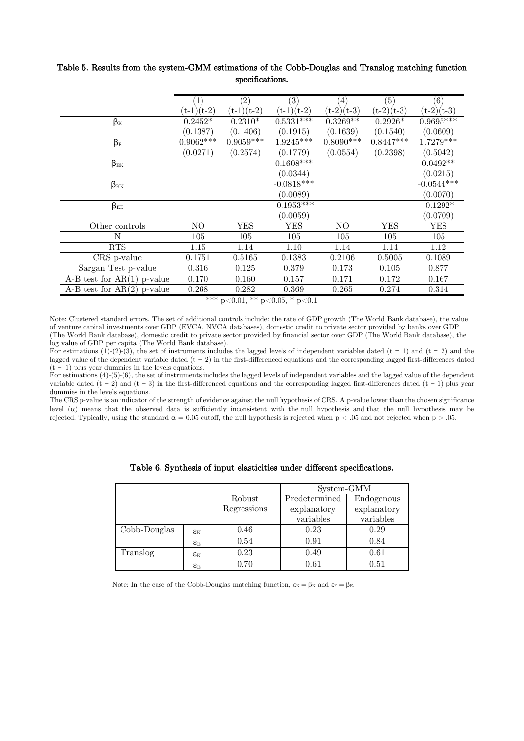**Table 5. Results from the system-GMM estimations of the Cobb-Douglas and Translog matching function specifications.**

| | (1) (t-1)(t-2) | (2) (t-1)(t-2) | (3) (t-1)(t-2) | (4) (t-2)(t-3) | (5) (t-2)(t-3) | (6) (t-2)(t-3) |
|---|---|---|---|---|---|---|
| $\beta_K$ | 0.2452* | 0.2310* | 0.5331*** | 0.3269** | 0.2926* | 0.9695*** |
| | (0.1387) | (0.1406) | (0.1915) | (0.1639) | (0.1540) | (0.0609) |
| $\beta_E$ | 0.9062*** | 0.9059*** | 1.9245*** | 0.8090*** | 0.8447*** | 1.7279*** |
| | (0.0271) | (0.2574) | (0.1779) | (0.0554) | (0.2398) | (0.5042) |
| $\beta_{EK}$ | | | 0.1608*** | | | 0.0492** |
| | | | (0.0344) | | | (0.0215) |
| $\beta_{KK}$ | | | -0.0818*** | | | -0.0544*** |
| | | | (0.0089) | | | (0.0070) |
| $\beta_{EE}$ | | | -0.1953*** | | | -0.1292* |
| | | | (0.0059) | | | (0.0709) |
| Other controls | NO | YES | YES | NO | YES | YES |
| N | 105 | 105 | 105 | 105 | 105 | 105 |
| RTS | 1.15 | 1.14 | 1.10 | 1.14 | 1.14 | 1.12 |
| CRS p-value | 0.1751 | 0.5165 | 0.1383 | 0.2106 | 0.5005 | 0.1089 |
| Sargan Test p-value | 0.316 | 0.125 | 0.379 | 0.173 | 0.105 | 0.877 |
| A-B test for AR(1) p-value | 0.170 | 0.160 | 0.157 | 0.171 | 0.172 | 0.167 |
| A-B test for AR(2) p-value | 0.268 | 0.282 | 0.369 | 0.265 | 0.274 | 0.314 |

*** p<0.01, ** p<0.05, * p<0.1

Note: Clustered standard errors. The set of additional controls include: the rate of GDP growth (The World Bank database), the value of venture capital investments over GDP (EVCA, NVCA databases), domestic credit to private sector provided by banks over GDP (The World Bank database), domestic credit to private sector provided by financial sector over GDP (The World Bank database), the log value of GDP per capita (The World Bank database).
For estimations (1)-(2)-(3), the set of instruments includes the lagged levels of independent variables dated (t − 1) and (t − 2) and the lagged value of the dependent variable dated (t − 2) in the first-differenced equations and the corresponding lagged first-differences dated (t − 1) plus year dummies in the levels equations.
For estimations (4)-(5)-(6), the set of instruments includes the lagged levels of independent variables and the lagged value of the dependent variable dated (t − 2) and (t − 3) in the first-differenced equations and the corresponding lagged first-differences dated (t − 1) plus year dummies in the levels equations.
The CRS p-value is an indicator of the strength of evidence against the null hypothesis of CRS. A p-value lower than the chosen significance level ($\alpha$) means that the observed data is sufficiently inconsistent with the null hypothesis and that the null hypothesis may be rejected. Typically, using the standard $\alpha = 0.05$ cutoff, the null hypothesis is rejected when $p < .05$ and not rejected when $p > .05$.

**Table 6. Synthesis of input elasticities under different specifications.**

| | | Robust Regressions | System-GMM: Predetermined explanatory variables | System-GMM: Endogenous explanatory variables |
|---|---|---|---|---|
| Cobb-Douglas | $\varepsilon_K$ | 0.46 | 0.23 | 0.29 |
| | $\varepsilon_E$ | 0.54 | 0.91 | 0.84 |
| Translog | $\varepsilon_K$ | 0.23 | 0.49 | 0.61 |
| | $\varepsilon_E$ | 0.70 | 0.61 | 0.51 |

Note: In the case of the Cobb-Douglas matching function, $\varepsilon_K = \beta_K$ and $\varepsilon_E = \beta_E$.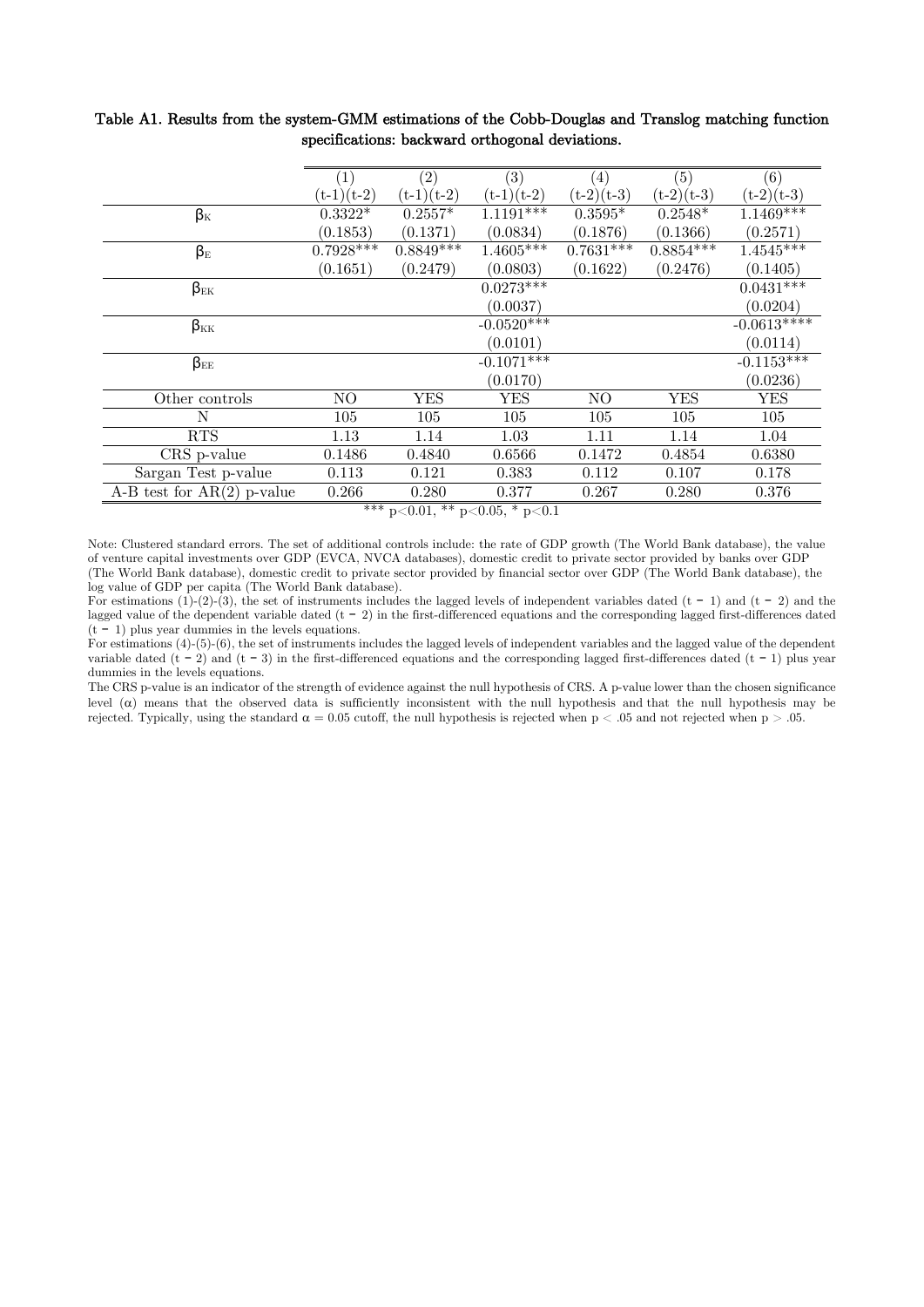**Table A1. Results from the system-GMM estimations of the Cobb-Douglas and Translog matching function specifications: backward orthogonal deviations.**

| | (1) | (2) | (3) | (4) | (5) | (6) |
|---|---|---|---|---|---|---|
| | (t-1)(t-2) | (t-1)(t-2) | (t-1)(t-2) | (t-2)(t-3) | (t-2)(t-3) | (t-2)(t-3) |
| $\beta_K$ | 0.3322* | 0.2557* | 1.1191*** | 0.3595* | 0.2548* | 1.1469*** |
| | (0.1853) | (0.1371) | (0.0834) | (0.1876) | (0.1366) | (0.2571) |
| $\beta_E$ | 0.7928*** | 0.8849*** | 1.4605*** | 0.7631*** | 0.8854*** | 1.4545*** |
| | (0.1651) | (0.2479) | (0.0803) | (0.1622) | (0.2476) | (0.1405) |
| $\beta_{EK}$ | | | 0.0273*** | | | 0.0431*** |
| | | | (0.0037) | | | (0.0204) |
| $\beta_{KK}$ | | | -0.0520*** | | | -0.0613**** |
| | | | (0.0101) | | | (0.0114) |
| $\beta_{EE}$ | | | -0.1071*** | | | -0.1153*** |
| | | | (0.0170) | | | (0.0236) |
| Other controls | NO | YES | YES | NO | YES | YES |
| N | 105 | 105 | 105 | 105 | 105 | 105 |
| RTS | 1.13 | 1.14 | 1.03 | 1.11 | 1.14 | 1.04 |
| CRS p-value | 0.1486 | 0.4840 | 0.6566 | 0.1472 | 0.4854 | 0.6380 |
| Sargan Test p-value | 0.113 | 0.121 | 0.383 | 0.112 | 0.107 | 0.178 |
| A-B test for AR(2) p-value | 0.266 | 0.280 | 0.377 | 0.267 | 0.280 | 0.376 |

*** $p<0.01$, ** $p<0.05$, * $p<0.1$

Note: Clustered standard errors. The set of additional controls include: the rate of GDP growth (The World Bank database), the value of venture capital investments over GDP (EVCA, NVCA databases), domestic credit to private sector provided by banks over GDP (The World Bank database), domestic credit to private sector provided by financial sector over GDP (The World Bank database), the log value of GDP per capita (The World Bank database).

For estimations (1)-(2)-(3), the set of instruments includes the lagged levels of independent variables dated (t − 1) and (t − 2) and the lagged value of the dependent variable dated (t − 2) in the first-differenced equations and the corresponding lagged first-differences dated (t − 1) plus year dummies in the levels equations.

For estimations (4)-(5)-(6), the set of instruments includes the lagged levels of independent variables and the lagged value of the dependent variable dated (t − 2) and (t − 3) in the first-differenced equations and the corresponding lagged first-differences dated (t − 1) plus year dummies in the levels equations.

The CRS p-value is an indicator of the strength of evidence against the null hypothesis of CRS. A p-value lower than the chosen significance level ($\alpha$) means that the observed data is sufficiently inconsistent with the null hypothesis and that the null hypothesis may be rejected. Typically, using the standard $\alpha = 0.05$ cutoff, the null hypothesis is rejected when $p < .05$ and not rejected when $p > .05$.